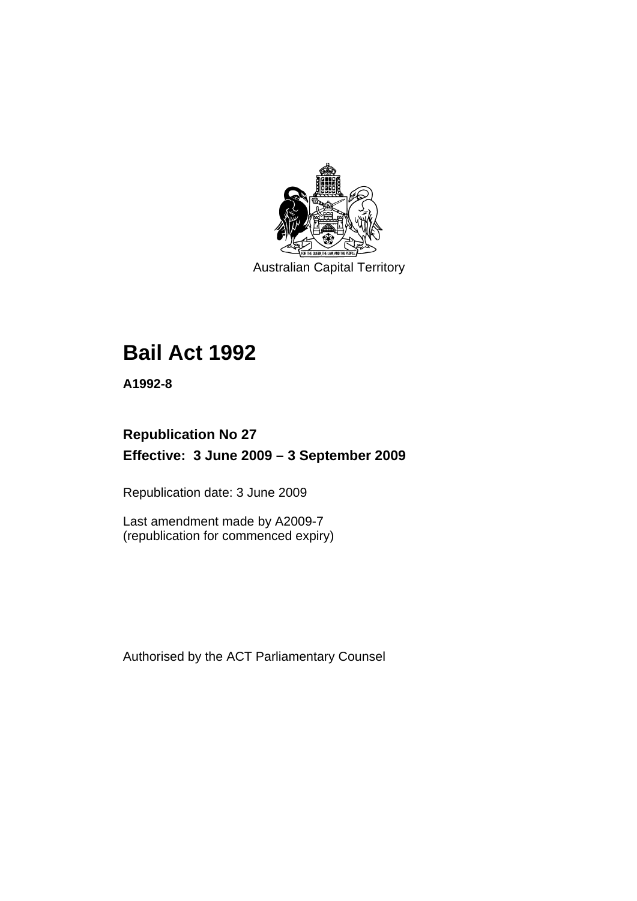Australian Capital Territory

# Bail Act 1992

**A1992-8**

## Republication No 27

## Effective: 3 June 2009 – 3 September 2009

Republication date: 3 June 2009

Last amendment made by A2009-7
(republication for commenced expiry)

Authorised by the ACT Parliamentary Counsel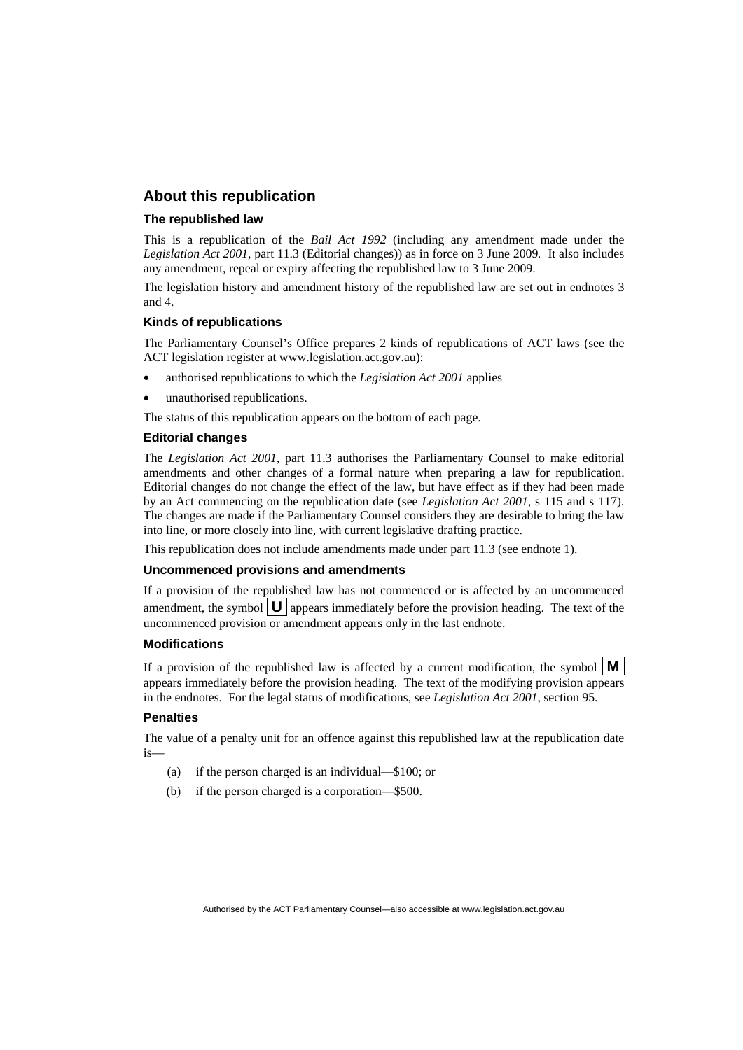## About this republication

### The republished law

This is a republication of the *Bail Act 1992* (including any amendment made under the *Legislation Act 2001*, part 11.3 (Editorial changes)) as in force on 3 June 2009*.* It also includes any amendment, repeal or expiry affecting the republished law to 3 June 2009.

The legislation history and amendment history of the republished law are set out in endnotes 3 and 4.

### Kinds of republications

The Parliamentary Counsel's Office prepares 2 kinds of republications of ACT laws (see the ACT legislation register at www.legislation.act.gov.au):

- authorised republications to which the *Legislation Act 2001* applies
- unauthorised republications.

The status of this republication appears on the bottom of each page.

### Editorial changes

The *Legislation Act 2001*, part 11.3 authorises the Parliamentary Counsel to make editorial amendments and other changes of a formal nature when preparing a law for republication. Editorial changes do not change the effect of the law, but have effect as if they had been made by an Act commencing on the republication date (see *Legislation Act 2001*, s 115 and s 117). The changes are made if the Parliamentary Counsel considers they are desirable to bring the law into line, or more closely into line, with current legislative drafting practice.

This republication does not include amendments made under part 11.3 (see endnote 1).

### Uncommenced provisions and amendments

If a provision of the republished law has not commenced or is affected by an uncommenced amendment, the symbol **U** appears immediately before the provision heading. The text of the uncommenced provision or amendment appears only in the last endnote.

### Modifications

If a provision of the republished law is affected by a current modification, the symbol **M** appears immediately before the provision heading. The text of the modifying provision appears in the endnotes. For the legal status of modifications, see *Legislation Act 2001*, section 95.

### Penalties

The value of a penalty unit for an offence against this republished law at the republication date is—

(a) if the person charged is an individual—$100; or

(b) if the person charged is a corporation—$500.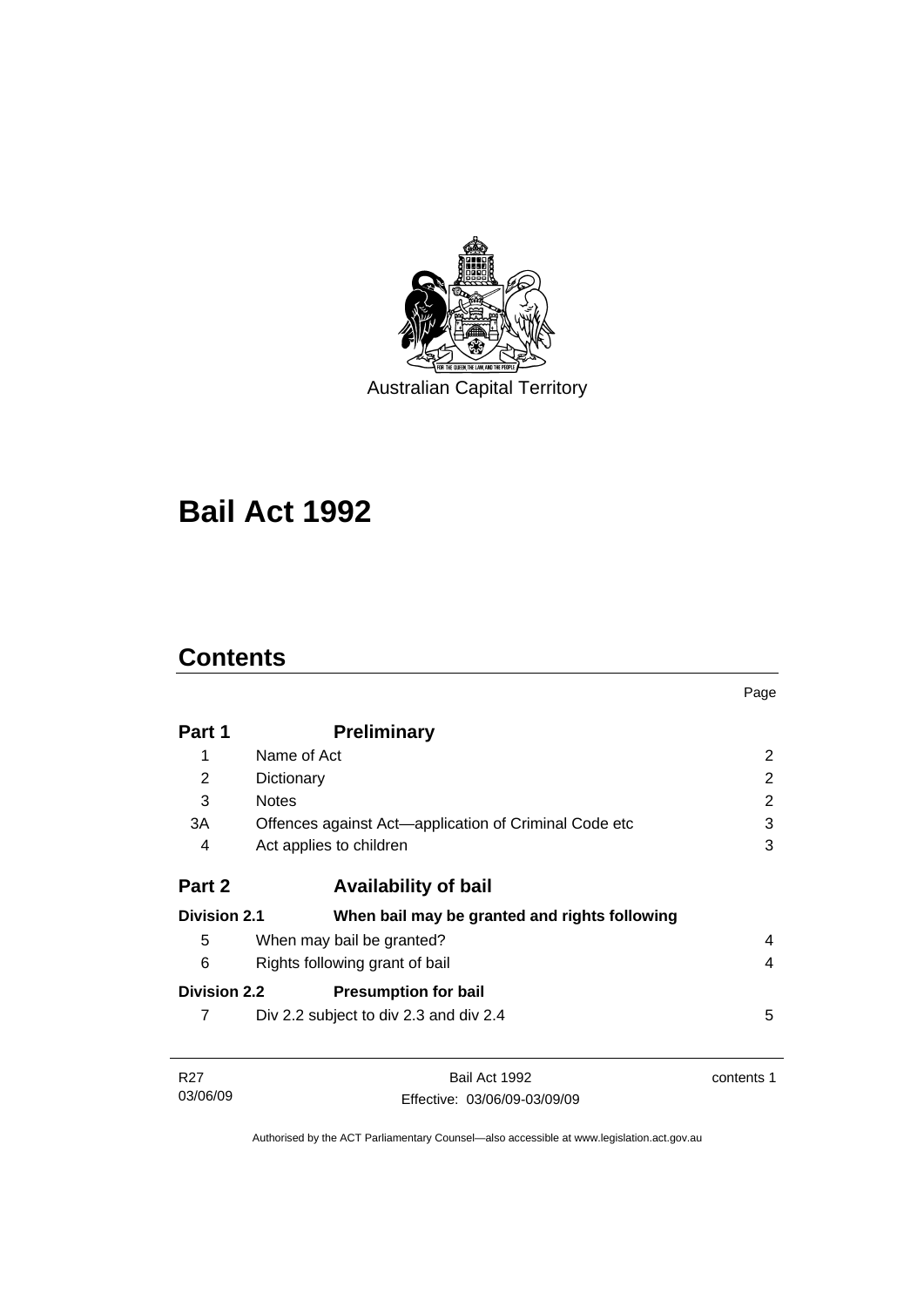Australian Capital Territory

# Bail Act 1992

## Contents

| | | Page |
|---|---|---|
| **Part 1** | **Preliminary** | |
| 1 | Name of Act | 2 |
| 2 | Dictionary | 2 |
| 3 | Notes | 2 |
| 3A | Offences against Act—application of Criminal Code etc | 3 |
| 4 | Act applies to children | 3 |
| **Part 2** | **Availability of bail** | |
| **Division 2.1** | **When bail may be granted and rights following** | |
| 5 | When may bail be granted? | 4 |
| 6 | Rights following grant of bail | 4 |
| **Division 2.2** | **Presumption for bail** | |
| 7 | Div 2.2 subject to div 2.3 and div 2.4 | 5 |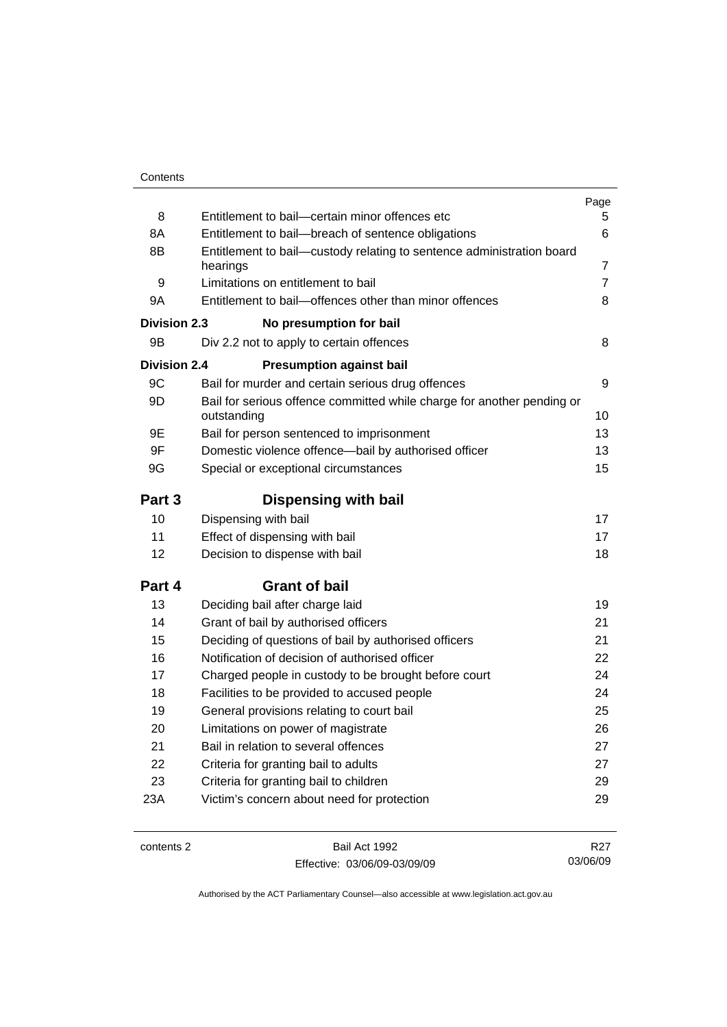| | | Page |
|---|---|---|
| 8 | Entitlement to bail—certain minor offences etc | 5 |
| 8A | Entitlement to bail—breach of sentence obligations | 6 |
| 8B | Entitlement to bail—custody relating to sentence administration board hearings | 7 |
| 9 | Limitations on entitlement to bail | 7 |
| 9A | Entitlement to bail—offences other than minor offences | 8 |
| **Division 2.3** | **No presumption for bail** | |
| 9B | Div 2.2 not to apply to certain offences | 8 |
| **Division 2.4** | **Presumption against bail** | |
| 9C | Bail for murder and certain serious drug offences | 9 |
| 9D | Bail for serious offence committed while charge for another pending or outstanding | 10 |
| 9E | Bail for person sentenced to imprisonment | 13 |
| 9F | Domestic violence offence—bail by authorised officer | 13 |
| 9G | Special or exceptional circumstances | 15 |
| **Part 3** | **Dispensing with bail** | |
| 10 | Dispensing with bail | 17 |
| 11 | Effect of dispensing with bail | 17 |
| 12 | Decision to dispense with bail | 18 |
| **Part 4** | **Grant of bail** | |
| 13 | Deciding bail after charge laid | 19 |
| 14 | Grant of bail by authorised officers | 21 |
| 15 | Deciding of questions of bail by authorised officers | 21 |
| 16 | Notification of decision of authorised officer | 22 |
| 17 | Charged people in custody to be brought before court | 24 |
| 18 | Facilities to be provided to accused people | 24 |
| 19 | General provisions relating to court bail | 25 |
| 20 | Limitations on power of magistrate | 26 |
| 21 | Bail in relation to several offences | 27 |
| 22 | Criteria for granting bail to adults | 27 |
| 23 | Criteria for granting bail to children | 29 |
| 23A | Victim's concern about need for protection | 29 |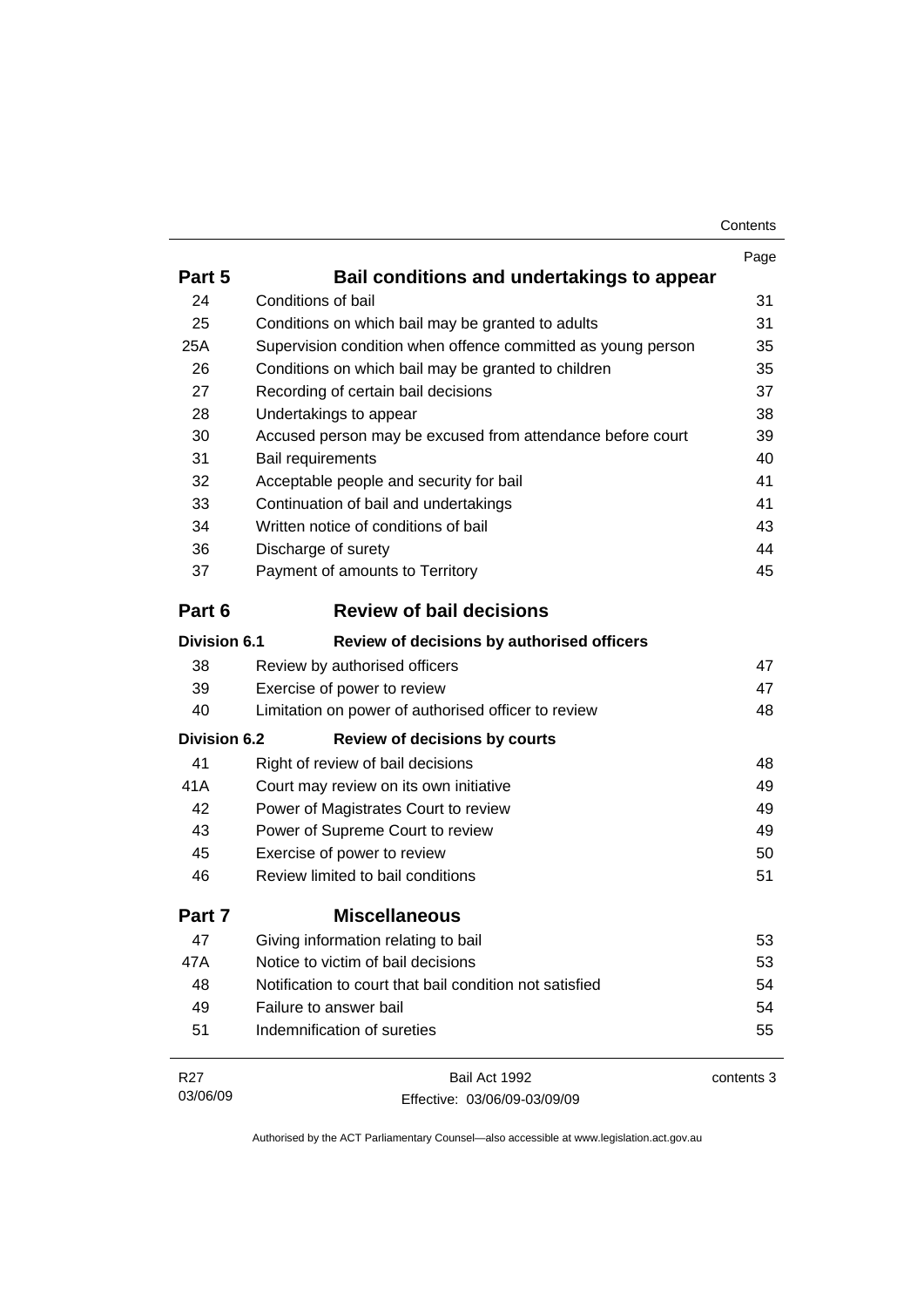| | | Page |
|---|---|---|
| **Part 5** | **Bail conditions and undertakings to appear** | |
| 24 | Conditions of bail | 31 |
| 25 | Conditions on which bail may be granted to adults | 31 |
| 25A | Supervision condition when offence committed as young person | 35 |
| 26 | Conditions on which bail may be granted to children | 35 |
| 27 | Recording of certain bail decisions | 37 |
| 28 | Undertakings to appear | 38 |
| 30 | Accused person may be excused from attendance before court | 39 |
| 31 | Bail requirements | 40 |
| 32 | Acceptable people and security for bail | 41 |
| 33 | Continuation of bail and undertakings | 41 |
| 34 | Written notice of conditions of bail | 43 |
| 36 | Discharge of surety | 44 |
| 37 | Payment of amounts to Territory | 45 |
| **Part 6** | **Review of bail decisions** | |
| **Division 6.1** | **Review of decisions by authorised officers** | |
| 38 | Review by authorised officers | 47 |
| 39 | Exercise of power to review | 47 |
| 40 | Limitation on power of authorised officer to review | 48 |
| **Division 6.2** | **Review of decisions by courts** | |
| 41 | Right of review of bail decisions | 48 |
| 41A | Court may review on its own initiative | 49 |
| 42 | Power of Magistrates Court to review | 49 |
| 43 | Power of Supreme Court to review | 49 |
| 45 | Exercise of power to review | 50 |
| 46 | Review limited to bail conditions | 51 |
| **Part 7** | **Miscellaneous** | |
| 47 | Giving information relating to bail | 53 |
| 47A | Notice to victim of bail decisions | 53 |
| 48 | Notification to court that bail condition not satisfied | 54 |
| 49 | Failure to answer bail | 54 |
| 51 | Indemnification of sureties | 55 |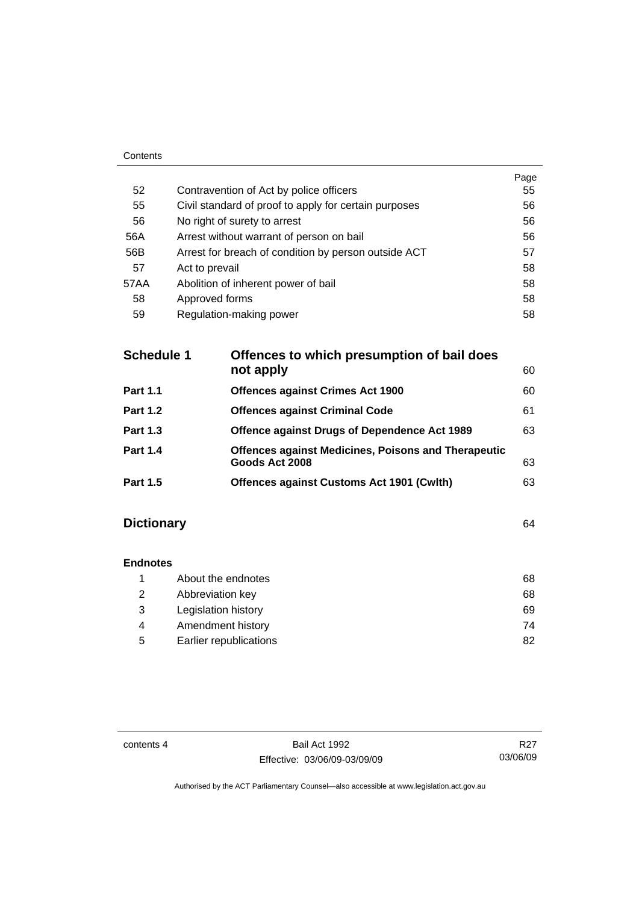| | | Page |
|---|---|---|
| 52 | Contravention of Act by police officers | 55 |
| 55 | Civil standard of proof to apply for certain purposes | 56 |
| 56 | No right of surety to arrest | 56 |
| 56A | Arrest without warrant of person on bail | 56 |
| 56B | Arrest for breach of condition by person outside ACT | 57 |
| 57 | Act to prevail | 58 |
| 57AA | Abolition of inherent power of bail | 58 |
| 58 | Approved forms | 58 |
| 59 | Regulation-making power | 58 |

| | | |
|---|---|---|
| **Schedule 1** | **Offences to which presumption of bail does not apply** | 60 |
| **Part 1.1** | **Offences against Crimes Act 1900** | 60 |
| **Part 1.2** | **Offences against Criminal Code** | 61 |
| **Part 1.3** | **Offence against Drugs of Dependence Act 1989** | 63 |
| **Part 1.4** | **Offences against Medicines, Poisons and Therapeutic Goods Act 2008** | 63 |
| **Part 1.5** | **Offences against Customs Act 1901 (Cwlth)** | 63 |

**Dictionary** 64

**Endnotes**

| | | |
|---|---|---|
| 1 | About the endnotes | 68 |
| 2 | Abbreviation key | 68 |
| 3 | Legislation history | 69 |
| 4 | Amendment history | 74 |
| 5 | Earlier republications | 82 |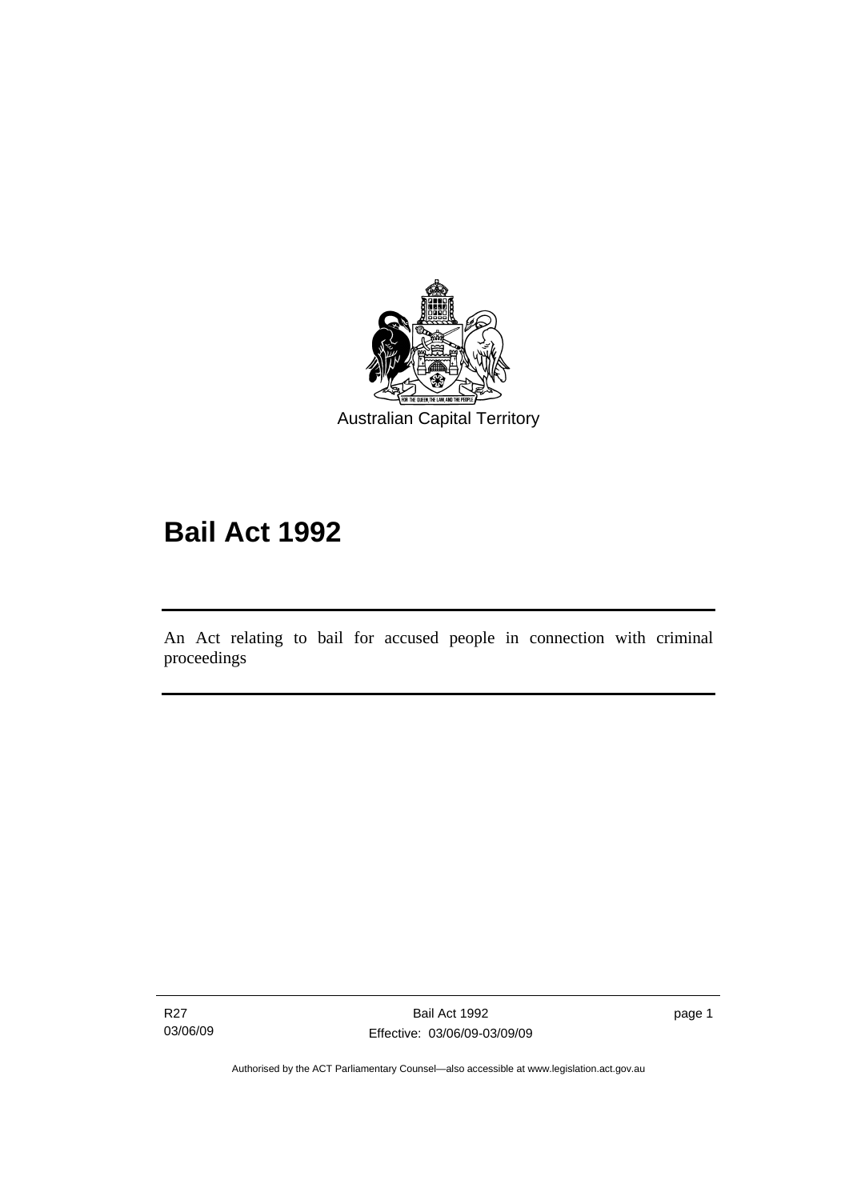Australian Capital Territory

# Bail Act 1992

An Act relating to bail for accused people in connection with criminal proceedings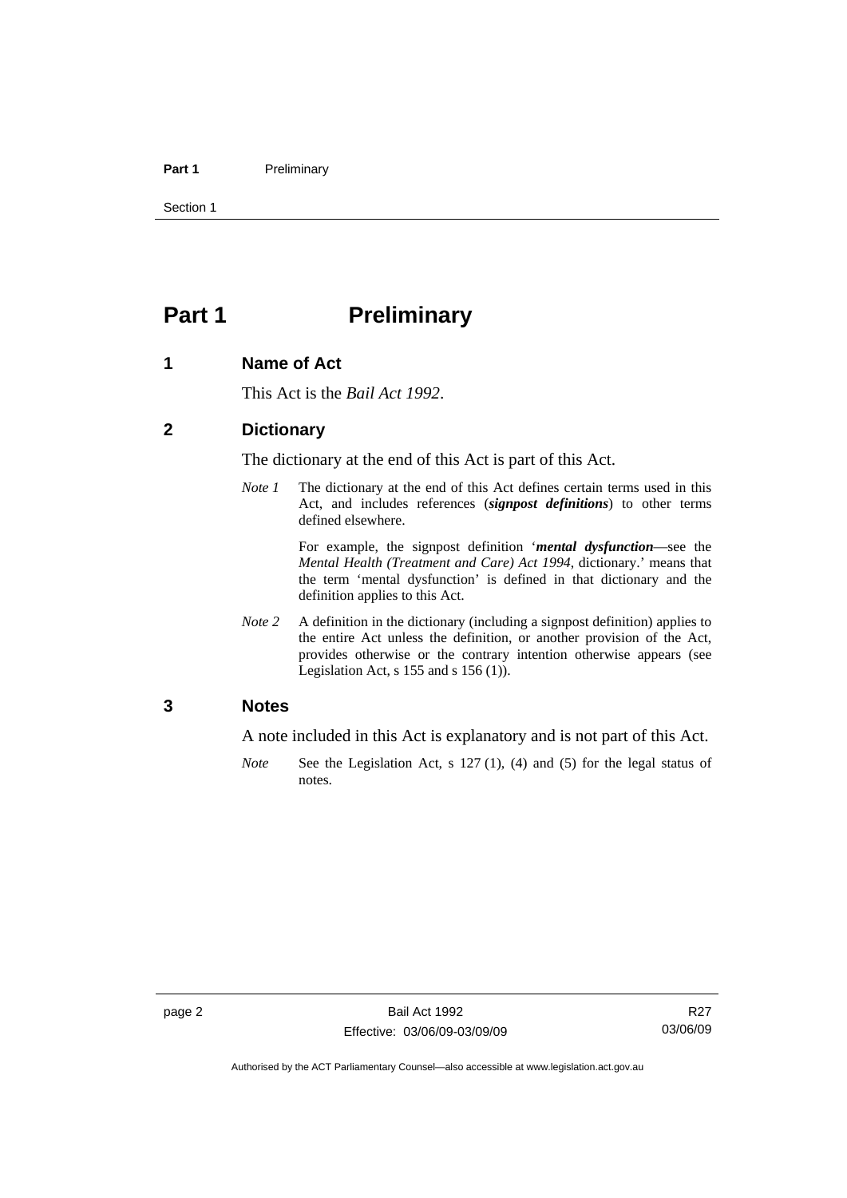# Part 1 Preliminary

## 1 Name of Act

This Act is the *Bail Act 1992*.

## 2 Dictionary

The dictionary at the end of this Act is part of this Act.

*Note 1* The dictionary at the end of this Act defines certain terms used in this Act, and includes references (***signpost definitions***) to other terms defined elsewhere.

For example, the signpost definition '***mental dysfunction***—see the *Mental Health (Treatment and Care) Act 1994*, dictionary.' means that the term 'mental dysfunction' is defined in that dictionary and the definition applies to this Act.

*Note 2* A definition in the dictionary (including a signpost definition) applies to the entire Act unless the definition, or another provision of the Act, provides otherwise or the contrary intention otherwise appears (see Legislation Act, s 155 and s 156 (1)).

## 3 Notes

A note included in this Act is explanatory and is not part of this Act.

*Note* See the Legislation Act, s 127 (1), (4) and (5) for the legal status of notes.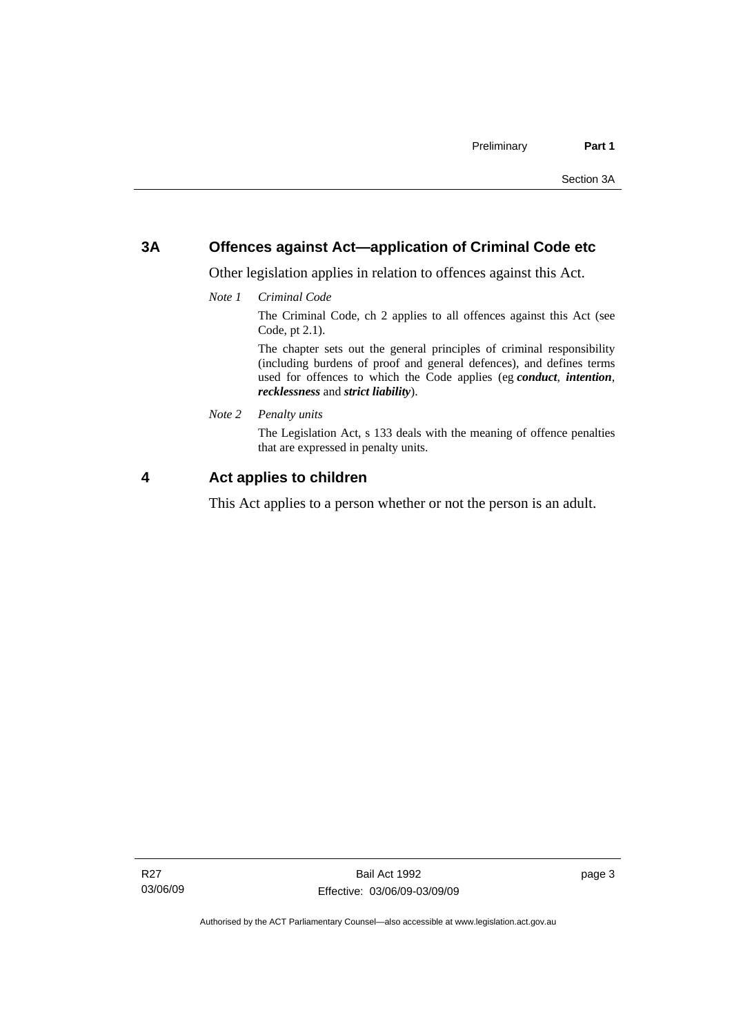## 3A Offences against Act—application of Criminal Code etc

Other legislation applies in relation to offences against this Act.

*Note 1 Criminal Code*

The Criminal Code, ch 2 applies to all offences against this Act (see Code, pt 2.1).

The chapter sets out the general principles of criminal responsibility (including burdens of proof and general defences), and defines terms used for offences to which the Code applies (eg ***conduct***, ***intention***, ***recklessness*** and ***strict liability***).

*Note 2 Penalty units*

The Legislation Act, s 133 deals with the meaning of offence penalties that are expressed in penalty units.

## 4 Act applies to children

This Act applies to a person whether or not the person is an adult.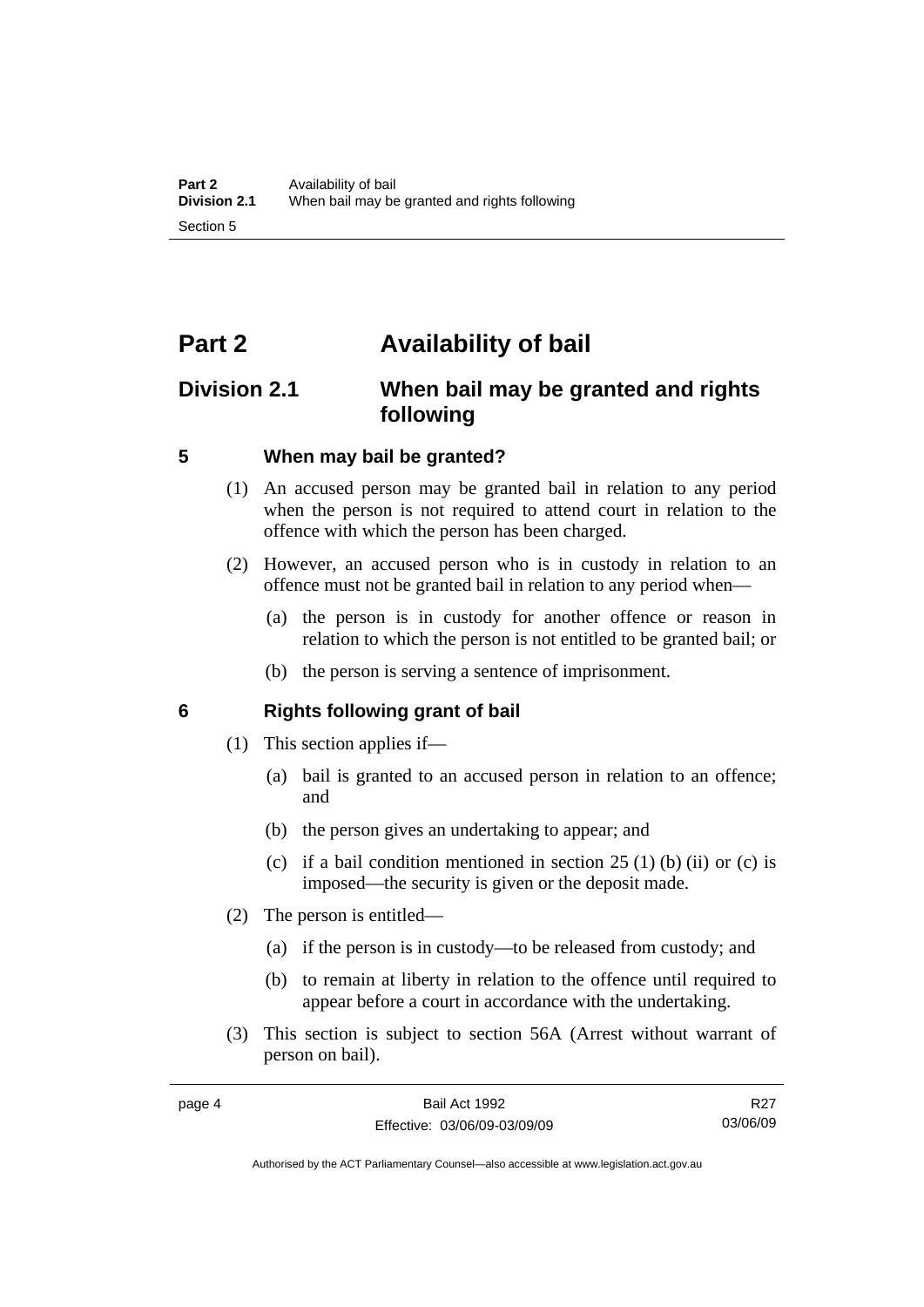# Part 2 Availability of bail

## Division 2.1 When bail may be granted and rights following

### 5 When may bail be granted?

(1) An accused person may be granted bail in relation to any period when the person is not required to attend court in relation to the offence with which the person has been charged.

(2) However, an accused person who is in custody in relation to an offence must not be granted bail in relation to any period when—

- (a) the person is in custody for another offence or reason in relation to which the person is not entitled to be granted bail; or
- (b) the person is serving a sentence of imprisonment.

### 6 Rights following grant of bail

(1) This section applies if—

- (a) bail is granted to an accused person in relation to an offence; and
- (b) the person gives an undertaking to appear; and
- (c) if a bail condition mentioned in section 25 (1) (b) (ii) or (c) is imposed—the security is given or the deposit made.

(2) The person is entitled—

- (a) if the person is in custody—to be released from custody; and
- (b) to remain at liberty in relation to the offence until required to appear before a court in accordance with the undertaking.

(3) This section is subject to section 56A (Arrest without warrant of person on bail).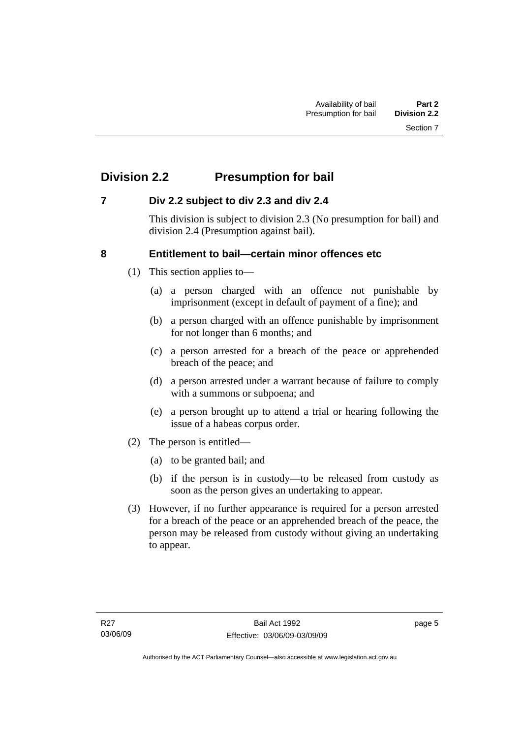## Division 2.2 Presumption for bail

### 7 Div 2.2 subject to div 2.3 and div 2.4

This division is subject to division 2.3 (No presumption for bail) and division 2.4 (Presumption against bail).

### 8 Entitlement to bail—certain minor offences etc

(1) This section applies to—

(a) a person charged with an offence not punishable by imprisonment (except in default of payment of a fine); and

(b) a person charged with an offence punishable by imprisonment for not longer than 6 months; and

(c) a person arrested for a breach of the peace or apprehended breach of the peace; and

(d) a person arrested under a warrant because of failure to comply with a summons or subpoena; and

(e) a person brought up to attend a trial or hearing following the issue of a habeas corpus order.

(2) The person is entitled—

(a) to be granted bail; and

(b) if the person is in custody—to be released from custody as soon as the person gives an undertaking to appear.

(3) However, if no further appearance is required for a person arrested for a breach of the peace or an apprehended breach of the peace, the person may be released from custody without giving an undertaking to appear.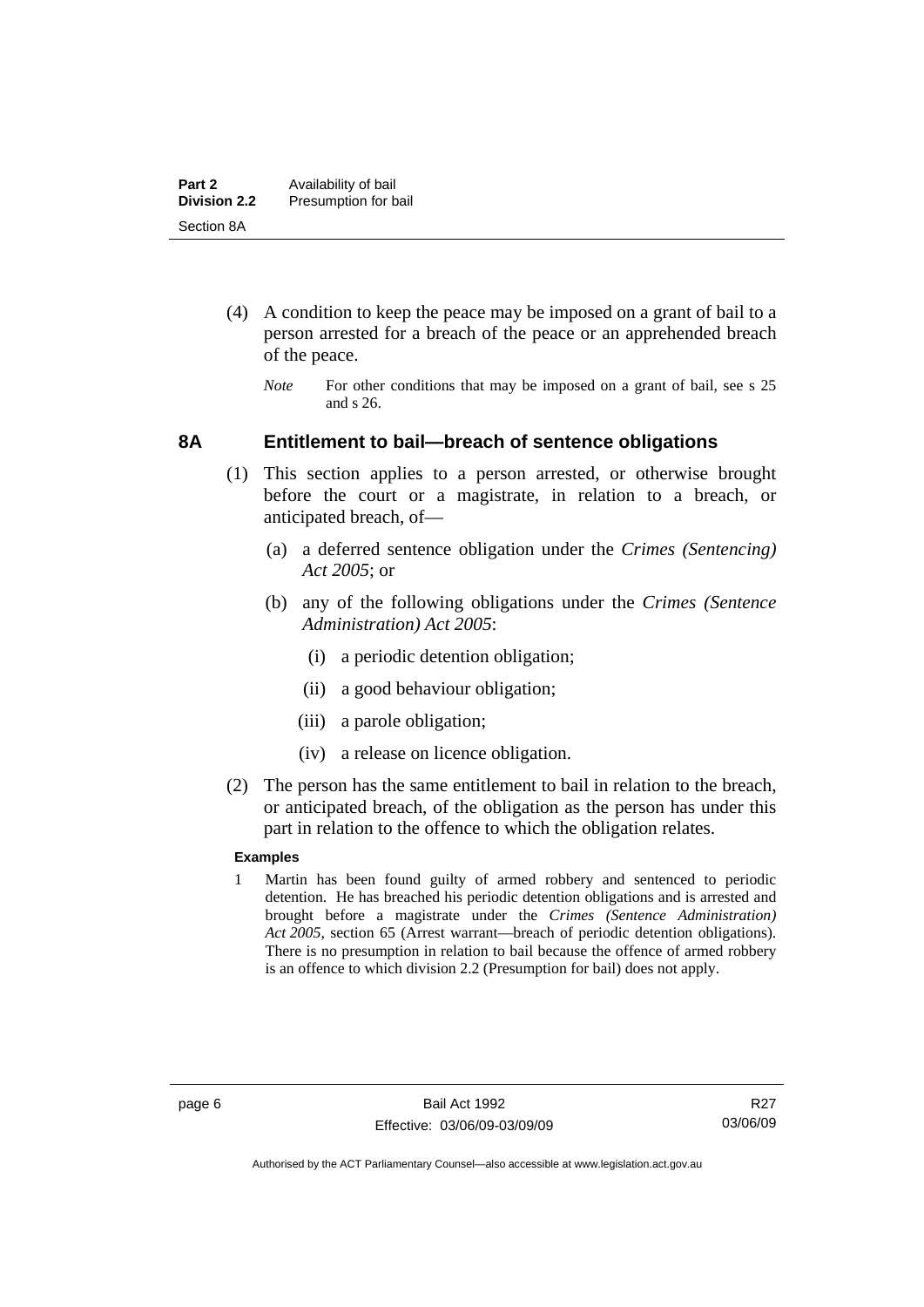(4) A condition to keep the peace may be imposed on a grant of bail to a person arrested for a breach of the peace or an apprehended breach of the peace.

*Note* For other conditions that may be imposed on a grant of bail, see s 25 and s 26.

## 8A Entitlement to bail—breach of sentence obligations

(1) This section applies to a person arrested, or otherwise brought before the court or a magistrate, in relation to a breach, or anticipated breach, of—

(a) a deferred sentence obligation under the *Crimes (Sentencing) Act 2005*; or

(b) any of the following obligations under the *Crimes (Sentence Administration) Act 2005*:

(i) a periodic detention obligation;

(ii) a good behaviour obligation;

(iii) a parole obligation;

(iv) a release on licence obligation.

(2) The person has the same entitlement to bail in relation to the breach, or anticipated breach, of the obligation as the person has under this part in relation to the offence to which the obligation relates.

**Examples**

1 Martin has been found guilty of armed robbery and sentenced to periodic detention. He has breached his periodic detention obligations and is arrested and brought before a magistrate under the *Crimes (Sentence Administration) Act 2005*, section 65 (Arrest warrant—breach of periodic detention obligations). There is no presumption in relation to bail because the offence of armed robbery is an offence to which division 2.2 (Presumption for bail) does not apply.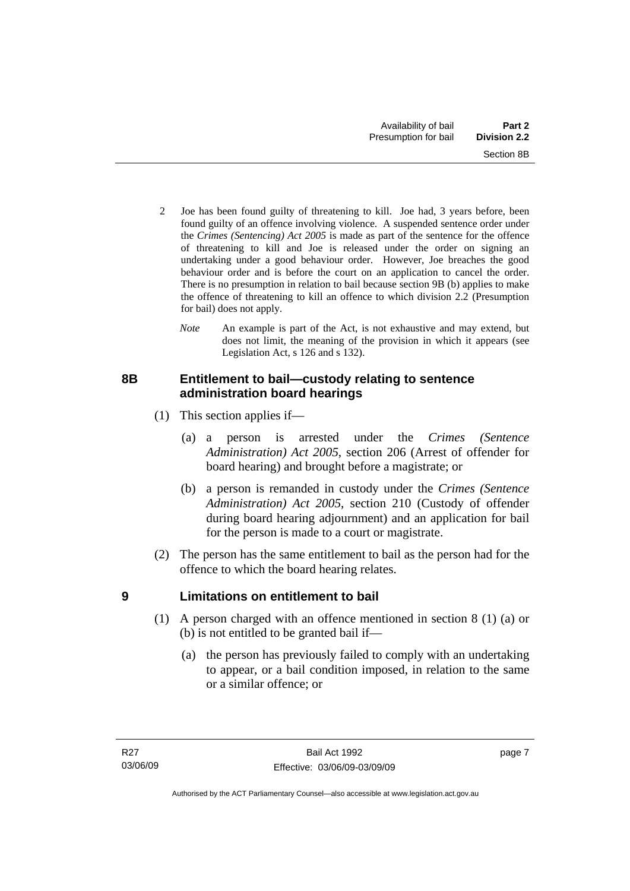2 Joe has been found guilty of threatening to kill. Joe had, 3 years before, been found guilty of an offence involving violence. A suspended sentence order under the *Crimes (Sentencing) Act 2005* is made as part of the sentence for the offence of threatening to kill and Joe is released under the order on signing an undertaking under a good behaviour order. However, Joe breaches the good behaviour order and is before the court on an application to cancel the order. There is no presumption in relation to bail because section 9B (b) applies to make the offence of threatening to kill an offence to which division 2.2 (Presumption for bail) does not apply.

*Note* An example is part of the Act, is not exhaustive and may extend, but does not limit, the meaning of the provision in which it appears (see Legislation Act, s 126 and s 132).

## 8B Entitlement to bail—custody relating to sentence administration board hearings

(1) This section applies if—

(a) a person is arrested under the *Crimes (Sentence Administration) Act 2005*, section 206 (Arrest of offender for board hearing) and brought before a magistrate; or

(b) a person is remanded in custody under the *Crimes (Sentence Administration) Act 2005*, section 210 (Custody of offender during board hearing adjournment) and an application for bail for the person is made to a court or magistrate.

(2) The person has the same entitlement to bail as the person had for the offence to which the board hearing relates.

## 9 Limitations on entitlement to bail

(1) A person charged with an offence mentioned in section 8 (1) (a) or (b) is not entitled to be granted bail if—

(a) the person has previously failed to comply with an undertaking to appear, or a bail condition imposed, in relation to the same or a similar offence; or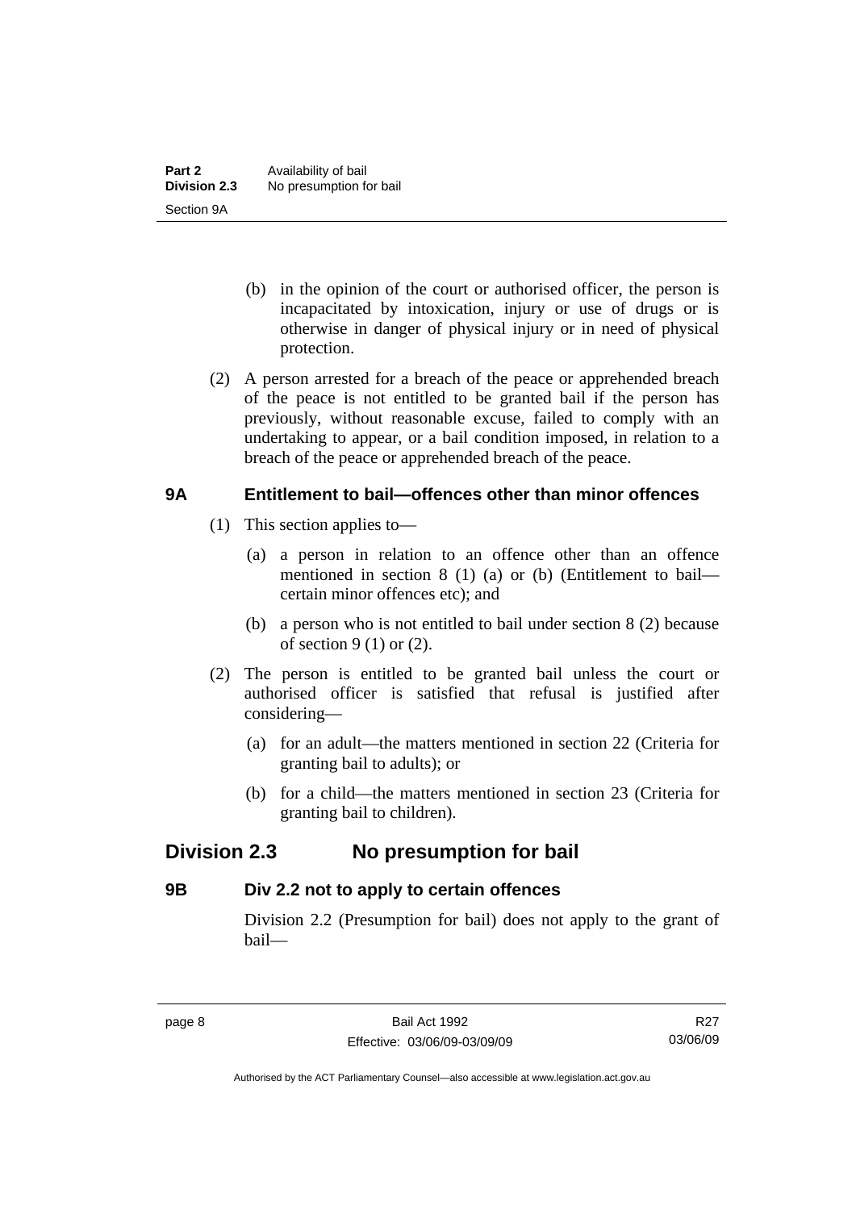(b) in the opinion of the court or authorised officer, the person is incapacitated by intoxication, injury or use of drugs or is otherwise in danger of physical injury or in need of physical protection.

(2) A person arrested for a breach of the peace or apprehended breach of the peace is not entitled to be granted bail if the person has previously, without reasonable excuse, failed to comply with an undertaking to appear, or a bail condition imposed, in relation to a breach of the peace or apprehended breach of the peace.

### 9A Entitlement to bail—offences other than minor offences

(1) This section applies to—

(a) a person in relation to an offence other than an offence mentioned in section 8 (1) (a) or (b) (Entitlement to bail—certain minor offences etc); and

(b) a person who is not entitled to bail under section 8 (2) because of section 9 (1) or (2).

(2) The person is entitled to be granted bail unless the court or authorised officer is satisfied that refusal is justified after considering—

(a) for an adult—the matters mentioned in section 22 (Criteria for granting bail to adults); or

(b) for a child—the matters mentioned in section 23 (Criteria for granting bail to children).

## Division 2.3 No presumption for bail

### 9B Div 2.2 not to apply to certain offences

Division 2.2 (Presumption for bail) does not apply to the grant of bail—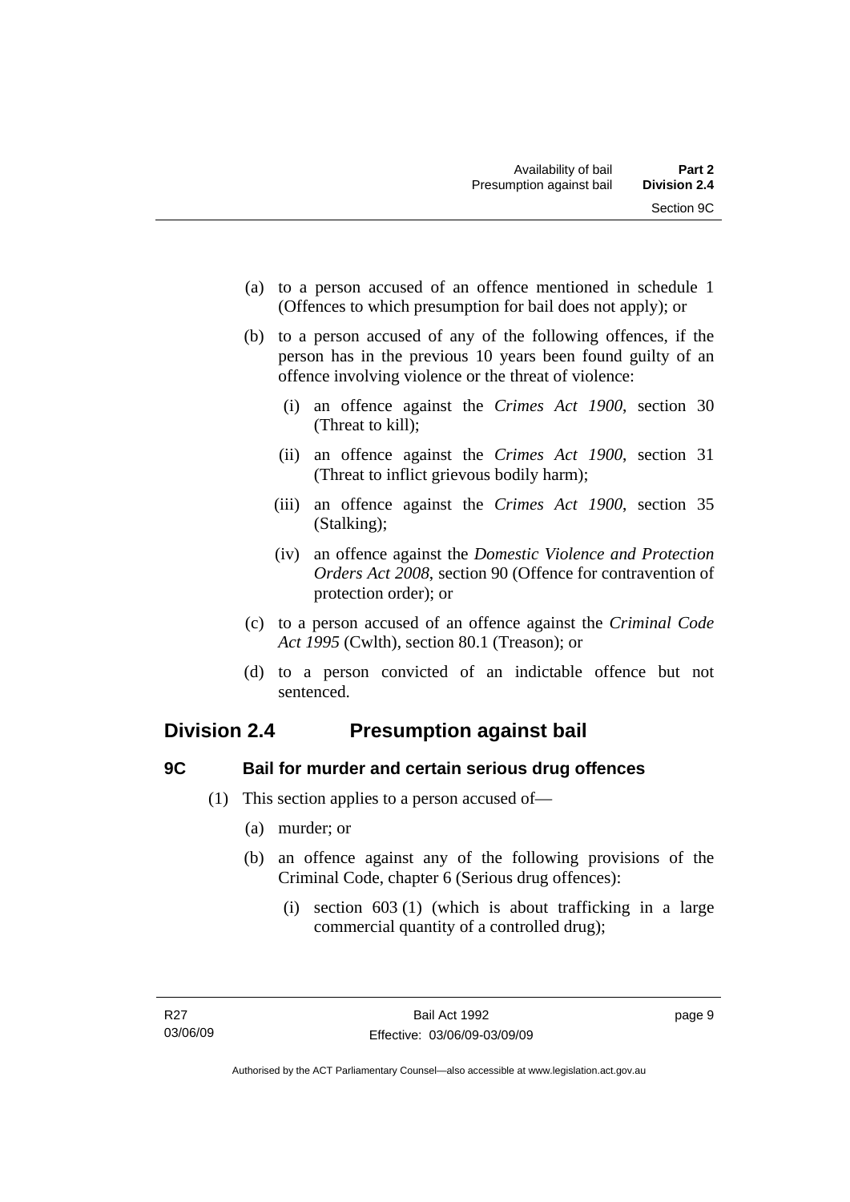(a) to a person accused of an offence mentioned in schedule 1 (Offences to which presumption for bail does not apply); or

(b) to a person accused of any of the following offences, if the person has in the previous 10 years been found guilty of an offence involving violence or the threat of violence:

  (i) an offence against the *Crimes Act 1900*, section 30 (Threat to kill);

  (ii) an offence against the *Crimes Act 1900*, section 31 (Threat to inflict grievous bodily harm);

  (iii) an offence against the *Crimes Act 1900*, section 35 (Stalking);

  (iv) an offence against the *Domestic Violence and Protection Orders Act 2008*, section 90 (Offence for contravention of protection order); or

(c) to a person accused of an offence against the *Criminal Code Act 1995* (Cwlth), section 80.1 (Treason); or

(d) to a person convicted of an indictable offence but not sentenced.

## Division 2.4 Presumption against bail

### 9C Bail for murder and certain serious drug offences

(1) This section applies to a person accused of—

  (a) murder; or

  (b) an offence against any of the following provisions of the Criminal Code, chapter 6 (Serious drug offences):

    (i) section 603 (1) (which is about trafficking in a large commercial quantity of a controlled drug);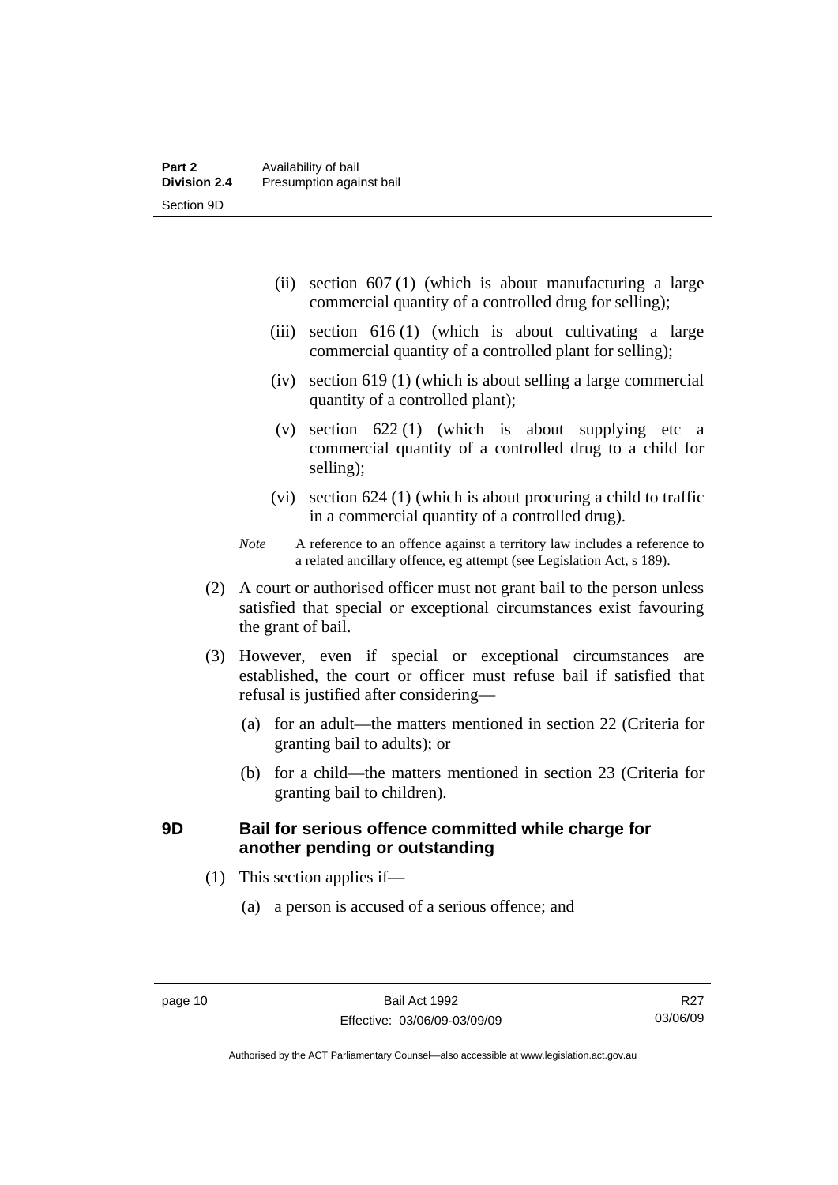(ii) section 607 (1) (which is about manufacturing a large commercial quantity of a controlled drug for selling);

(iii) section 616 (1) (which is about cultivating a large commercial quantity of a controlled plant for selling);

(iv) section 619 (1) (which is about selling a large commercial quantity of a controlled plant);

(v) section 622 (1) (which is about supplying etc a commercial quantity of a controlled drug to a child for selling);

(vi) section 624 (1) (which is about procuring a child to traffic in a commercial quantity of a controlled drug).

*Note* A reference to an offence against a territory law includes a reference to a related ancillary offence, eg attempt (see Legislation Act, s 189).

(2) A court or authorised officer must not grant bail to the person unless satisfied that special or exceptional circumstances exist favouring the grant of bail.

(3) However, even if special or exceptional circumstances are established, the court or officer must refuse bail if satisfied that refusal is justified after considering—

(a) for an adult—the matters mentioned in section 22 (Criteria for granting bail to adults); or

(b) for a child—the matters mentioned in section 23 (Criteria for granting bail to children).

### 9D Bail for serious offence committed while charge for another pending or outstanding

(1) This section applies if—

(a) a person is accused of a serious offence; and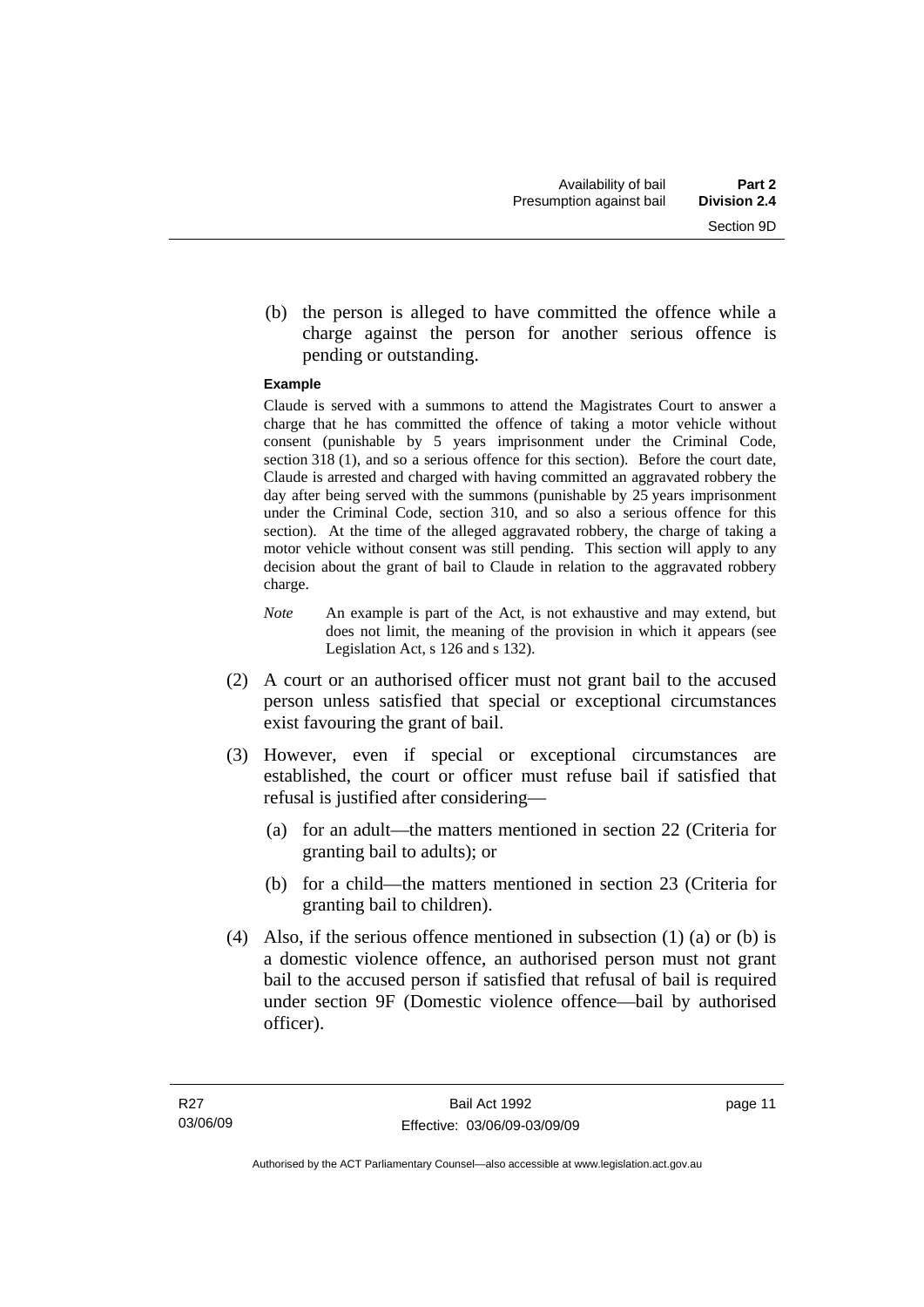(b) the person is alleged to have committed the offence while a charge against the person for another serious offence is pending or outstanding.

**Example**

Claude is served with a summons to attend the Magistrates Court to answer a charge that he has committed the offence of taking a motor vehicle without consent (punishable by 5 years imprisonment under the Criminal Code, section 318 (1), and so a serious offence for this section). Before the court date, Claude is arrested and charged with having committed an aggravated robbery the day after being served with the summons (punishable by 25 years imprisonment under the Criminal Code, section 310, and so also a serious offence for this section). At the time of the alleged aggravated robbery, the charge of taking a motor vehicle without consent was still pending. This section will apply to any decision about the grant of bail to Claude in relation to the aggravated robbery charge.

*Note* An example is part of the Act, is not exhaustive and may extend, but does not limit, the meaning of the provision in which it appears (see Legislation Act, s 126 and s 132).

(2) A court or an authorised officer must not grant bail to the accused person unless satisfied that special or exceptional circumstances exist favouring the grant of bail.

(3) However, even if special or exceptional circumstances are established, the court or officer must refuse bail if satisfied that refusal is justified after considering—

(a) for an adult—the matters mentioned in section 22 (Criteria for granting bail to adults); or

(b) for a child—the matters mentioned in section 23 (Criteria for granting bail to children).

(4) Also, if the serious offence mentioned in subsection (1) (a) or (b) is a domestic violence offence, an authorised person must not grant bail to the accused person if satisfied that refusal of bail is required under section 9F (Domestic violence offence—bail by authorised officer).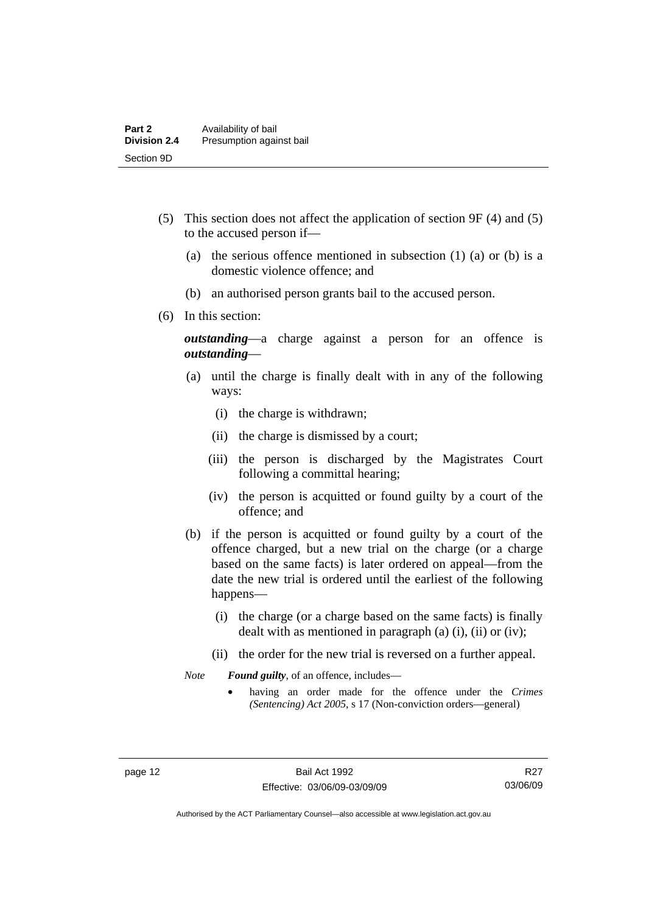(5) This section does not affect the application of section 9F (4) and (5) to the accused person if—

(a) the serious offence mentioned in subsection (1) (a) or (b) is a domestic violence offence; and

(b) an authorised person grants bail to the accused person.

(6) In this section:

***outstanding***—a charge against a person for an offence is ***outstanding***—

(a) until the charge is finally dealt with in any of the following ways:

(i) the charge is withdrawn;

(ii) the charge is dismissed by a court;

(iii) the person is discharged by the Magistrates Court following a committal hearing;

(iv) the person is acquitted or found guilty by a court of the offence; and

(b) if the person is acquitted or found guilty by a court of the offence charged, but a new trial on the charge (or a charge based on the same facts) is later ordered on appeal—from the date the new trial is ordered until the earliest of the following happens—

(i) the charge (or a charge based on the same facts) is finally dealt with as mentioned in paragraph (a) (i), (ii) or (iv);

(ii) the order for the new trial is reversed on a further appeal.

*Note* ***Found guilty***, of an offence, includes—

- having an order made for the offence under the *Crimes (Sentencing) Act 2005*, s 17 (Non-conviction orders—general)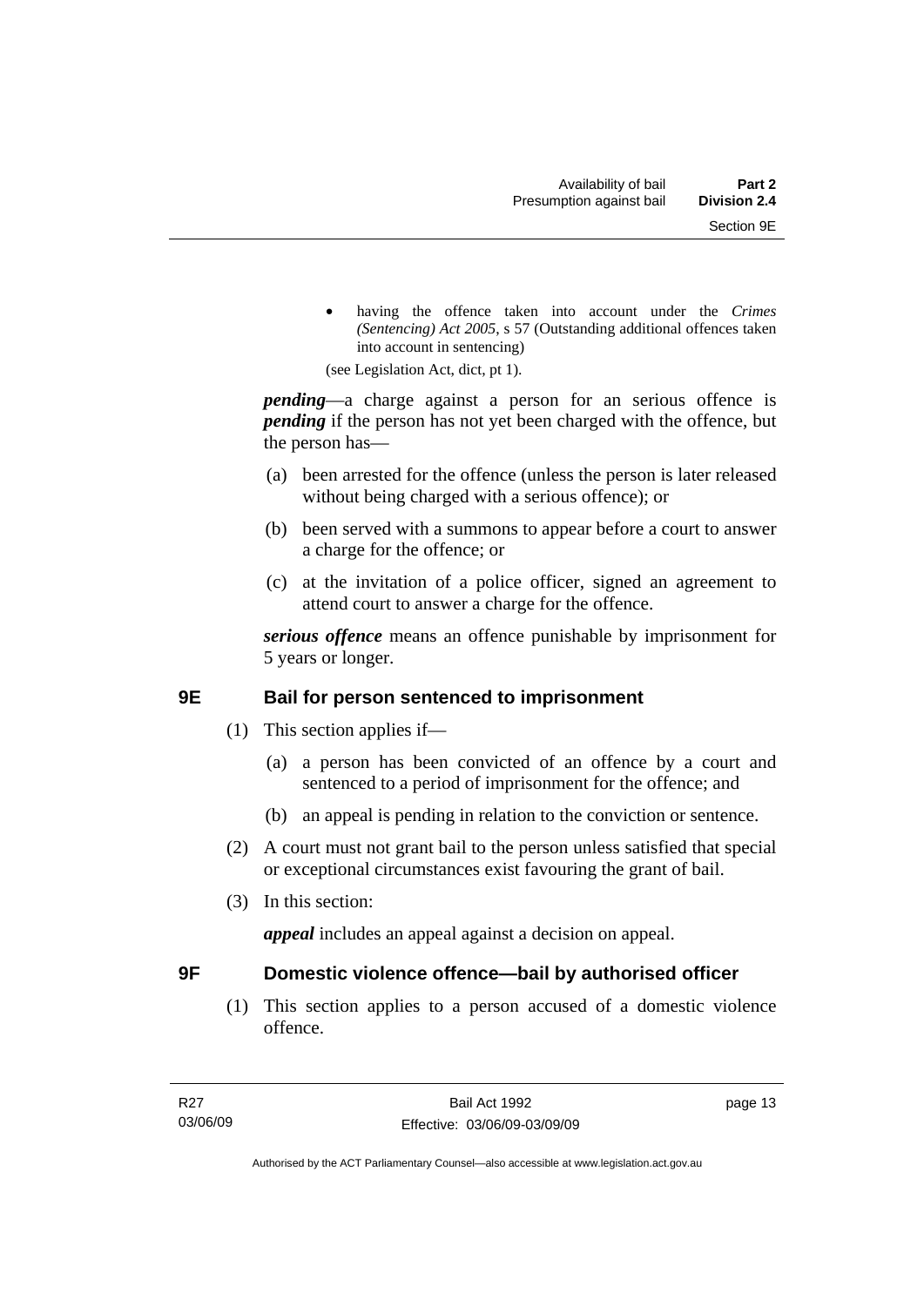- having the offence taken into account under the *Crimes (Sentencing) Act 2005*, s 57 (Outstanding additional offences taken into account in sentencing)

(see Legislation Act, dict, pt 1).

***pending***—a charge against a person for an serious offence is ***pending*** if the person has not yet been charged with the offence, but the person has—

(a) been arrested for the offence (unless the person is later released without being charged with a serious offence); or

(b) been served with a summons to appear before a court to answer a charge for the offence; or

(c) at the invitation of a police officer, signed an agreement to attend court to answer a charge for the offence.

***serious offence*** means an offence punishable by imprisonment for 5 years or longer.

## 9E Bail for person sentenced to imprisonment

(1) This section applies if—

(a) a person has been convicted of an offence by a court and sentenced to a period of imprisonment for the offence; and

(b) an appeal is pending in relation to the conviction or sentence.

(2) A court must not grant bail to the person unless satisfied that special or exceptional circumstances exist favouring the grant of bail.

(3) In this section:

***appeal*** includes an appeal against a decision on appeal.

## 9F Domestic violence offence—bail by authorised officer

(1) This section applies to a person accused of a domestic violence offence.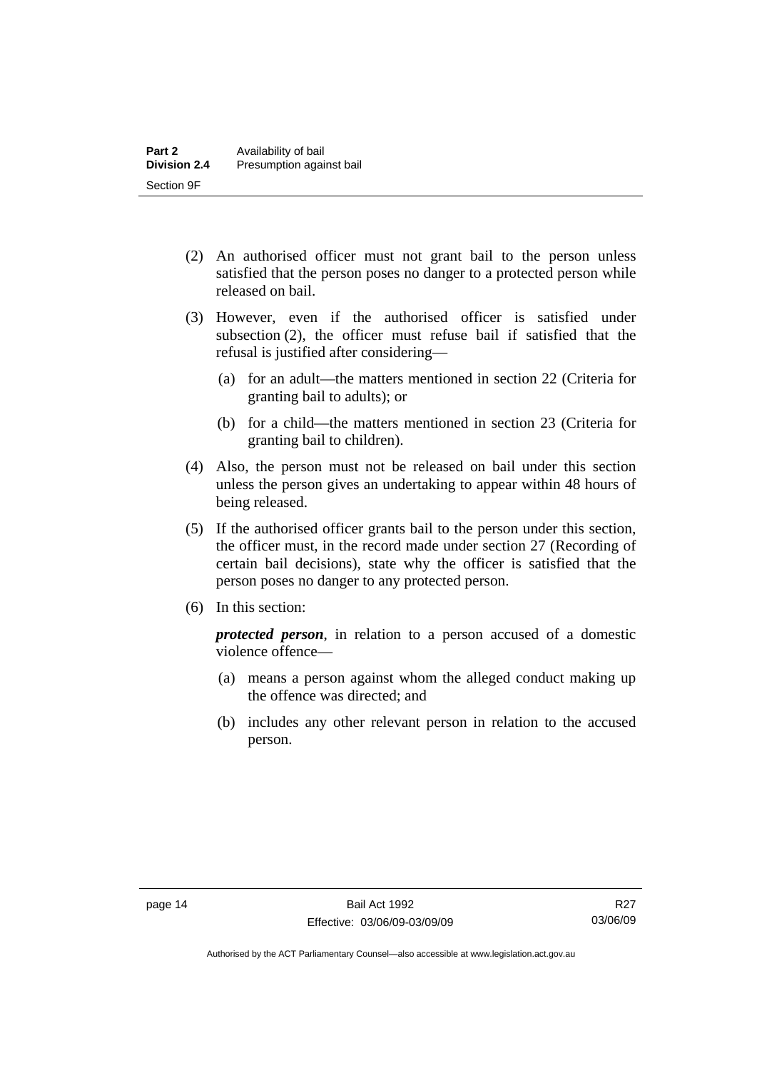(2) An authorised officer must not grant bail to the person unless satisfied that the person poses no danger to a protected person while released on bail.

(3) However, even if the authorised officer is satisfied under subsection (2), the officer must refuse bail if satisfied that the refusal is justified after considering—

   (a) for an adult—the matters mentioned in section 22 (Criteria for granting bail to adults); or

   (b) for a child—the matters mentioned in section 23 (Criteria for granting bail to children).

(4) Also, the person must not be released on bail under this section unless the person gives an undertaking to appear within 48 hours of being released.

(5) If the authorised officer grants bail to the person under this section, the officer must, in the record made under section 27 (Recording of certain bail decisions), state why the officer is satisfied that the person poses no danger to any protected person.

(6) In this section:

***protected person***, in relation to a person accused of a domestic violence offence—

   (a) means a person against whom the alleged conduct making up the offence was directed; and

   (b) includes any other relevant person in relation to the accused person.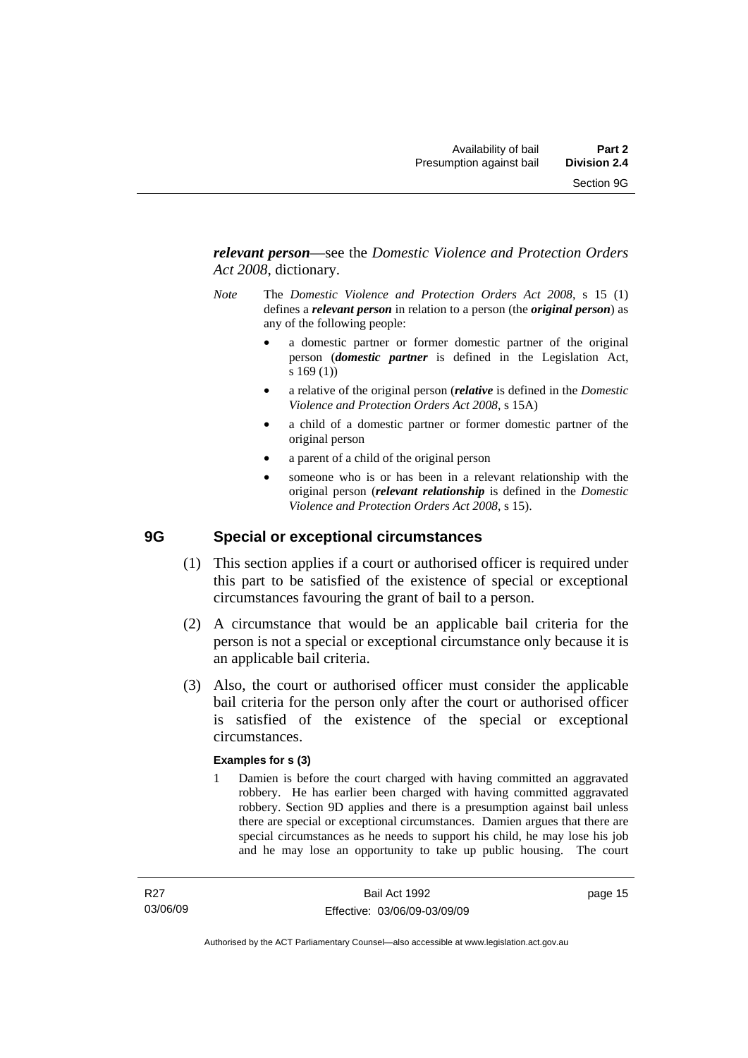***relevant person***—see the *Domestic Violence and Protection Orders Act 2008*, dictionary.

*Note* The *Domestic Violence and Protection Orders Act 2008*, s 15 (1) defines a ***relevant person*** in relation to a person (the ***original person***) as any of the following people:

- a domestic partner or former domestic partner of the original person (***domestic partner*** is defined in the Legislation Act, s 169 (1))
- a relative of the original person (***relative*** is defined in the *Domestic Violence and Protection Orders Act 2008*, s 15A)
- a child of a domestic partner or former domestic partner of the original person
- a parent of a child of the original person
- someone who is or has been in a relevant relationship with the original person (***relevant relationship*** is defined in the *Domestic Violence and Protection Orders Act 2008*, s 15).

## 9G Special or exceptional circumstances

(1) This section applies if a court or authorised officer is required under this part to be satisfied of the existence of special or exceptional circumstances favouring the grant of bail to a person.

(2) A circumstance that would be an applicable bail criteria for the person is not a special or exceptional circumstance only because it is an applicable bail criteria.

(3) Also, the court or authorised officer must consider the applicable bail criteria for the person only after the court or authorised officer is satisfied of the existence of the special or exceptional circumstances.

**Examples for s (3)**

1 Damien is before the court charged with having committed an aggravated robbery. He has earlier been charged with having committed aggravated robbery. Section 9D applies and there is a presumption against bail unless there are special or exceptional circumstances. Damien argues that there are special circumstances as he needs to support his child, he may lose his job and he may lose an opportunity to take up public housing. The court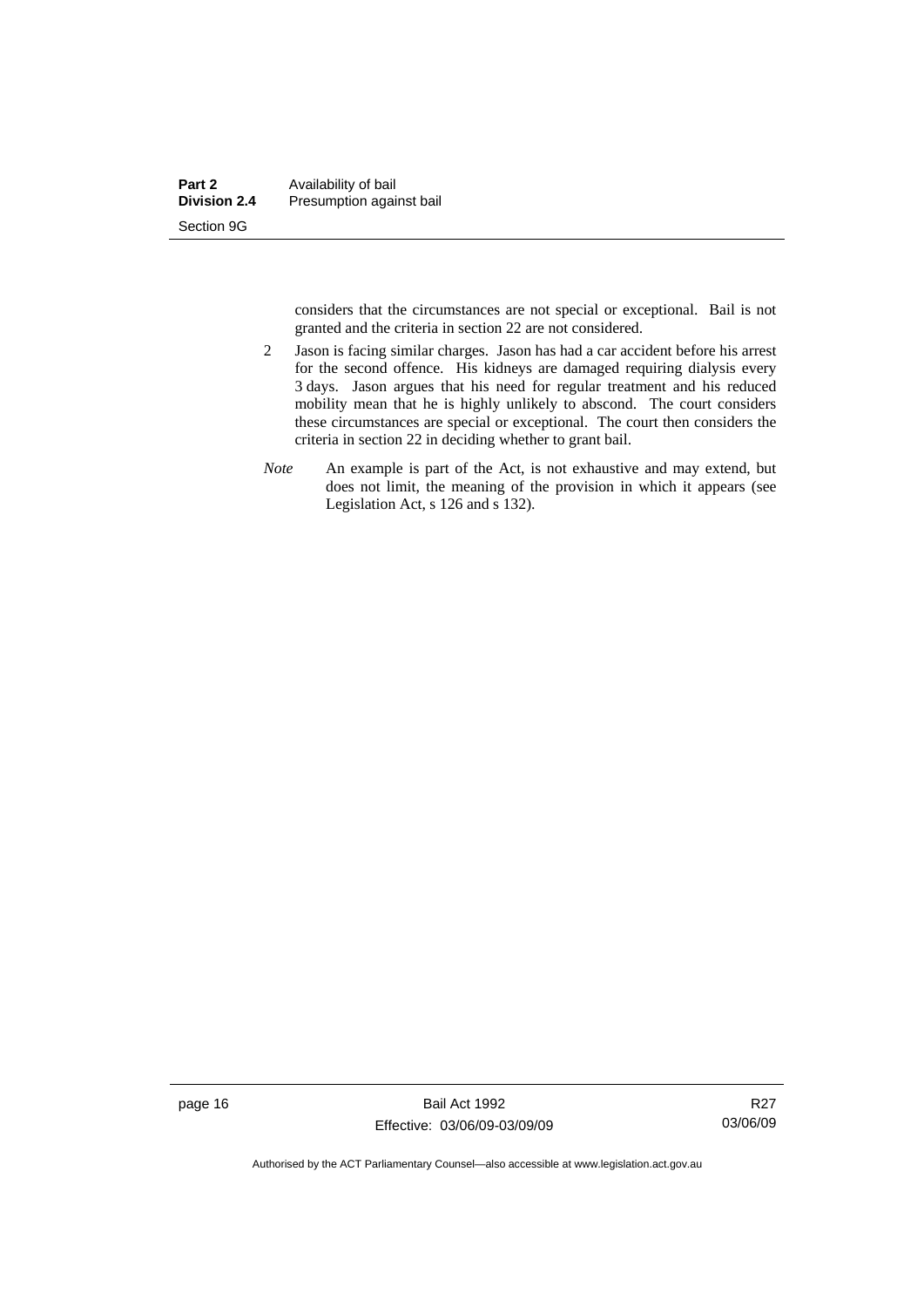considers that the circumstances are not special or exceptional. Bail is not granted and the criteria in section 22 are not considered.

2 Jason is facing similar charges. Jason has had a car accident before his arrest for the second offence. His kidneys are damaged requiring dialysis every 3 days. Jason argues that his need for regular treatment and his reduced mobility mean that he is highly unlikely to abscond. The court considers these circumstances are special or exceptional. The court then considers the criteria in section 22 in deciding whether to grant bail.

*Note* An example is part of the Act, is not exhaustive and may extend, but does not limit, the meaning of the provision in which it appears (see Legislation Act, s 126 and s 132).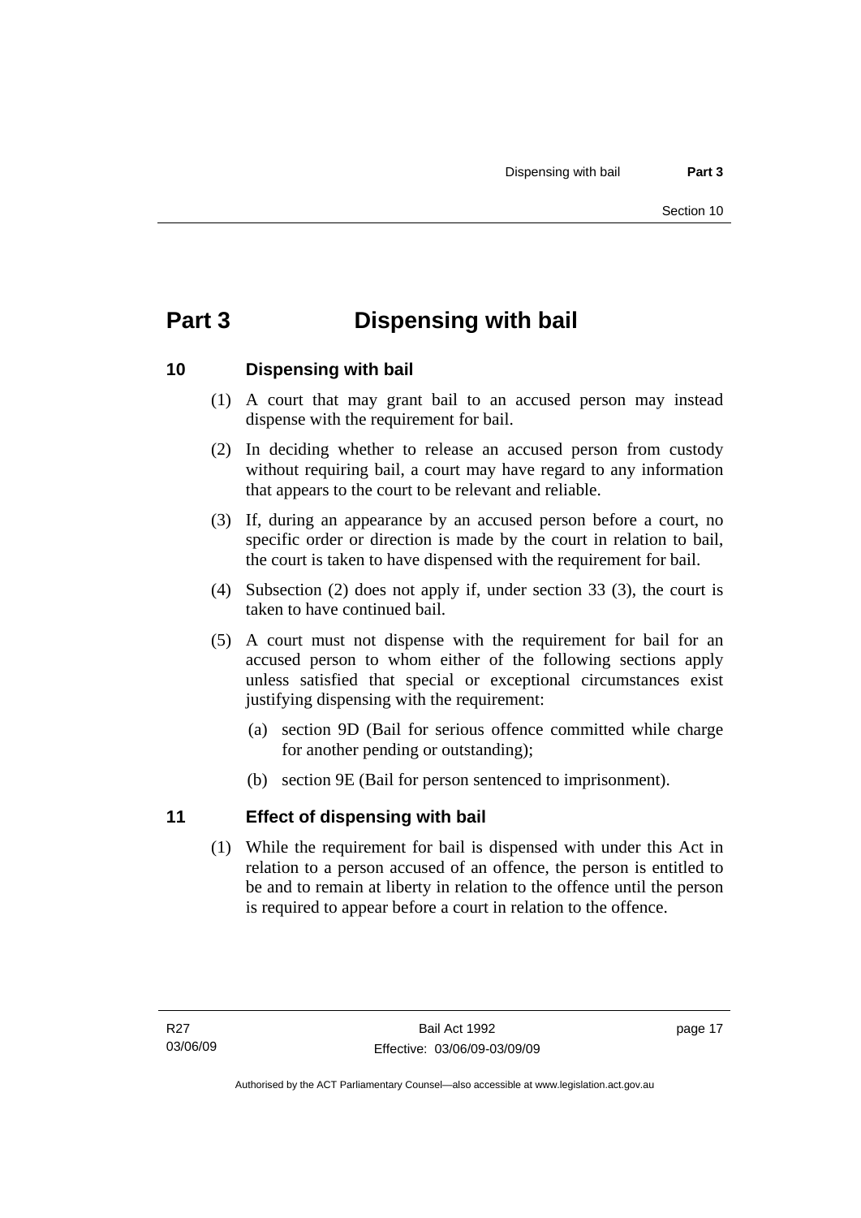# Part 3 Dispensing with bail

## 10 Dispensing with bail

(1) A court that may grant bail to an accused person may instead dispense with the requirement for bail.

(2) In deciding whether to release an accused person from custody without requiring bail, a court may have regard to any information that appears to the court to be relevant and reliable.

(3) If, during an appearance by an accused person before a court, no specific order or direction is made by the court in relation to bail, the court is taken to have dispensed with the requirement for bail.

(4) Subsection (2) does not apply if, under section 33 (3), the court is taken to have continued bail.

(5) A court must not dispense with the requirement for bail for an accused person to whom either of the following sections apply unless satisfied that special or exceptional circumstances exist justifying dispensing with the requirement:

(a) section 9D (Bail for serious offence committed while charge for another pending or outstanding);

(b) section 9E (Bail for person sentenced to imprisonment).

## 11 Effect of dispensing with bail

(1) While the requirement for bail is dispensed with under this Act in relation to a person accused of an offence, the person is entitled to be and to remain at liberty in relation to the offence until the person is required to appear before a court in relation to the offence.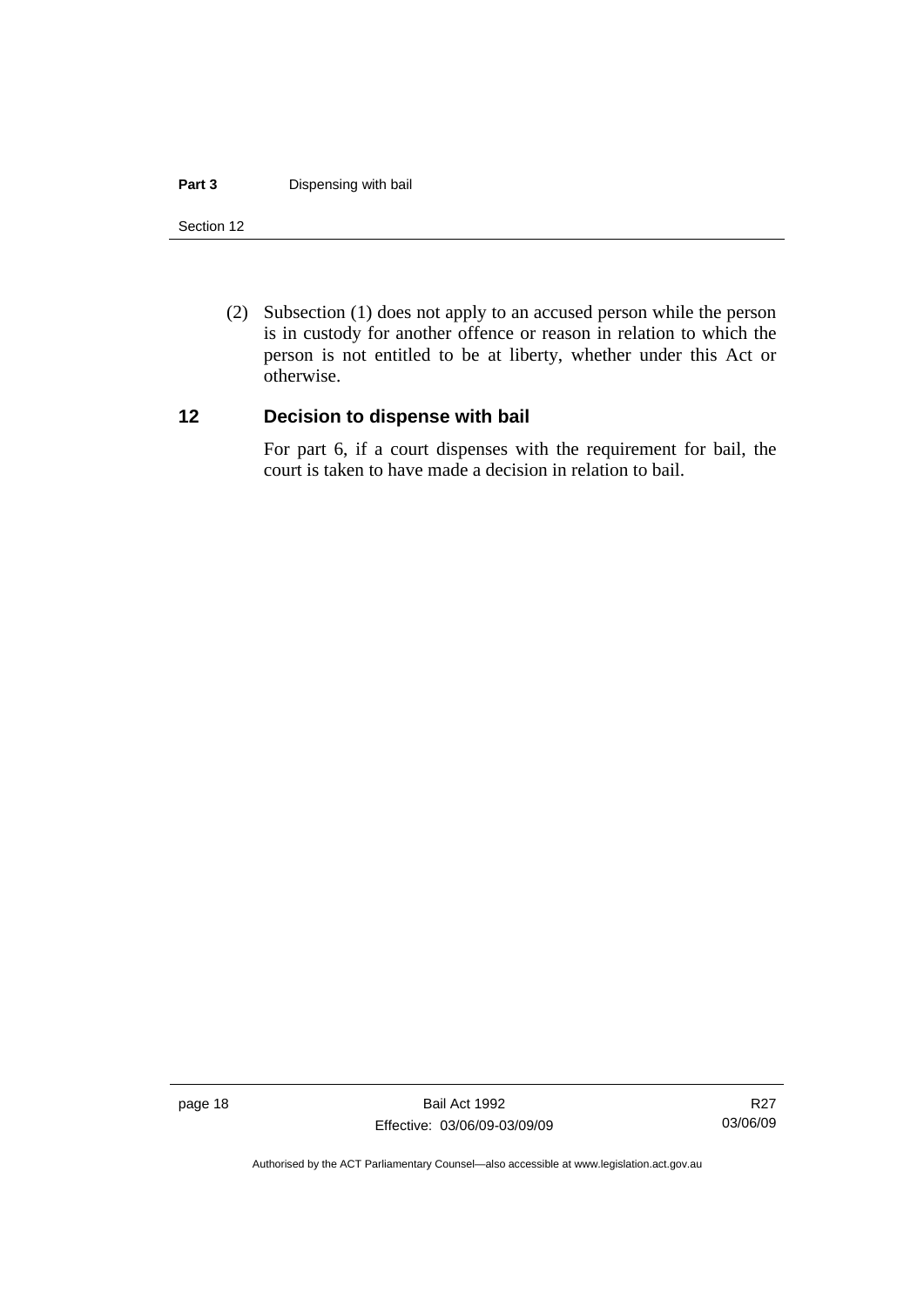(2) Subsection (1) does not apply to an accused person while the person is in custody for another offence or reason in relation to which the person is not entitled to be at liberty, whether under this Act or otherwise.

## 12 Decision to dispense with bail

For part 6, if a court dispenses with the requirement for bail, the court is taken to have made a decision in relation to bail.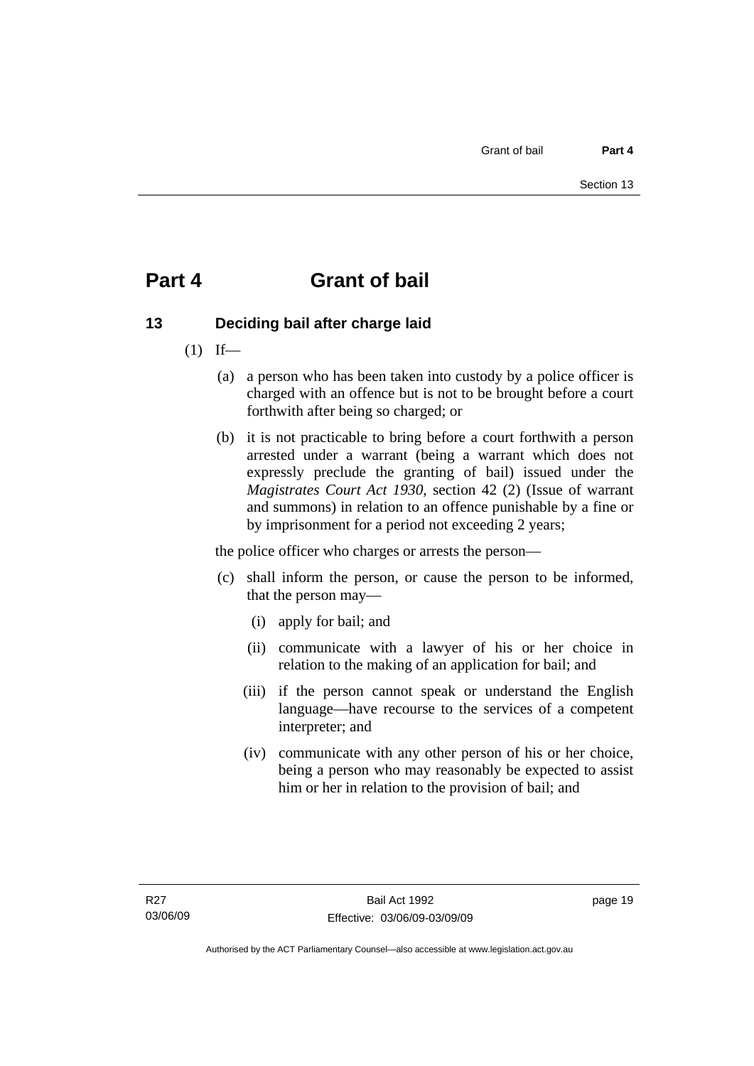# Part 4 Grant of bail

## 13 Deciding bail after charge laid

(1) If—

(a) a person who has been taken into custody by a police officer is charged with an offence but is not to be brought before a court forthwith after being so charged; or

(b) it is not practicable to bring before a court forthwith a person arrested under a warrant (being a warrant which does not expressly preclude the granting of bail) issued under the *Magistrates Court Act 1930*, section 42 (2) (Issue of warrant and summons) in relation to an offence punishable by a fine or by imprisonment for a period not exceeding 2 years;

the police officer who charges or arrests the person—

(c) shall inform the person, or cause the person to be informed, that the person may—

(i) apply for bail; and

(ii) communicate with a lawyer of his or her choice in relation to the making of an application for bail; and

(iii) if the person cannot speak or understand the English language—have recourse to the services of a competent interpreter; and

(iv) communicate with any other person of his or her choice, being a person who may reasonably be expected to assist him or her in relation to the provision of bail; and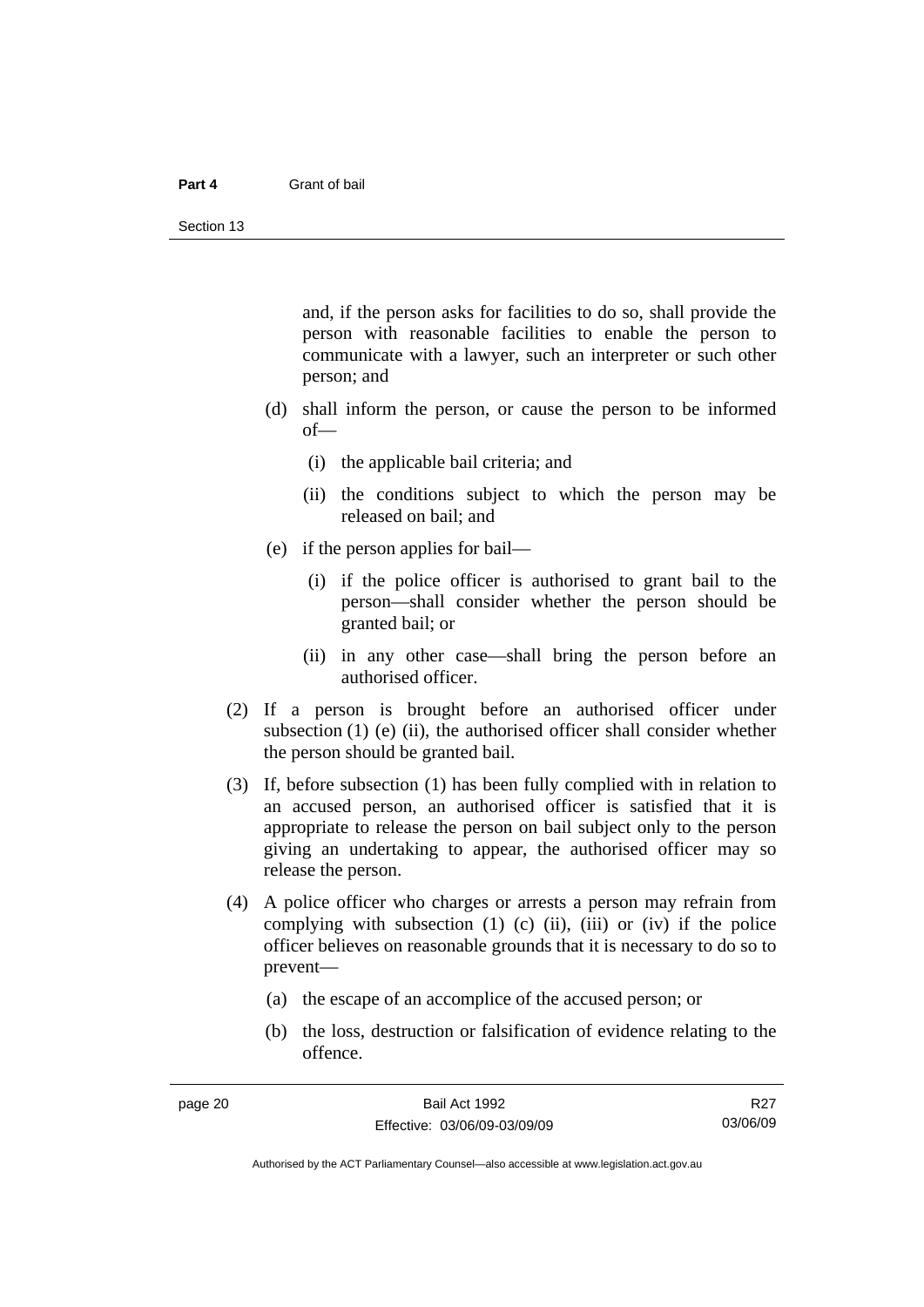and, if the person asks for facilities to do so, shall provide the person with reasonable facilities to enable the person to communicate with a lawyer, such an interpreter or such other person; and

(d) shall inform the person, or cause the person to be informed of—

(i) the applicable bail criteria; and

(ii) the conditions subject to which the person may be released on bail; and

(e) if the person applies for bail—

(i) if the police officer is authorised to grant bail to the person—shall consider whether the person should be granted bail; or

(ii) in any other case—shall bring the person before an authorised officer.

(2) If a person is brought before an authorised officer under subsection (1) (e) (ii), the authorised officer shall consider whether the person should be granted bail.

(3) If, before subsection (1) has been fully complied with in relation to an accused person, an authorised officer is satisfied that it is appropriate to release the person on bail subject only to the person giving an undertaking to appear, the authorised officer may so release the person.

(4) A police officer who charges or arrests a person may refrain from complying with subsection (1) (c) (ii), (iii) or (iv) if the police officer believes on reasonable grounds that it is necessary to do so to prevent—

(a) the escape of an accomplice of the accused person; or

(b) the loss, destruction or falsification of evidence relating to the offence.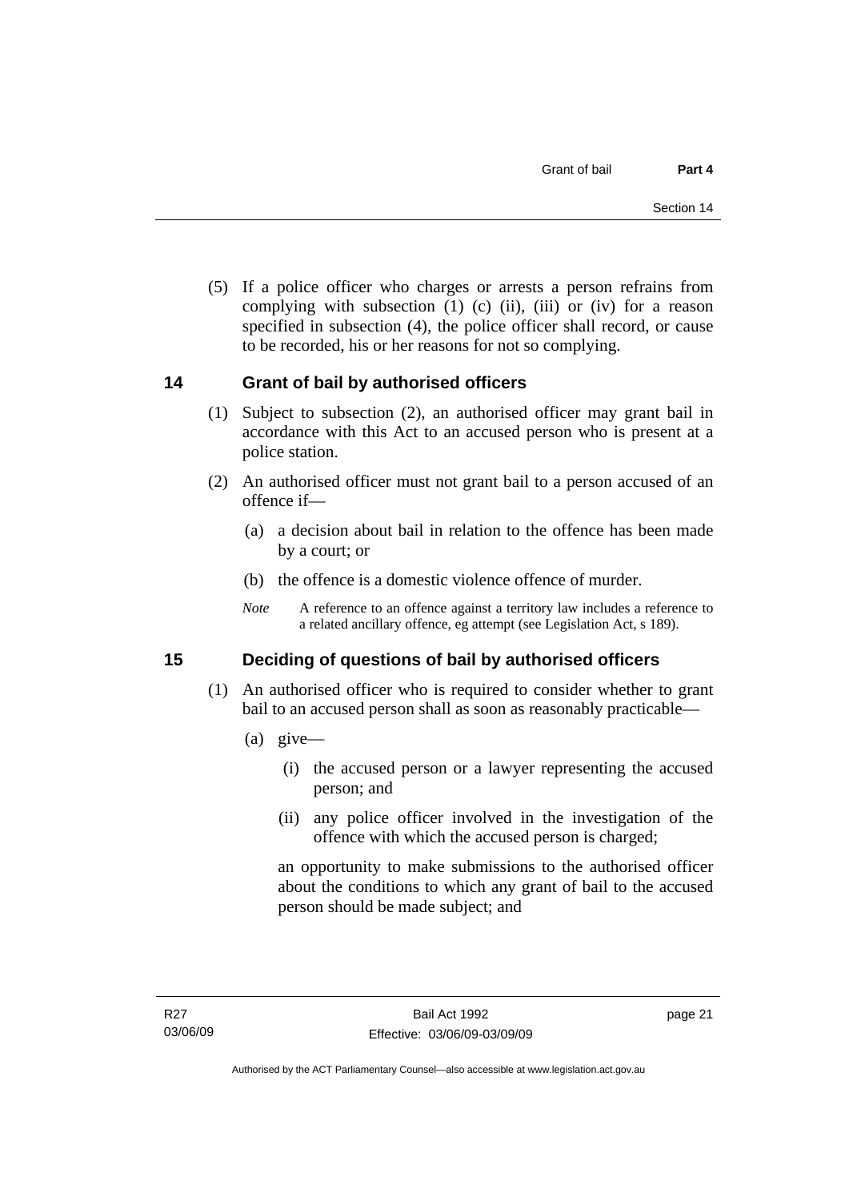(5) If a police officer who charges or arrests a person refrains from complying with subsection (1) (c) (ii), (iii) or (iv) for a reason specified in subsection (4), the police officer shall record, or cause to be recorded, his or her reasons for not so complying.

## 14 Grant of bail by authorised officers

(1) Subject to subsection (2), an authorised officer may grant bail in accordance with this Act to an accused person who is present at a police station.

(2) An authorised officer must not grant bail to a person accused of an offence if—

(a) a decision about bail in relation to the offence has been made by a court; or

(b) the offence is a domestic violence offence of murder.

*Note* A reference to an offence against a territory law includes a reference to a related ancillary offence, eg attempt (see Legislation Act, s 189).

## 15 Deciding of questions of bail by authorised officers

(1) An authorised officer who is required to consider whether to grant bail to an accused person shall as soon as reasonably practicable—

(a) give—

(i) the accused person or a lawyer representing the accused person; and

(ii) any police officer involved in the investigation of the offence with which the accused person is charged;

an opportunity to make submissions to the authorised officer about the conditions to which any grant of bail to the accused person should be made subject; and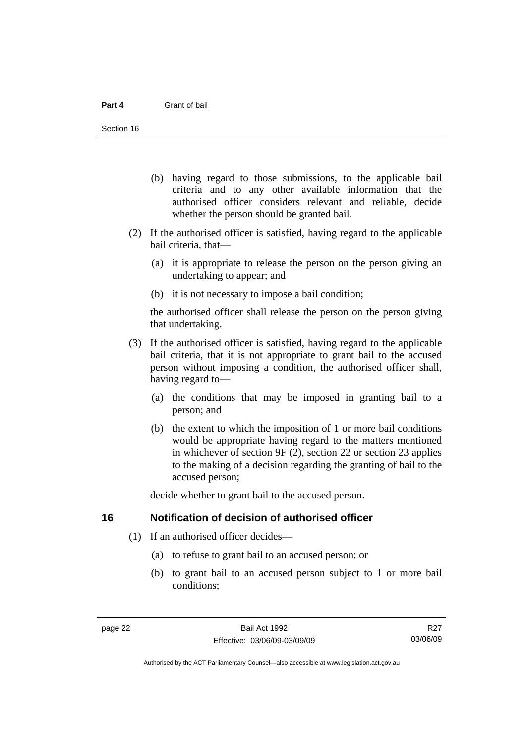(b) having regard to those submissions, to the applicable bail criteria and to any other available information that the authorised officer considers relevant and reliable, decide whether the person should be granted bail.

(2) If the authorised officer is satisfied, having regard to the applicable bail criteria, that—

(a) it is appropriate to release the person on the person giving an undertaking to appear; and

(b) it is not necessary to impose a bail condition;

the authorised officer shall release the person on the person giving that undertaking.

(3) If the authorised officer is satisfied, having regard to the applicable bail criteria, that it is not appropriate to grant bail to the accused person without imposing a condition, the authorised officer shall, having regard to—

(a) the conditions that may be imposed in granting bail to a person; and

(b) the extent to which the imposition of 1 or more bail conditions would be appropriate having regard to the matters mentioned in whichever of section 9F (2), section 22 or section 23 applies to the making of a decision regarding the granting of bail to the accused person;

decide whether to grant bail to the accused person.

## 16 Notification of decision of authorised officer

(1) If an authorised officer decides—

(a) to refuse to grant bail to an accused person; or

(b) to grant bail to an accused person subject to 1 or more bail conditions;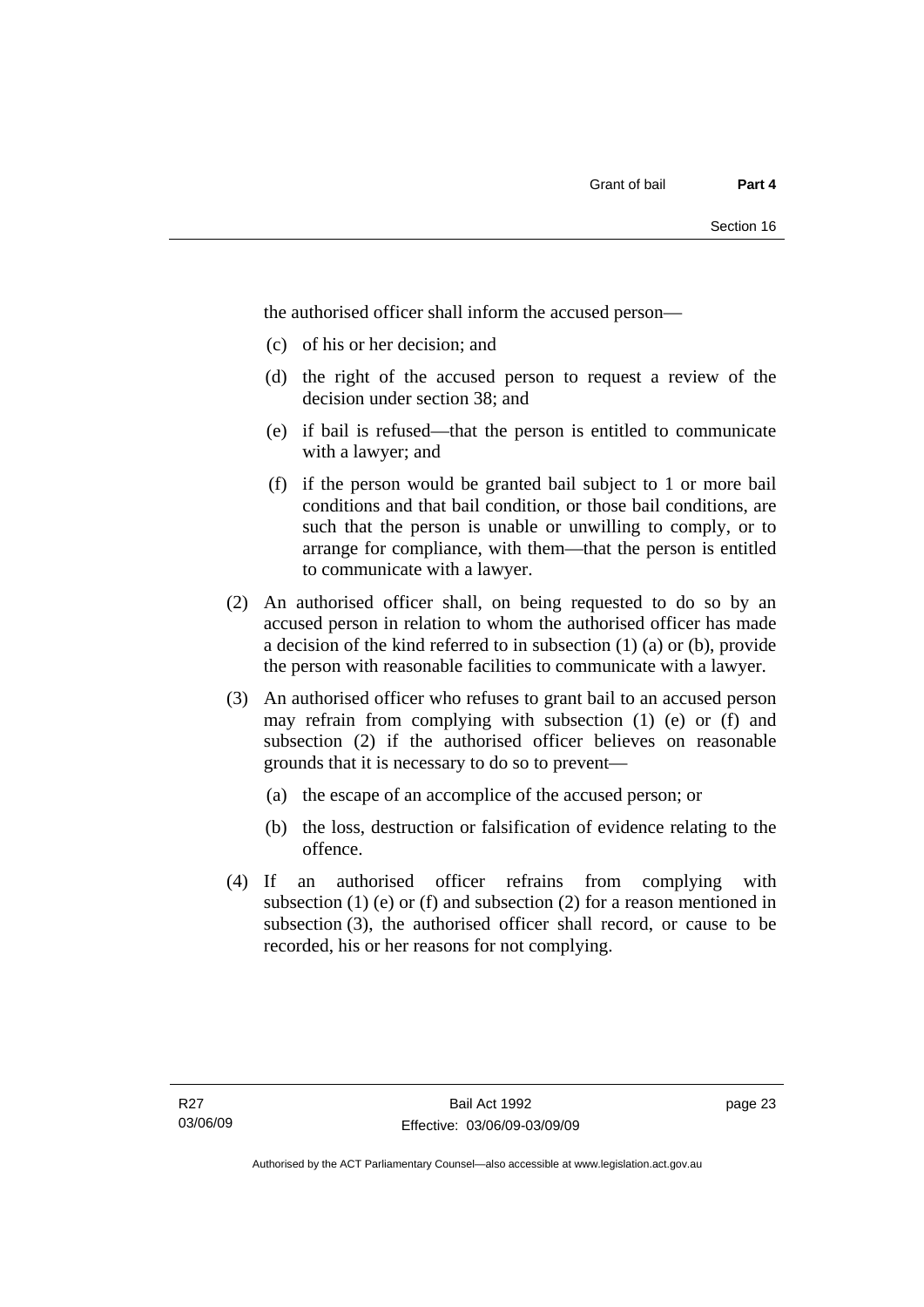the authorised officer shall inform the accused person—

(c) of his or her decision; and

(d) the right of the accused person to request a review of the decision under section 38; and

(e) if bail is refused—that the person is entitled to communicate with a lawyer; and

(f) if the person would be granted bail subject to 1 or more bail conditions and that bail condition, or those bail conditions, are such that the person is unable or unwilling to comply, or to arrange for compliance, with them—that the person is entitled to communicate with a lawyer.

(2) An authorised officer shall, on being requested to do so by an accused person in relation to whom the authorised officer has made a decision of the kind referred to in subsection (1) (a) or (b), provide the person with reasonable facilities to communicate with a lawyer.

(3) An authorised officer who refuses to grant bail to an accused person may refrain from complying with subsection (1) (e) or (f) and subsection (2) if the authorised officer believes on reasonable grounds that it is necessary to do so to prevent—

(a) the escape of an accomplice of the accused person; or

(b) the loss, destruction or falsification of evidence relating to the offence.

(4) If an authorised officer refrains from complying with subsection (1) (e) or (f) and subsection (2) for a reason mentioned in subsection (3), the authorised officer shall record, or cause to be recorded, his or her reasons for not complying.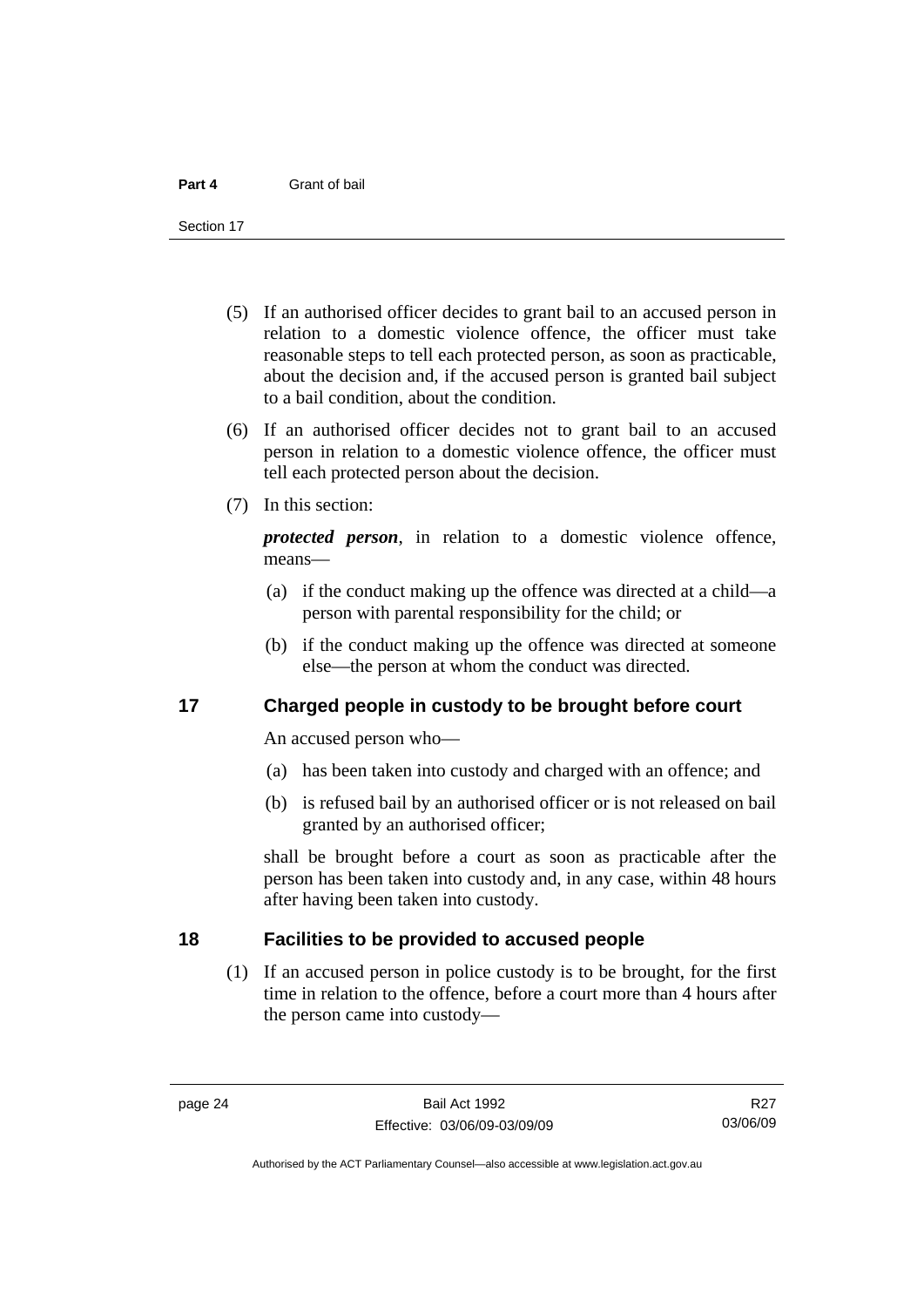(5) If an authorised officer decides to grant bail to an accused person in relation to a domestic violence offence, the officer must take reasonable steps to tell each protected person, as soon as practicable, about the decision and, if the accused person is granted bail subject to a bail condition, about the condition.

(6) If an authorised officer decides not to grant bail to an accused person in relation to a domestic violence offence, the officer must tell each protected person about the decision.

(7) In this section:

***protected person***, in relation to a domestic violence offence, means—

(a) if the conduct making up the offence was directed at a child—a person with parental responsibility for the child; or

(b) if the conduct making up the offence was directed at someone else—the person at whom the conduct was directed.

## 17 Charged people in custody to be brought before court

An accused person who—

(a) has been taken into custody and charged with an offence; and

(b) is refused bail by an authorised officer or is not released on bail granted by an authorised officer;

shall be brought before a court as soon as practicable after the person has been taken into custody and, in any case, within 48 hours after having been taken into custody.

## 18 Facilities to be provided to accused people

(1) If an accused person in police custody is to be brought, for the first time in relation to the offence, before a court more than 4 hours after the person came into custody—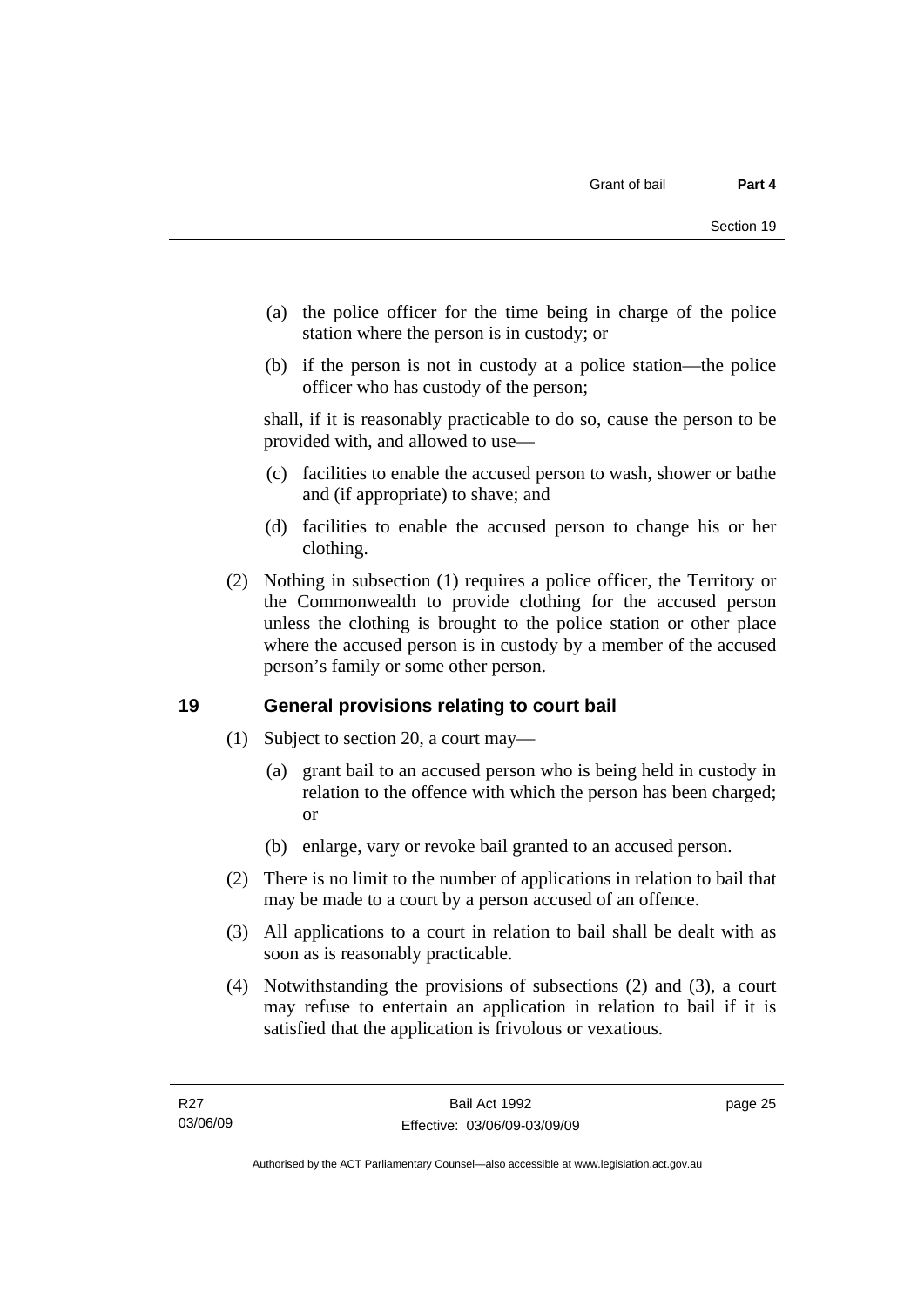(a) the police officer for the time being in charge of the police station where the person is in custody; or

(b) if the person is not in custody at a police station—the police officer who has custody of the person;

shall, if it is reasonably practicable to do so, cause the person to be provided with, and allowed to use—

(c) facilities to enable the accused person to wash, shower or bathe and (if appropriate) to shave; and

(d) facilities to enable the accused person to change his or her clothing.

(2) Nothing in subsection (1) requires a police officer, the Territory or the Commonwealth to provide clothing for the accused person unless the clothing is brought to the police station or other place where the accused person is in custody by a member of the accused person's family or some other person.

## 19 General provisions relating to court bail

(1) Subject to section 20, a court may—

(a) grant bail to an accused person who is being held in custody in relation to the offence with which the person has been charged; or

(b) enlarge, vary or revoke bail granted to an accused person.

(2) There is no limit to the number of applications in relation to bail that may be made to a court by a person accused of an offence.

(3) All applications to a court in relation to bail shall be dealt with as soon as is reasonably practicable.

(4) Notwithstanding the provisions of subsections (2) and (3), a court may refuse to entertain an application in relation to bail if it is satisfied that the application is frivolous or vexatious.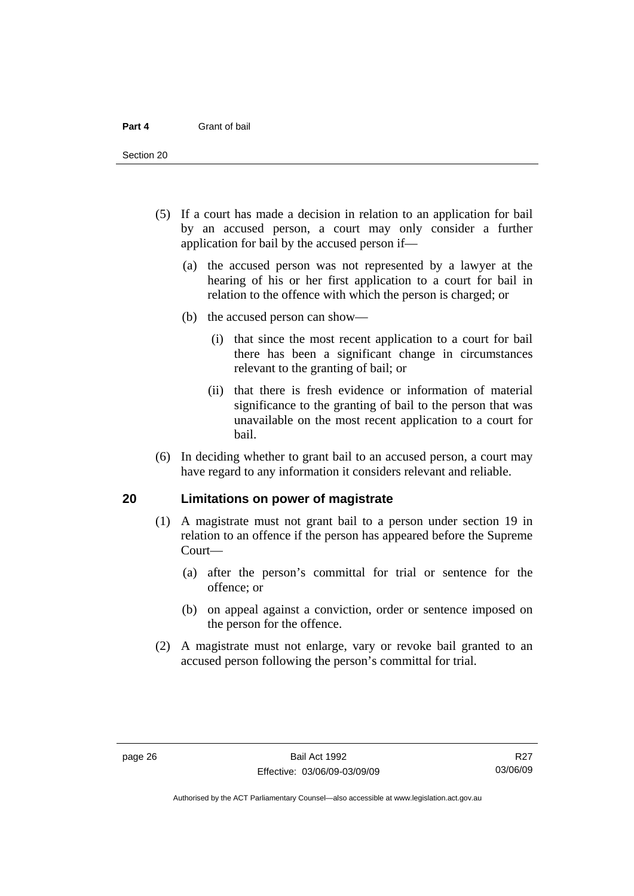(5) If a court has made a decision in relation to an application for bail by an accused person, a court may only consider a further application for bail by the accused person if—

(a) the accused person was not represented by a lawyer at the hearing of his or her first application to a court for bail in relation to the offence with which the person is charged; or

(b) the accused person can show—

(i) that since the most recent application to a court for bail there has been a significant change in circumstances relevant to the granting of bail; or

(ii) that there is fresh evidence or information of material significance to the granting of bail to the person that was unavailable on the most recent application to a court for bail.

(6) In deciding whether to grant bail to an accused person, a court may have regard to any information it considers relevant and reliable.

## 20 Limitations on power of magistrate

(1) A magistrate must not grant bail to a person under section 19 in relation to an offence if the person has appeared before the Supreme Court—

(a) after the person's committal for trial or sentence for the offence; or

(b) on appeal against a conviction, order or sentence imposed on the person for the offence.

(2) A magistrate must not enlarge, vary or revoke bail granted to an accused person following the person's committal for trial.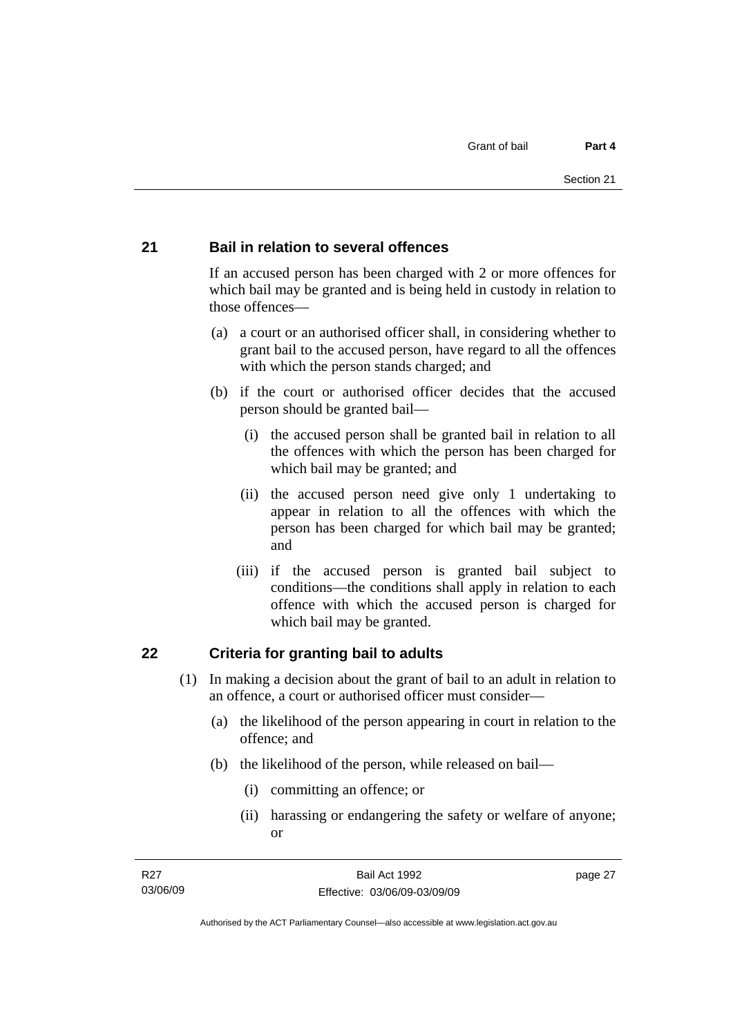## 21 Bail in relation to several offences

If an accused person has been charged with 2 or more offences for which bail may be granted and is being held in custody in relation to those offences—

(a) a court or an authorised officer shall, in considering whether to grant bail to the accused person, have regard to all the offences with which the person stands charged; and

(b) if the court or authorised officer decides that the accused person should be granted bail—

(i) the accused person shall be granted bail in relation to all the offences with which the person has been charged for which bail may be granted; and

(ii) the accused person need give only 1 undertaking to appear in relation to all the offences with which the person has been charged for which bail may be granted; and

(iii) if the accused person is granted bail subject to conditions—the conditions shall apply in relation to each offence with which the accused person is charged for which bail may be granted.

## 22 Criteria for granting bail to adults

(1) In making a decision about the grant of bail to an adult in relation to an offence, a court or authorised officer must consider—

(a) the likelihood of the person appearing in court in relation to the offence; and

(b) the likelihood of the person, while released on bail—

(i) committing an offence; or

(ii) harassing or endangering the safety or welfare of anyone; or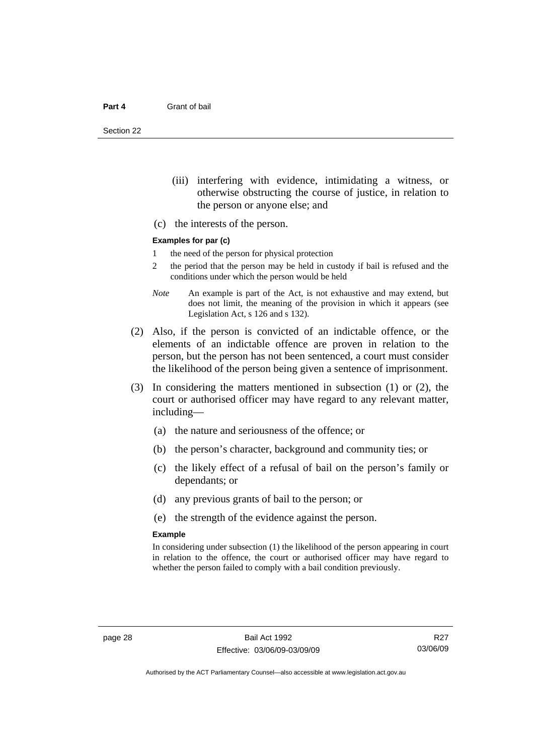(iii) interfering with evidence, intimidating a witness, or otherwise obstructing the course of justice, in relation to the person or anyone else; and

(c) the interests of the person.

**Examples for par (c)**

1 the need of the person for physical protection

2 the period that the person may be held in custody if bail is refused and the conditions under which the person would be held

*Note* An example is part of the Act, is not exhaustive and may extend, but does not limit, the meaning of the provision in which it appears (see Legislation Act, s 126 and s 132).

(2) Also, if the person is convicted of an indictable offence, or the elements of an indictable offence are proven in relation to the person, but the person has not been sentenced, a court must consider the likelihood of the person being given a sentence of imprisonment.

(3) In considering the matters mentioned in subsection (1) or (2), the court or authorised officer may have regard to any relevant matter, including—

(a) the nature and seriousness of the offence; or

(b) the person's character, background and community ties; or

(c) the likely effect of a refusal of bail on the person's family or dependants; or

(d) any previous grants of bail to the person; or

(e) the strength of the evidence against the person.

**Example**

In considering under subsection (1) the likelihood of the person appearing in court in relation to the offence, the court or authorised officer may have regard to whether the person failed to comply with a bail condition previously.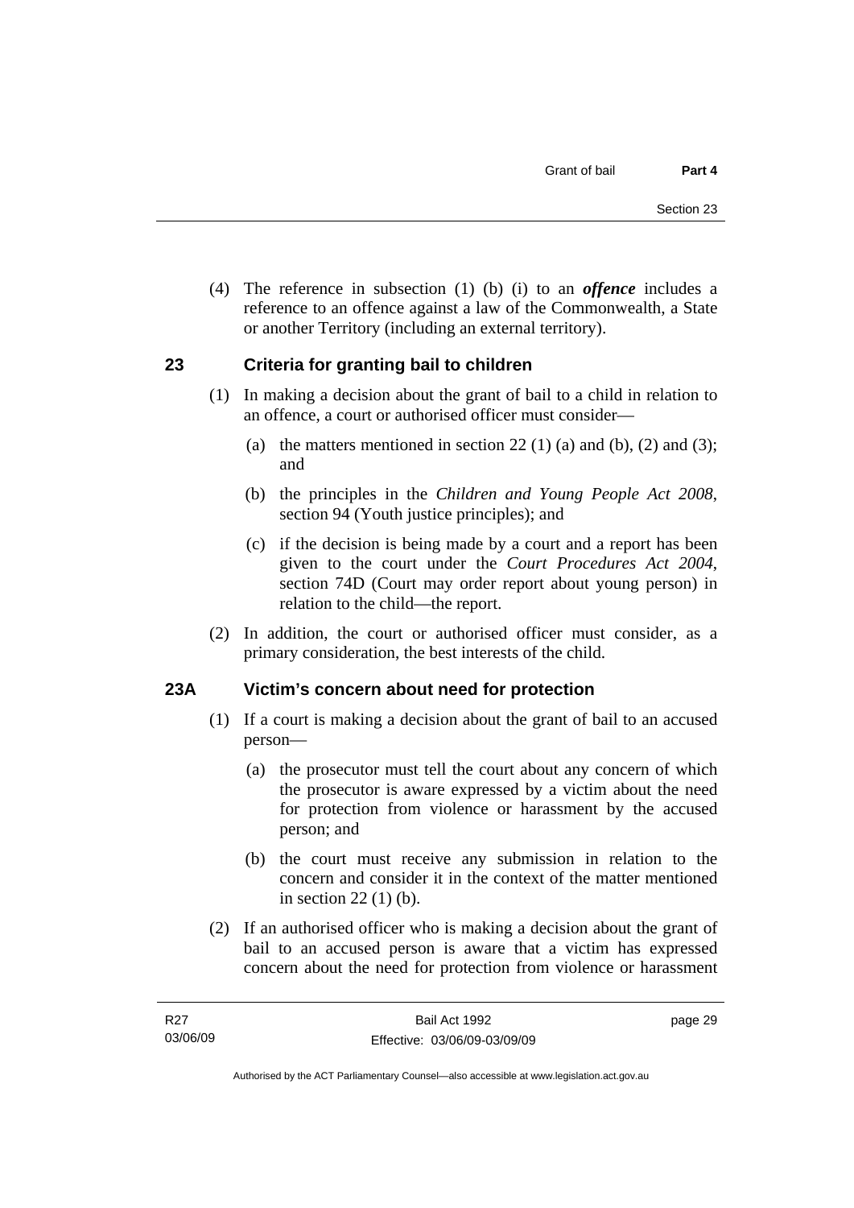(4) The reference in subsection (1) (b) (i) to an ***offence*** includes a reference to an offence against a law of the Commonwealth, a State or another Territory (including an external territory).

## 23 Criteria for granting bail to children

(1) In making a decision about the grant of bail to a child in relation to an offence, a court or authorised officer must consider—

(a) the matters mentioned in section 22 (1) (a) and (b), (2) and (3); and

(b) the principles in the *Children and Young People Act 2008*, section 94 (Youth justice principles); and

(c) if the decision is being made by a court and a report has been given to the court under the *Court Procedures Act 2004*, section 74D (Court may order report about young person) in relation to the child—the report.

(2) In addition, the court or authorised officer must consider, as a primary consideration, the best interests of the child.

## 23A Victim's concern about need for protection

(1) If a court is making a decision about the grant of bail to an accused person—

(a) the prosecutor must tell the court about any concern of which the prosecutor is aware expressed by a victim about the need for protection from violence or harassment by the accused person; and

(b) the court must receive any submission in relation to the concern and consider it in the context of the matter mentioned in section 22 (1) (b).

(2) If an authorised officer who is making a decision about the grant of bail to an accused person is aware that a victim has expressed concern about the need for protection from violence or harassment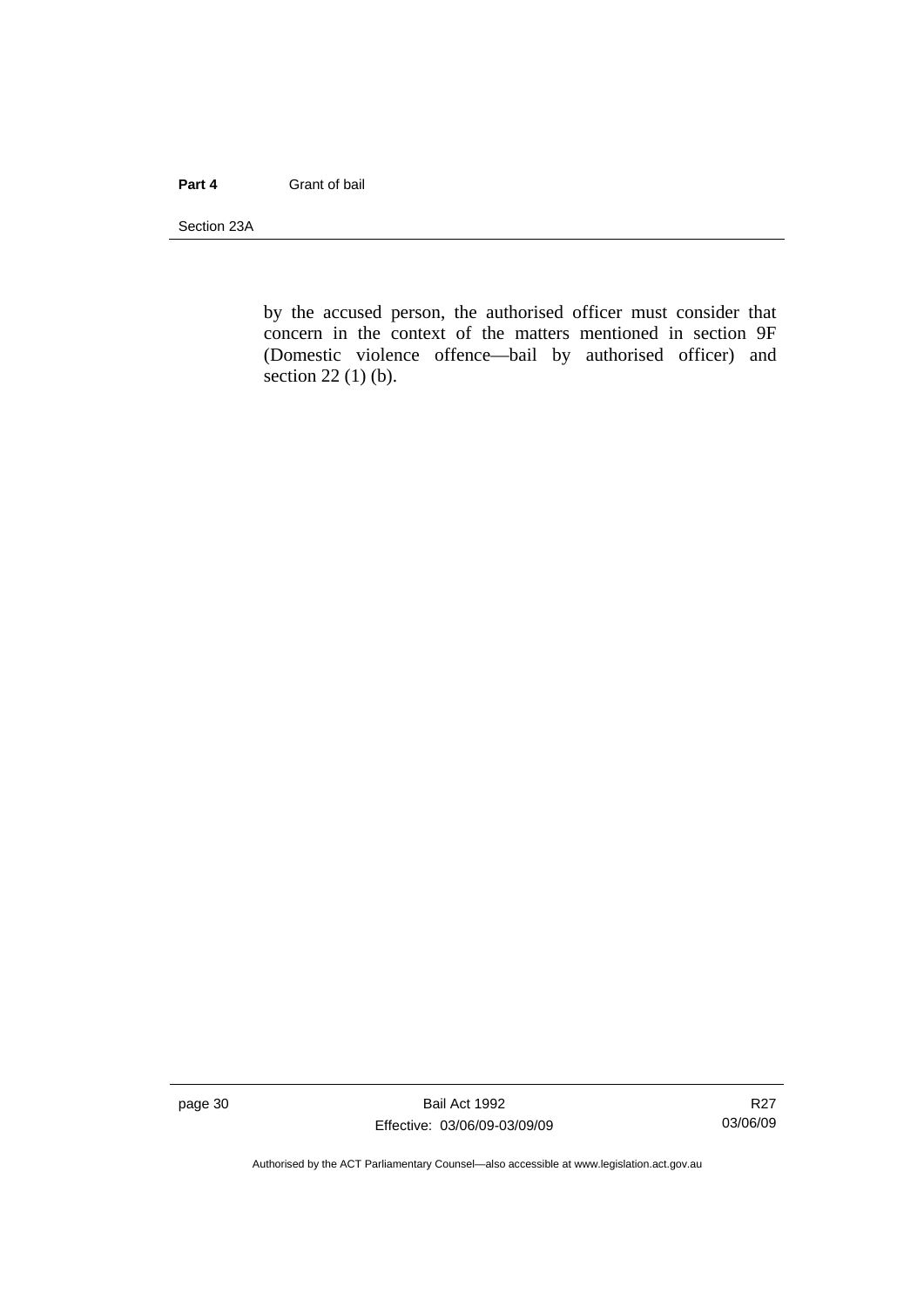by the accused person, the authorised officer must consider that concern in the context of the matters mentioned in section 9F (Domestic violence offence—bail by authorised officer) and section 22 (1) (b).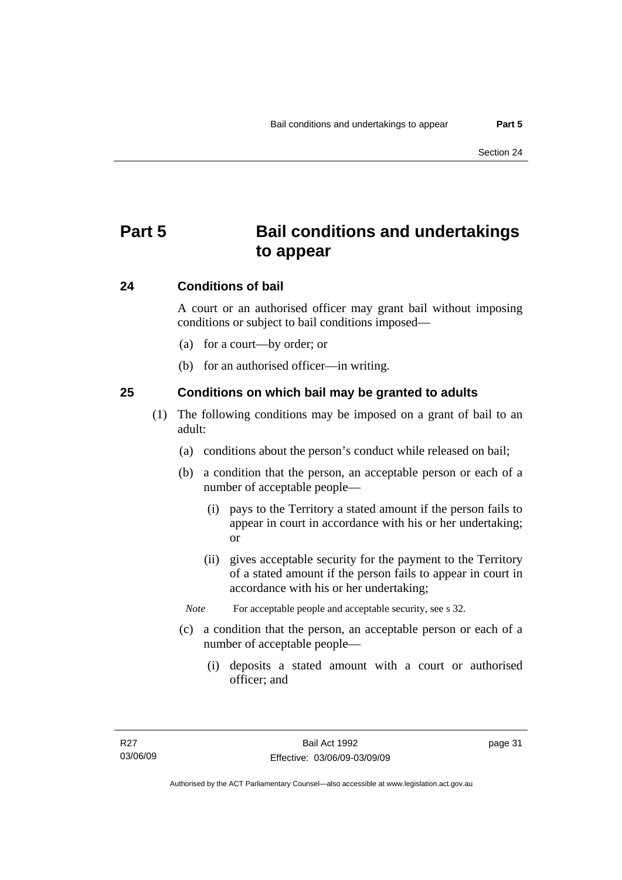# Part 5 Bail conditions and undertakings to appear

## 24 Conditions of bail

A court or an authorised officer may grant bail without imposing conditions or subject to bail conditions imposed—

(a) for a court—by order; or

(b) for an authorised officer—in writing.

## 25 Conditions on which bail may be granted to adults

(1) The following conditions may be imposed on a grant of bail to an adult:

(a) conditions about the person's conduct while released on bail;

(b) a condition that the person, an acceptable person or each of a number of acceptable people—

(i) pays to the Territory a stated amount if the person fails to appear in court in accordance with his or her undertaking; or

(ii) gives acceptable security for the payment to the Territory of a stated amount if the person fails to appear in court in accordance with his or her undertaking;

*Note* For acceptable people and acceptable security, see s 32.

(c) a condition that the person, an acceptable person or each of a number of acceptable people—

(i) deposits a stated amount with a court or authorised officer; and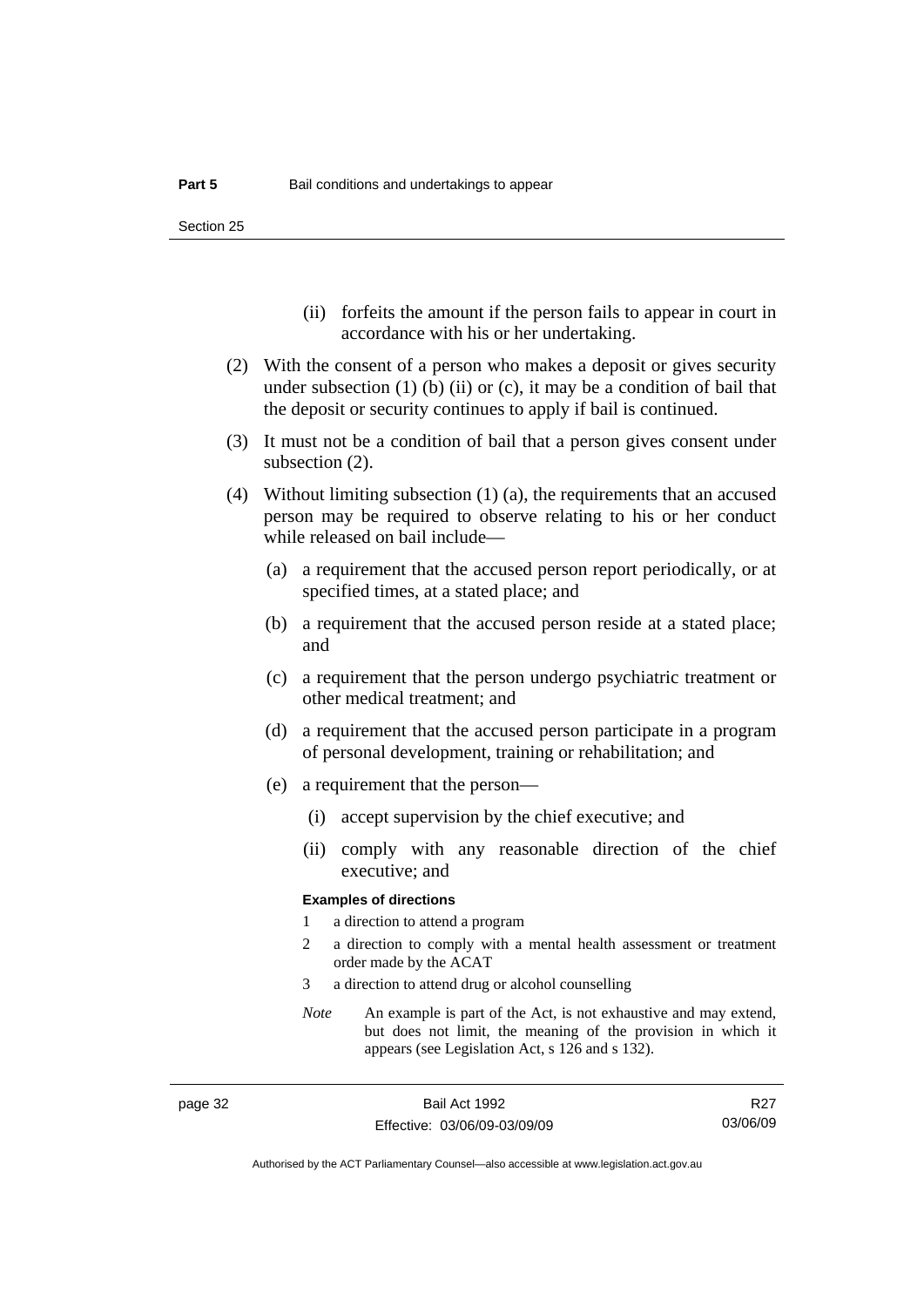(ii) forfeits the amount if the person fails to appear in court in accordance with his or her undertaking.

(2) With the consent of a person who makes a deposit or gives security under subsection (1) (b) (ii) or (c), it may be a condition of bail that the deposit or security continues to apply if bail is continued.

(3) It must not be a condition of bail that a person gives consent under subsection (2).

(4) Without limiting subsection (1) (a), the requirements that an accused person may be required to observe relating to his or her conduct while released on bail include—

(a) a requirement that the accused person report periodically, or at specified times, at a stated place; and

(b) a requirement that the accused person reside at a stated place; and

(c) a requirement that the person undergo psychiatric treatment or other medical treatment; and

(d) a requirement that the accused person participate in a program of personal development, training or rehabilitation; and

(e) a requirement that the person—

(i) accept supervision by the chief executive; and

(ii) comply with any reasonable direction of the chief executive; and

**Examples of directions**

1 a direction to attend a program

2 a direction to comply with a mental health assessment or treatment order made by the ACAT

3 a direction to attend drug or alcohol counselling

*Note* An example is part of the Act, is not exhaustive and may extend, but does not limit, the meaning of the provision in which it appears (see Legislation Act, s 126 and s 132).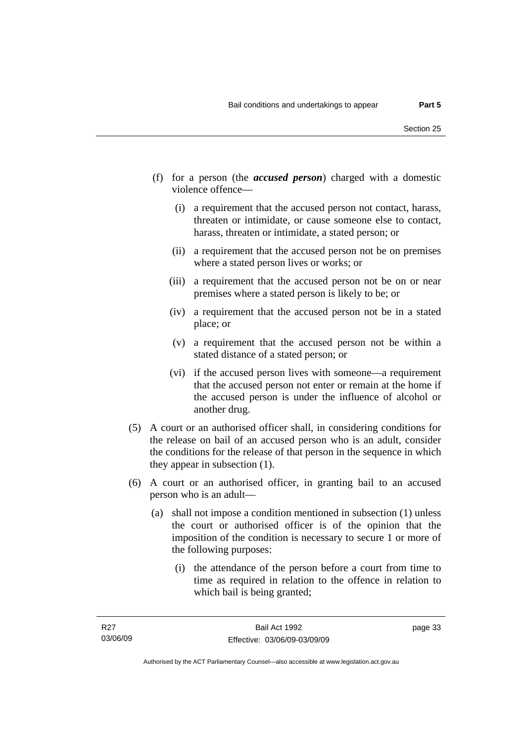(f) for a person (the ***accused person***) charged with a domestic violence offence—

   (i) a requirement that the accused person not contact, harass, threaten or intimidate, or cause someone else to contact, harass, threaten or intimidate, a stated person; or

   (ii) a requirement that the accused person not be on premises where a stated person lives or works; or

   (iii) a requirement that the accused person not be on or near premises where a stated person is likely to be; or

   (iv) a requirement that the accused person not be in a stated place; or

   (v) a requirement that the accused person not be within a stated distance of a stated person; or

   (vi) if the accused person lives with someone—a requirement that the accused person not enter or remain at the home if the accused person is under the influence of alcohol or another drug.

(5) A court or an authorised officer shall, in considering conditions for the release on bail of an accused person who is an adult, consider the conditions for the release of that person in the sequence in which they appear in subsection (1).

(6) A court or an authorised officer, in granting bail to an accused person who is an adult—

   (a) shall not impose a condition mentioned in subsection (1) unless the court or authorised officer is of the opinion that the imposition of the condition is necessary to secure 1 or more of the following purposes:

      (i) the attendance of the person before a court from time to time as required in relation to the offence in relation to which bail is being granted;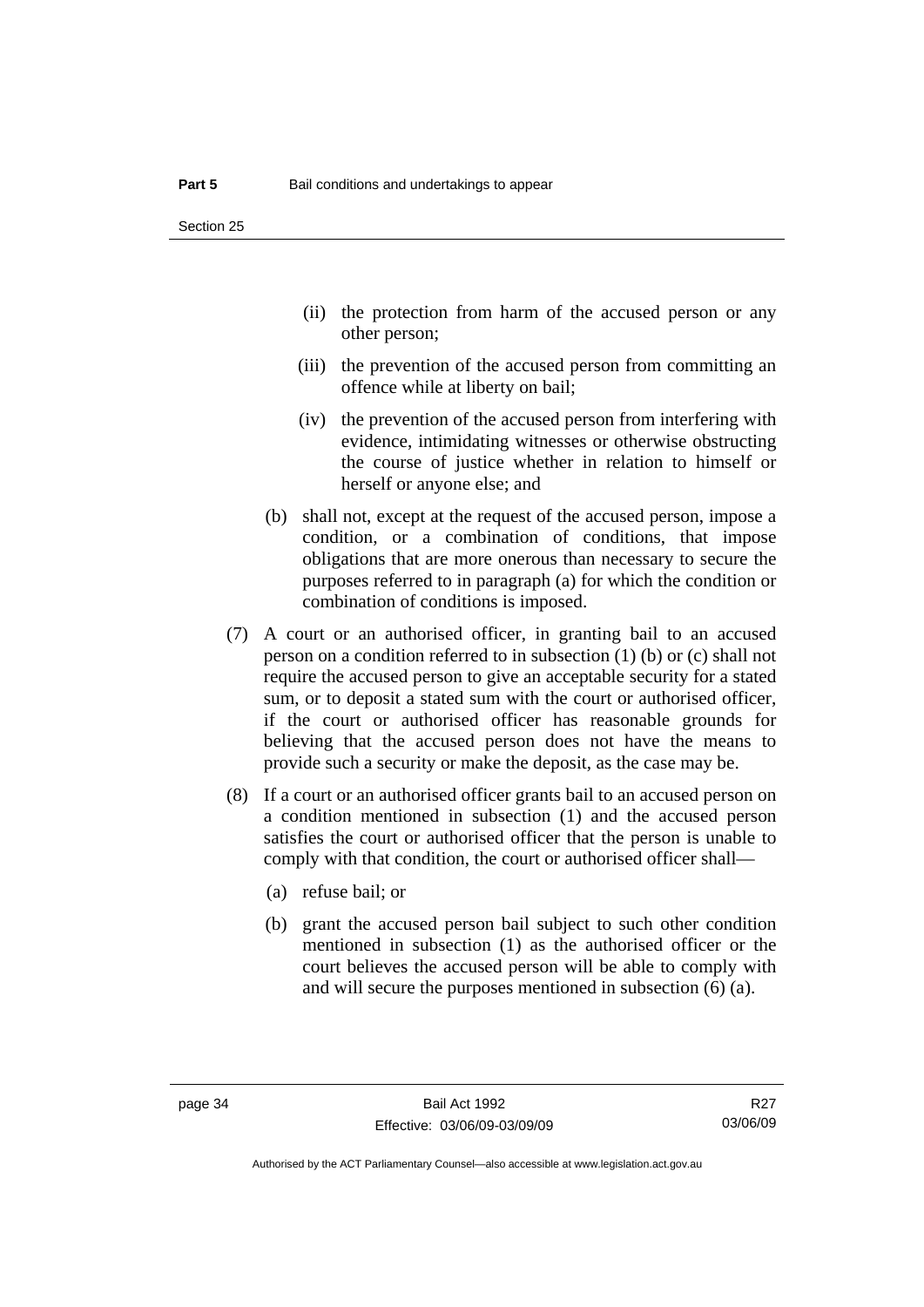(ii) the protection from harm of the accused person or any other person;

(iii) the prevention of the accused person from committing an offence while at liberty on bail;

(iv) the prevention of the accused person from interfering with evidence, intimidating witnesses or otherwise obstructing the course of justice whether in relation to himself or herself or anyone else; and

(b) shall not, except at the request of the accused person, impose a condition, or a combination of conditions, that impose obligations that are more onerous than necessary to secure the purposes referred to in paragraph (a) for which the condition or combination of conditions is imposed.

(7) A court or an authorised officer, in granting bail to an accused person on a condition referred to in subsection (1) (b) or (c) shall not require the accused person to give an acceptable security for a stated sum, or to deposit a stated sum with the court or authorised officer, if the court or authorised officer has reasonable grounds for believing that the accused person does not have the means to provide such a security or make the deposit, as the case may be.

(8) If a court or an authorised officer grants bail to an accused person on a condition mentioned in subsection (1) and the accused person satisfies the court or authorised officer that the person is unable to comply with that condition, the court or authorised officer shall—

(a) refuse bail; or

(b) grant the accused person bail subject to such other condition mentioned in subsection (1) as the authorised officer or the court believes the accused person will be able to comply with and will secure the purposes mentioned in subsection (6) (a).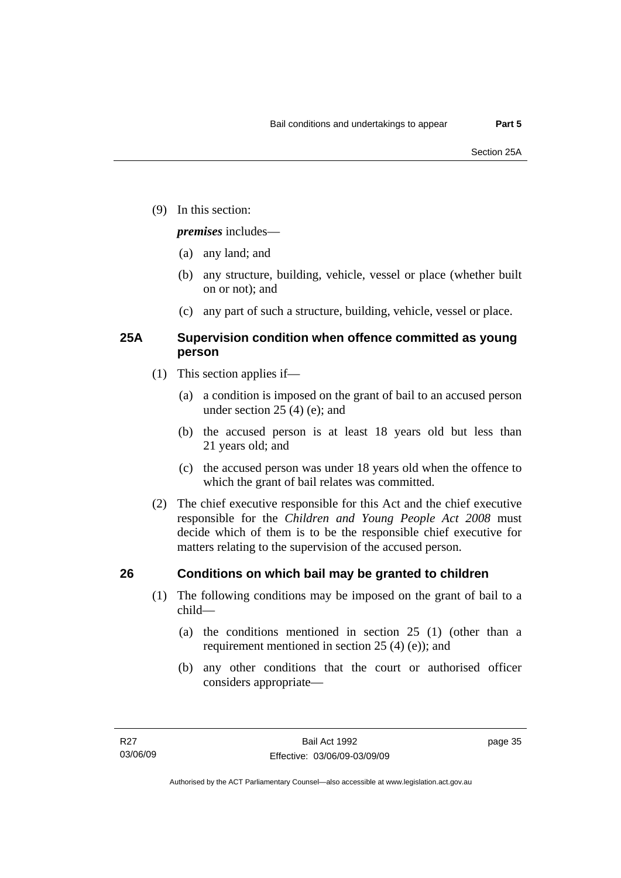(9) In this section:

***premises*** includes—

(a) any land; and

(b) any structure, building, vehicle, vessel or place (whether built on or not); and

(c) any part of such a structure, building, vehicle, vessel or place.

### 25A Supervision condition when offence committed as young person

(1) This section applies if—

(a) a condition is imposed on the grant of bail to an accused person under section 25 (4) (e); and

(b) the accused person is at least 18 years old but less than 21 years old; and

(c) the accused person was under 18 years old when the offence to which the grant of bail relates was committed.

(2) The chief executive responsible for this Act and the chief executive responsible for the *Children and Young People Act 2008* must decide which of them is to be the responsible chief executive for matters relating to the supervision of the accused person.

### 26 Conditions on which bail may be granted to children

(1) The following conditions may be imposed on the grant of bail to a child—

(a) the conditions mentioned in section 25 (1) (other than a requirement mentioned in section 25 (4) (e)); and

(b) any other conditions that the court or authorised officer considers appropriate—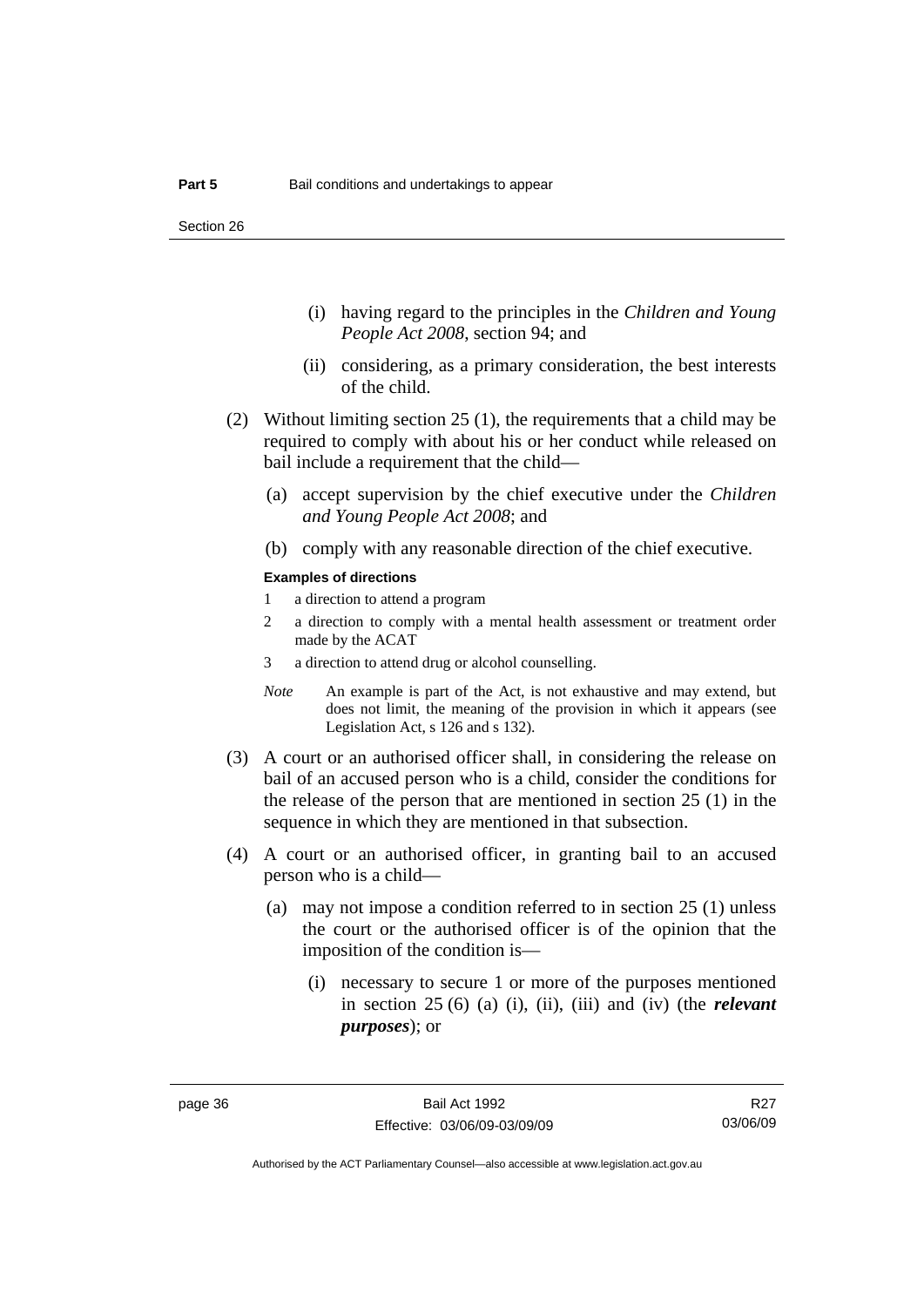(i) having regard to the principles in the *Children and Young People Act 2008*, section 94; and

(ii) considering, as a primary consideration, the best interests of the child.

(2) Without limiting section 25 (1), the requirements that a child may be required to comply with about his or her conduct while released on bail include a requirement that the child—

(a) accept supervision by the chief executive under the *Children and Young People Act 2008*; and

(b) comply with any reasonable direction of the chief executive.

**Examples of directions**

1 a direction to attend a program

2 a direction to comply with a mental health assessment or treatment order made by the ACAT

3 a direction to attend drug or alcohol counselling.

*Note* An example is part of the Act, is not exhaustive and may extend, but does not limit, the meaning of the provision in which it appears (see Legislation Act, s 126 and s 132).

(3) A court or an authorised officer shall, in considering the release on bail of an accused person who is a child, consider the conditions for the release of the person that are mentioned in section 25 (1) in the sequence in which they are mentioned in that subsection.

(4) A court or an authorised officer, in granting bail to an accused person who is a child—

(a) may not impose a condition referred to in section 25 (1) unless the court or the authorised officer is of the opinion that the imposition of the condition is—

(i) necessary to secure 1 or more of the purposes mentioned in section 25 (6) (a) (i), (ii), (iii) and (iv) (the ***relevant purposes***); or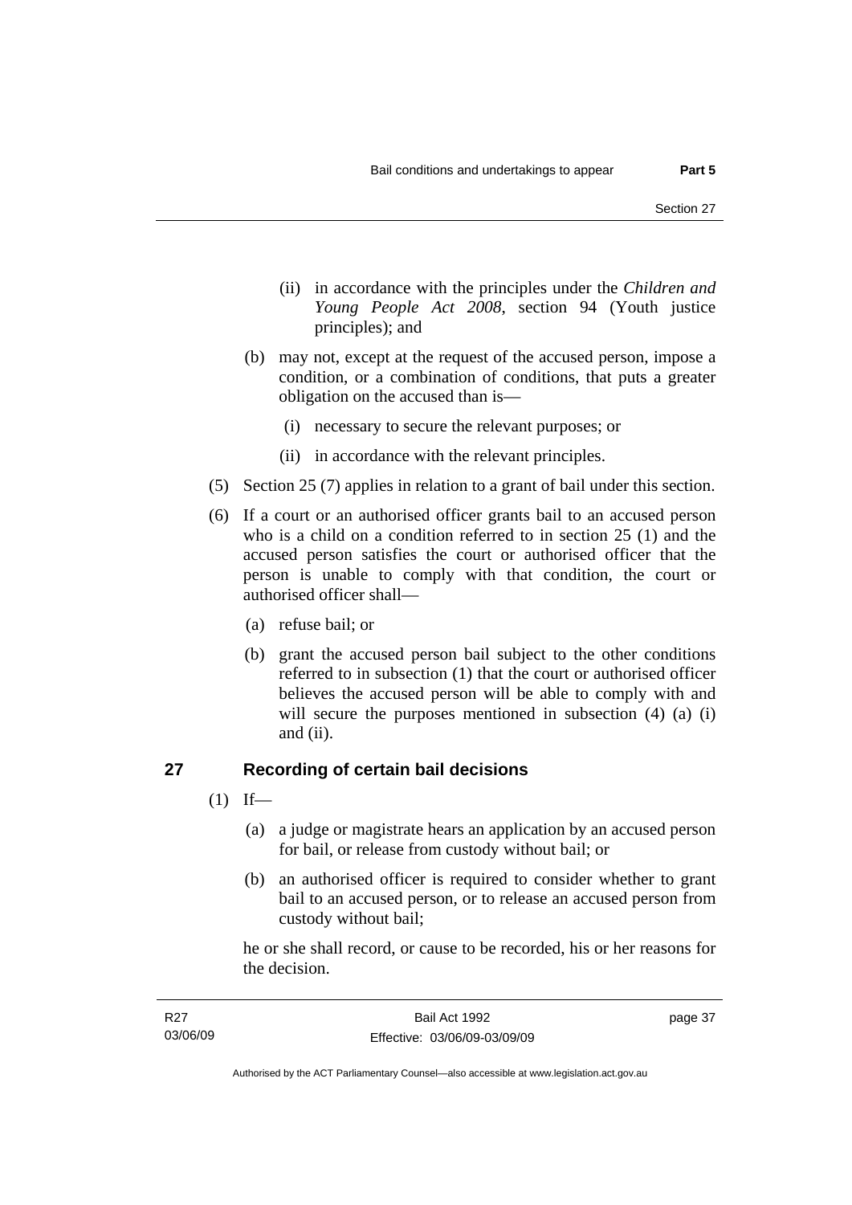(ii) in accordance with the principles under the *Children and Young People Act 2008*, section 94 (Youth justice principles); and

(b) may not, except at the request of the accused person, impose a condition, or a combination of conditions, that puts a greater obligation on the accused than is—

(i) necessary to secure the relevant purposes; or

(ii) in accordance with the relevant principles.

(5) Section 25 (7) applies in relation to a grant of bail under this section.

(6) If a court or an authorised officer grants bail to an accused person who is a child on a condition referred to in section 25 (1) and the accused person satisfies the court or authorised officer that the person is unable to comply with that condition, the court or authorised officer shall—

(a) refuse bail; or

(b) grant the accused person bail subject to the other conditions referred to in subsection (1) that the court or authorised officer believes the accused person will be able to comply with and will secure the purposes mentioned in subsection (4) (a) (i) and (ii).

## 27 Recording of certain bail decisions

(1) If—

(a) a judge or magistrate hears an application by an accused person for bail, or release from custody without bail; or

(b) an authorised officer is required to consider whether to grant bail to an accused person, or to release an accused person from custody without bail;

he or she shall record, or cause to be recorded, his or her reasons for the decision.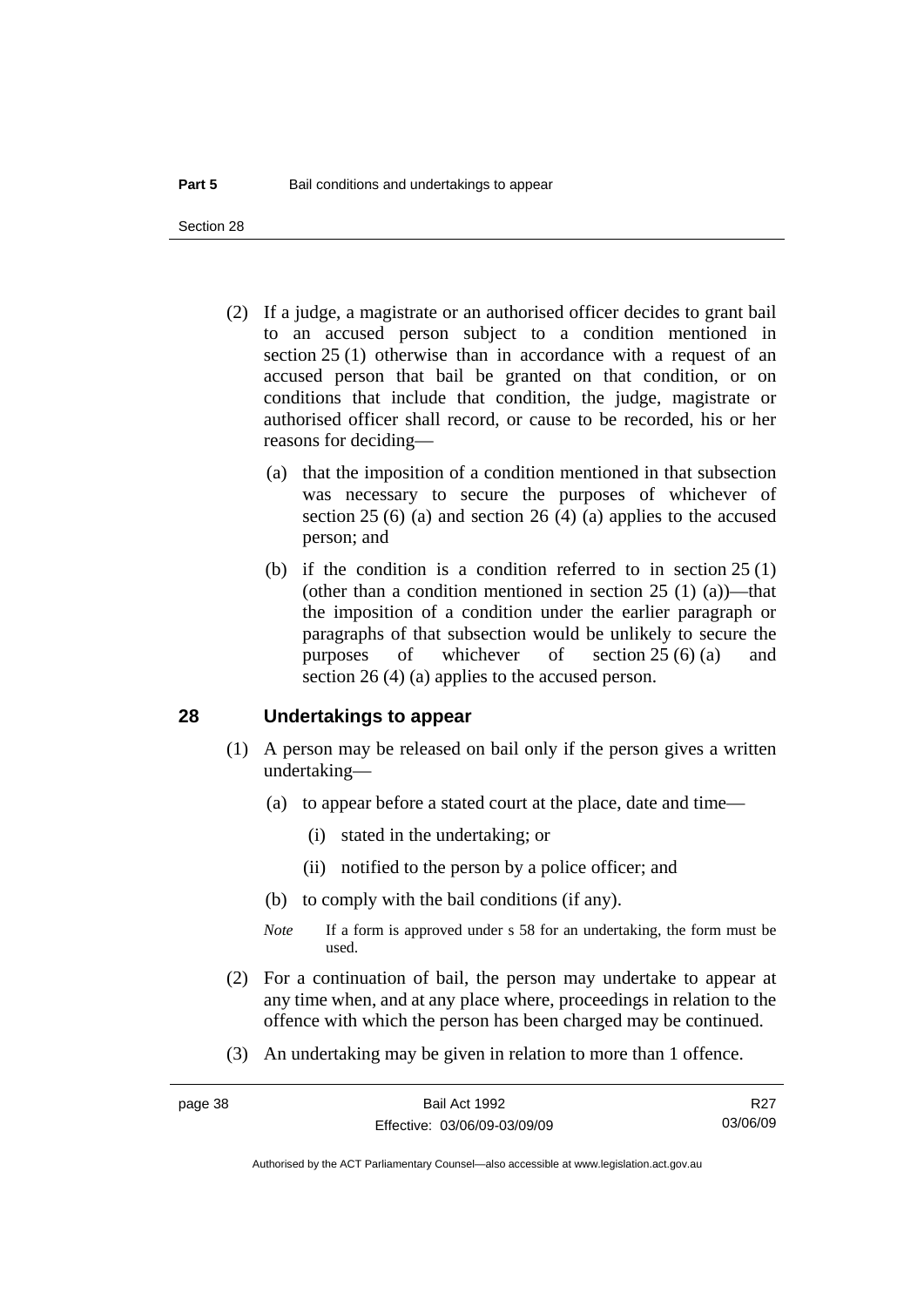(2) If a judge, a magistrate or an authorised officer decides to grant bail to an accused person subject to a condition mentioned in section 25 (1) otherwise than in accordance with a request of an accused person that bail be granted on that condition, or on conditions that include that condition, the judge, magistrate or authorised officer shall record, or cause to be recorded, his or her reasons for deciding—

(a) that the imposition of a condition mentioned in that subsection was necessary to secure the purposes of whichever of section 25 (6) (a) and section 26 (4) (a) applies to the accused person; and

(b) if the condition is a condition referred to in section 25 (1) (other than a condition mentioned in section 25 (1) (a))—that the imposition of a condition under the earlier paragraph or paragraphs of that subsection would be unlikely to secure the purposes of whichever of section 25 (6) (a) and section 26 (4) (a) applies to the accused person.

## 28 Undertakings to appear

(1) A person may be released on bail only if the person gives a written undertaking—

(a) to appear before a stated court at the place, date and time—

(i) stated in the undertaking; or

(ii) notified to the person by a police officer; and

(b) to comply with the bail conditions (if any).

*Note* If a form is approved under s 58 for an undertaking, the form must be used.

(2) For a continuation of bail, the person may undertake to appear at any time when, and at any place where, proceedings in relation to the offence with which the person has been charged may be continued.

(3) An undertaking may be given in relation to more than 1 offence.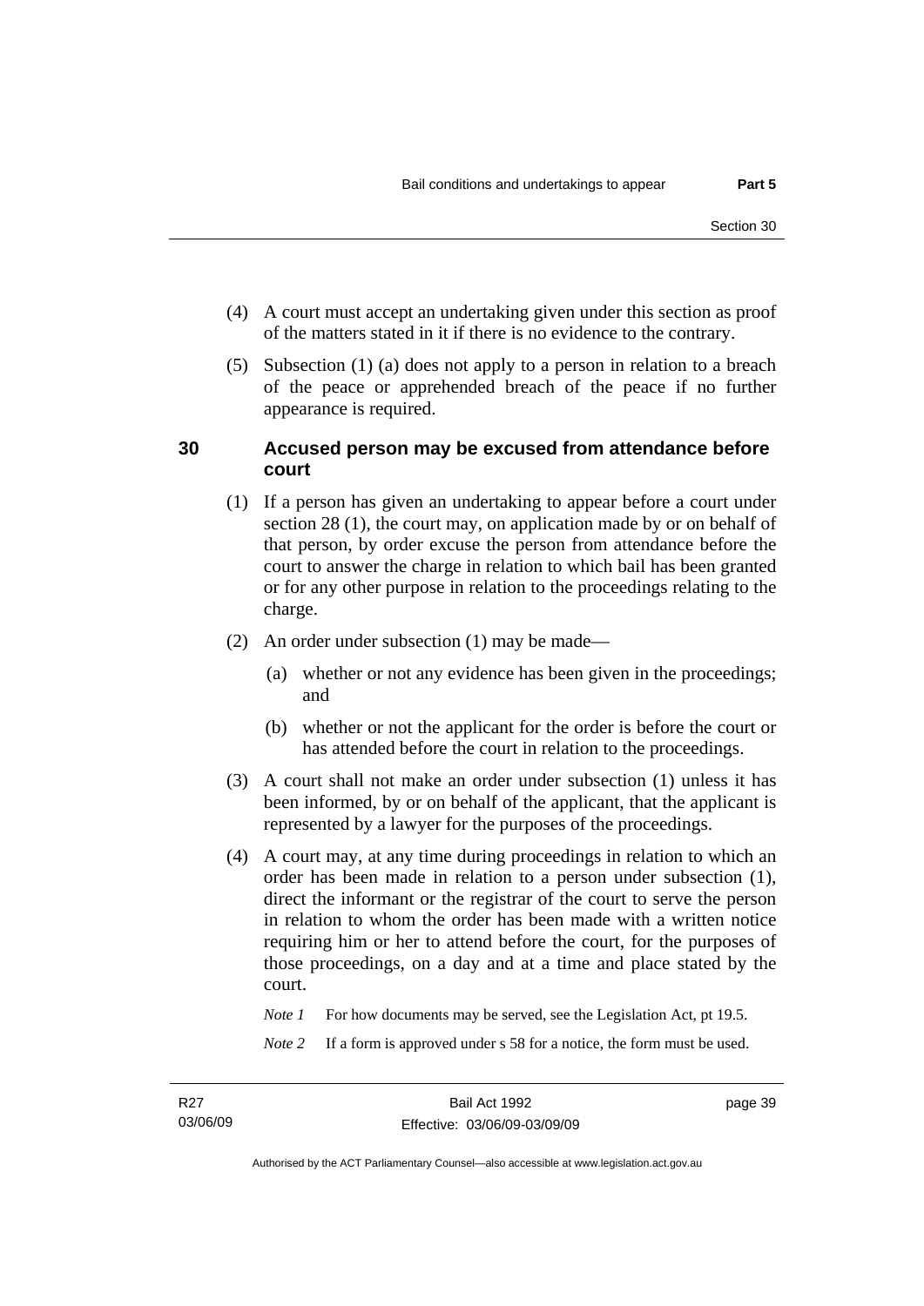(4) A court must accept an undertaking given under this section as proof of the matters stated in it if there is no evidence to the contrary.

(5) Subsection (1) (a) does not apply to a person in relation to a breach of the peace or apprehended breach of the peace if no further appearance is required.

### 30 Accused person may be excused from attendance before court

(1) If a person has given an undertaking to appear before a court under section 28 (1), the court may, on application made by or on behalf of that person, by order excuse the person from attendance before the court to answer the charge in relation to which bail has been granted or for any other purpose in relation to the proceedings relating to the charge.

(2) An order under subsection (1) may be made—

(a) whether or not any evidence has been given in the proceedings; and

(b) whether or not the applicant for the order is before the court or has attended before the court in relation to the proceedings.

(3) A court shall not make an order under subsection (1) unless it has been informed, by or on behalf of the applicant, that the applicant is represented by a lawyer for the purposes of the proceedings.

(4) A court may, at any time during proceedings in relation to which an order has been made in relation to a person under subsection (1), direct the informant or the registrar of the court to serve the person in relation to whom the order has been made with a written notice requiring him or her to attend before the court, for the purposes of those proceedings, on a day and at a time and place stated by the court.

*Note 1* For how documents may be served, see the Legislation Act, pt 19.5.

*Note 2* If a form is approved under s 58 for a notice, the form must be used.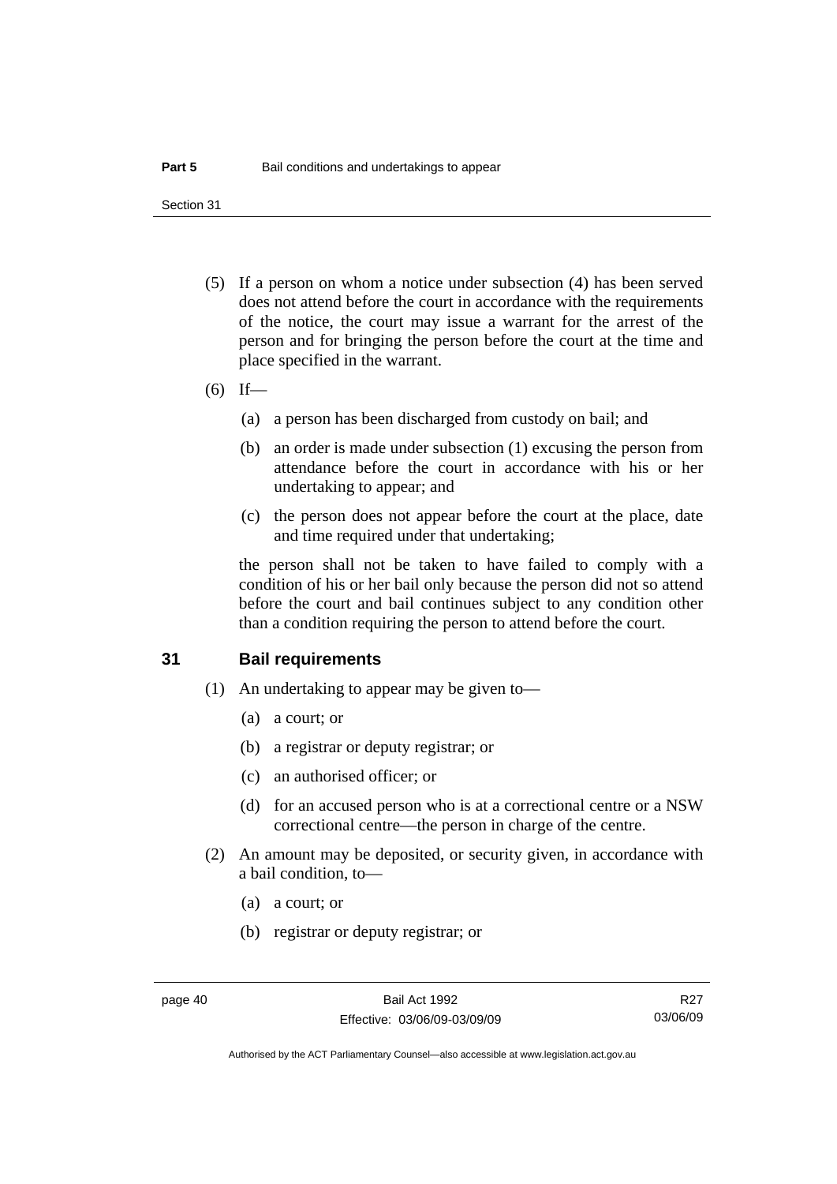(5) If a person on whom a notice under subsection (4) has been served does not attend before the court in accordance with the requirements of the notice, the court may issue a warrant for the arrest of the person and for bringing the person before the court at the time and place specified in the warrant.

(6) If—

(a) a person has been discharged from custody on bail; and

(b) an order is made under subsection (1) excusing the person from attendance before the court in accordance with his or her undertaking to appear; and

(c) the person does not appear before the court at the place, date and time required under that undertaking;

the person shall not be taken to have failed to comply with a condition of his or her bail only because the person did not so attend before the court and bail continues subject to any condition other than a condition requiring the person to attend before the court.

## 31 Bail requirements

(1) An undertaking to appear may be given to—

(a) a court; or

(b) a registrar or deputy registrar; or

(c) an authorised officer; or

(d) for an accused person who is at a correctional centre or a NSW correctional centre—the person in charge of the centre.

(2) An amount may be deposited, or security given, in accordance with a bail condition, to—

(a) a court; or

(b) registrar or deputy registrar; or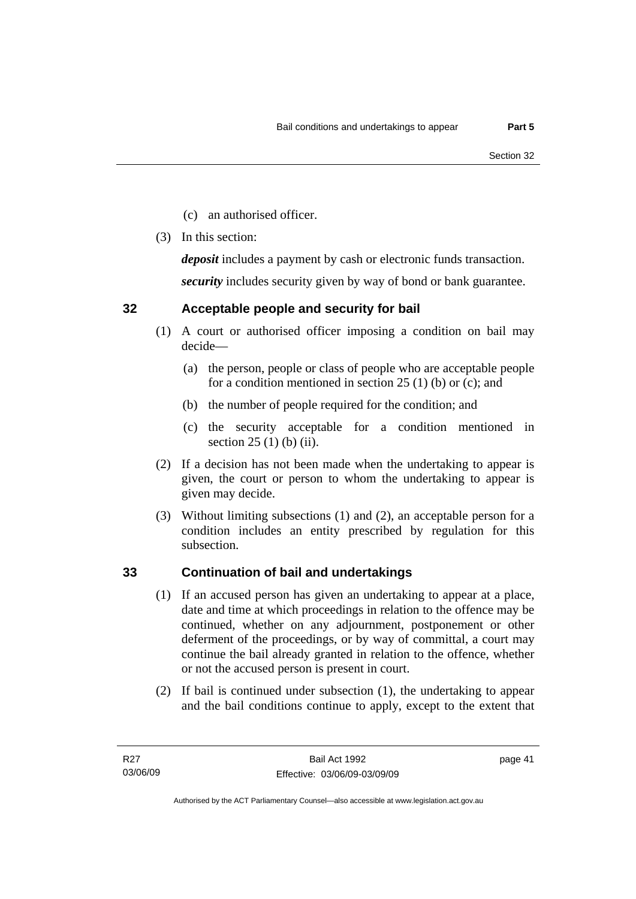(c) an authorised officer.

(3) In this section:

***deposit*** includes a payment by cash or electronic funds transaction.

***security*** includes security given by way of bond or bank guarantee.

## 32 Acceptable people and security for bail

(1) A court or authorised officer imposing a condition on bail may decide—

(a) the person, people or class of people who are acceptable people for a condition mentioned in section 25 (1) (b) or (c); and

(b) the number of people required for the condition; and

(c) the security acceptable for a condition mentioned in section 25 (1) (b) (ii).

(2) If a decision has not been made when the undertaking to appear is given, the court or person to whom the undertaking to appear is given may decide.

(3) Without limiting subsections (1) and (2), an acceptable person for a condition includes an entity prescribed by regulation for this subsection.

## 33 Continuation of bail and undertakings

(1) If an accused person has given an undertaking to appear at a place, date and time at which proceedings in relation to the offence may be continued, whether on any adjournment, postponement or other deferment of the proceedings, or by way of committal, a court may continue the bail already granted in relation to the offence, whether or not the accused person is present in court.

(2) If bail is continued under subsection (1), the undertaking to appear and the bail conditions continue to apply, except to the extent that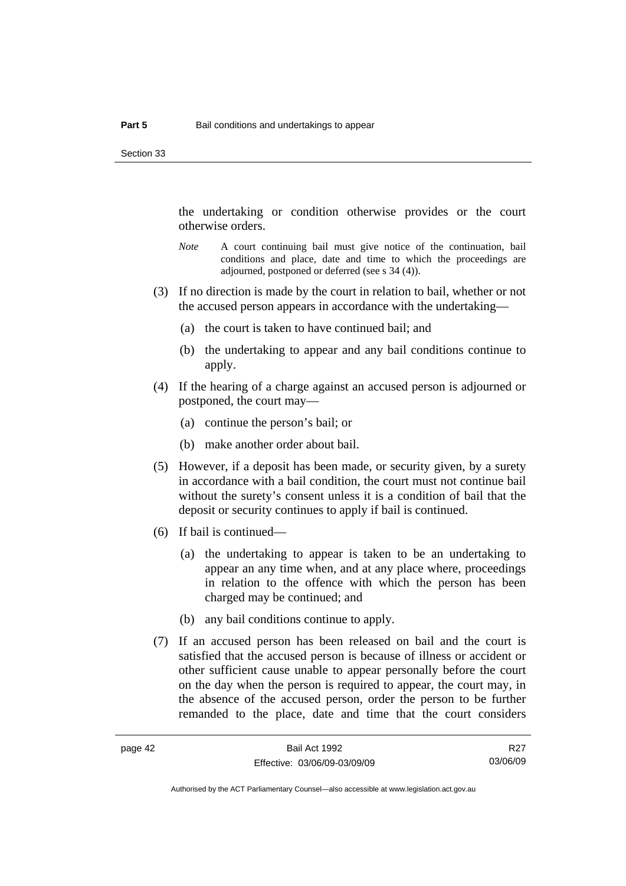the undertaking or condition otherwise provides or the court otherwise orders.

*Note* A court continuing bail must give notice of the continuation, bail conditions and place, date and time to which the proceedings are adjourned, postponed or deferred (see s 34 (4)).

(3) If no direction is made by the court in relation to bail, whether or not the accused person appears in accordance with the undertaking—

(a) the court is taken to have continued bail; and

(b) the undertaking to appear and any bail conditions continue to apply.

(4) If the hearing of a charge against an accused person is adjourned or postponed, the court may—

(a) continue the person's bail; or

(b) make another order about bail.

(5) However, if a deposit has been made, or security given, by a surety in accordance with a bail condition, the court must not continue bail without the surety's consent unless it is a condition of bail that the deposit or security continues to apply if bail is continued.

(6) If bail is continued—

(a) the undertaking to appear is taken to be an undertaking to appear an any time when, and at any place where, proceedings in relation to the offence with which the person has been charged may be continued; and

(b) any bail conditions continue to apply.

(7) If an accused person has been released on bail and the court is satisfied that the accused person is because of illness or accident or other sufficient cause unable to appear personally before the court on the day when the person is required to appear, the court may, in the absence of the accused person, order the person to be further remanded to the place, date and time that the court considers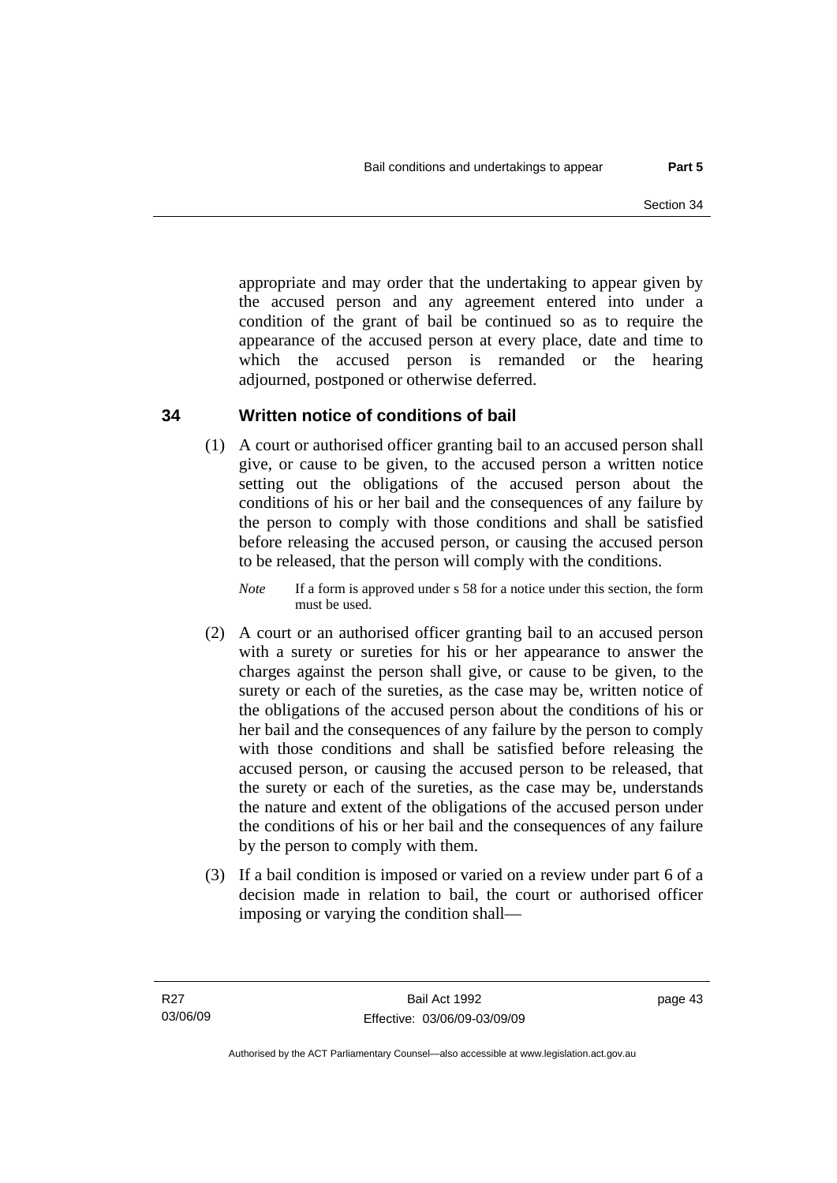appropriate and may order that the undertaking to appear given by the accused person and any agreement entered into under a condition of the grant of bail be continued so as to require the appearance of the accused person at every place, date and time to which the accused person is remanded or the hearing adjourned, postponed or otherwise deferred.

## 34 Written notice of conditions of bail

(1) A court or authorised officer granting bail to an accused person shall give, or cause to be given, to the accused person a written notice setting out the obligations of the accused person about the conditions of his or her bail and the consequences of any failure by the person to comply with those conditions and shall be satisfied before releasing the accused person, or causing the accused person to be released, that the person will comply with the conditions.

*Note* If a form is approved under s 58 for a notice under this section, the form must be used.

(2) A court or an authorised officer granting bail to an accused person with a surety or sureties for his or her appearance to answer the charges against the person shall give, or cause to be given, to the surety or each of the sureties, as the case may be, written notice of the obligations of the accused person about the conditions of his or her bail and the consequences of any failure by the person to comply with those conditions and shall be satisfied before releasing the accused person, or causing the accused person to be released, that the surety or each of the sureties, as the case may be, understands the nature and extent of the obligations of the accused person under the conditions of his or her bail and the consequences of any failure by the person to comply with them.

(3) If a bail condition is imposed or varied on a review under part 6 of a decision made in relation to bail, the court or authorised officer imposing or varying the condition shall—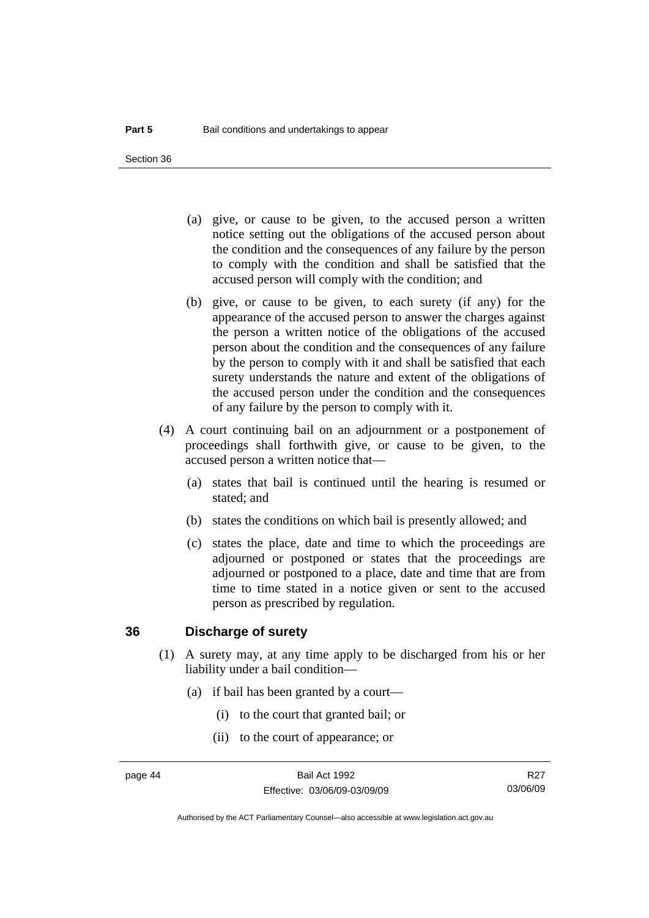(a) give, or cause to be given, to the accused person a written notice setting out the obligations of the accused person about the condition and the consequences of any failure by the person to comply with the condition and shall be satisfied that the accused person will comply with the condition; and

(b) give, or cause to be given, to each surety (if any) for the appearance of the accused person to answer the charges against the person a written notice of the obligations of the accused person about the condition and the consequences of any failure by the person to comply with it and shall be satisfied that each surety understands the nature and extent of the obligations of the accused person under the condition and the consequences of any failure by the person to comply with it.

(4) A court continuing bail on an adjournment or a postponement of proceedings shall forthwith give, or cause to be given, to the accused person a written notice that—

(a) states that bail is continued until the hearing is resumed or stated; and

(b) states the conditions on which bail is presently allowed; and

(c) states the place, date and time to which the proceedings are adjourned or postponed or states that the proceedings are adjourned or postponed to a place, date and time that are from time to time stated in a notice given or sent to the accused person as prescribed by regulation.

## 36 Discharge of surety

(1) A surety may, at any time apply to be discharged from his or her liability under a bail condition—

(a) if bail has been granted by a court—

(i) to the court that granted bail; or

(ii) to the court of appearance; or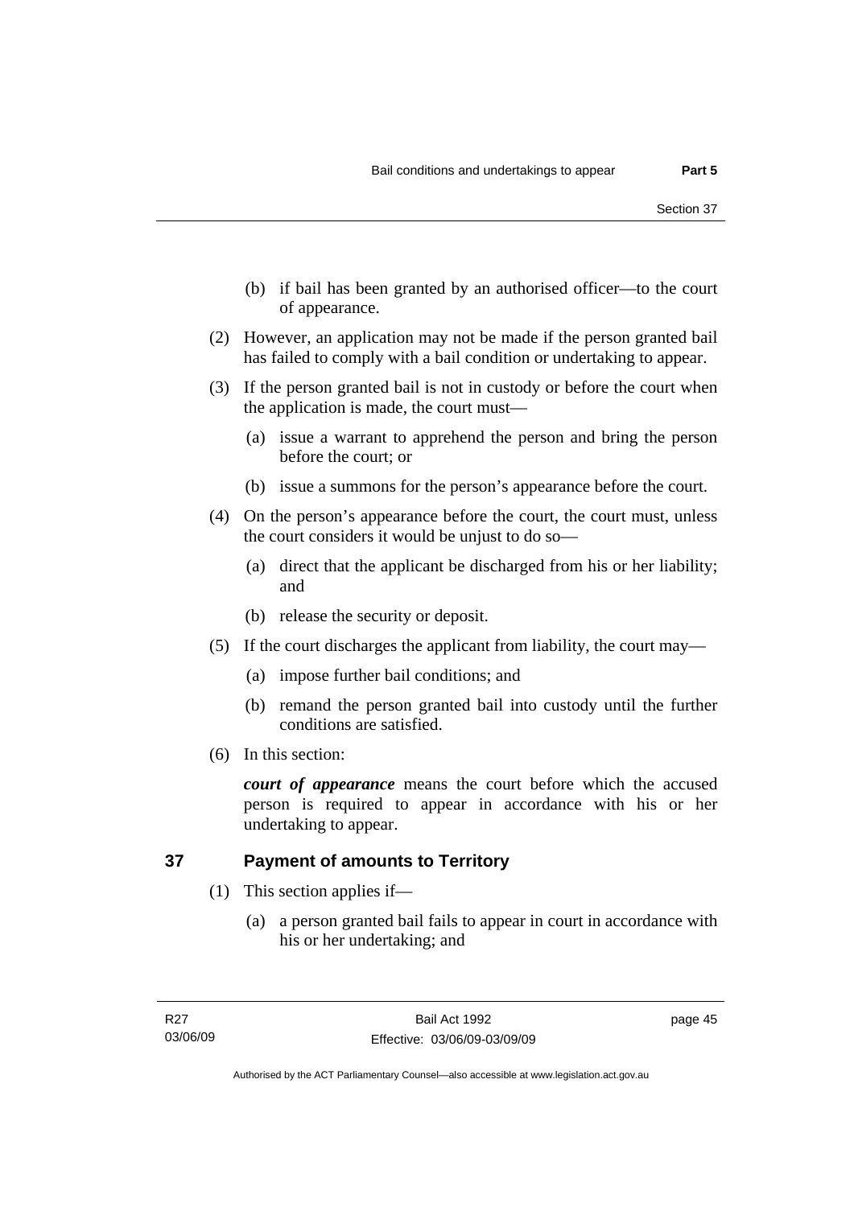(b) if bail has been granted by an authorised officer—to the court of appearance.

(2) However, an application may not be made if the person granted bail has failed to comply with a bail condition or undertaking to appear.

(3) If the person granted bail is not in custody or before the court when the application is made, the court must—

(a) issue a warrant to apprehend the person and bring the person before the court; or

(b) issue a summons for the person's appearance before the court.

(4) On the person's appearance before the court, the court must, unless the court considers it would be unjust to do so—

(a) direct that the applicant be discharged from his or her liability; and

(b) release the security or deposit.

(5) If the court discharges the applicant from liability, the court may—

(a) impose further bail conditions; and

(b) remand the person granted bail into custody until the further conditions are satisfied.

(6) In this section:

***court of appearance*** means the court before which the accused person is required to appear in accordance with his or her undertaking to appear.

## 37 Payment of amounts to Territory

(1) This section applies if—

(a) a person granted bail fails to appear in court in accordance with his or her undertaking; and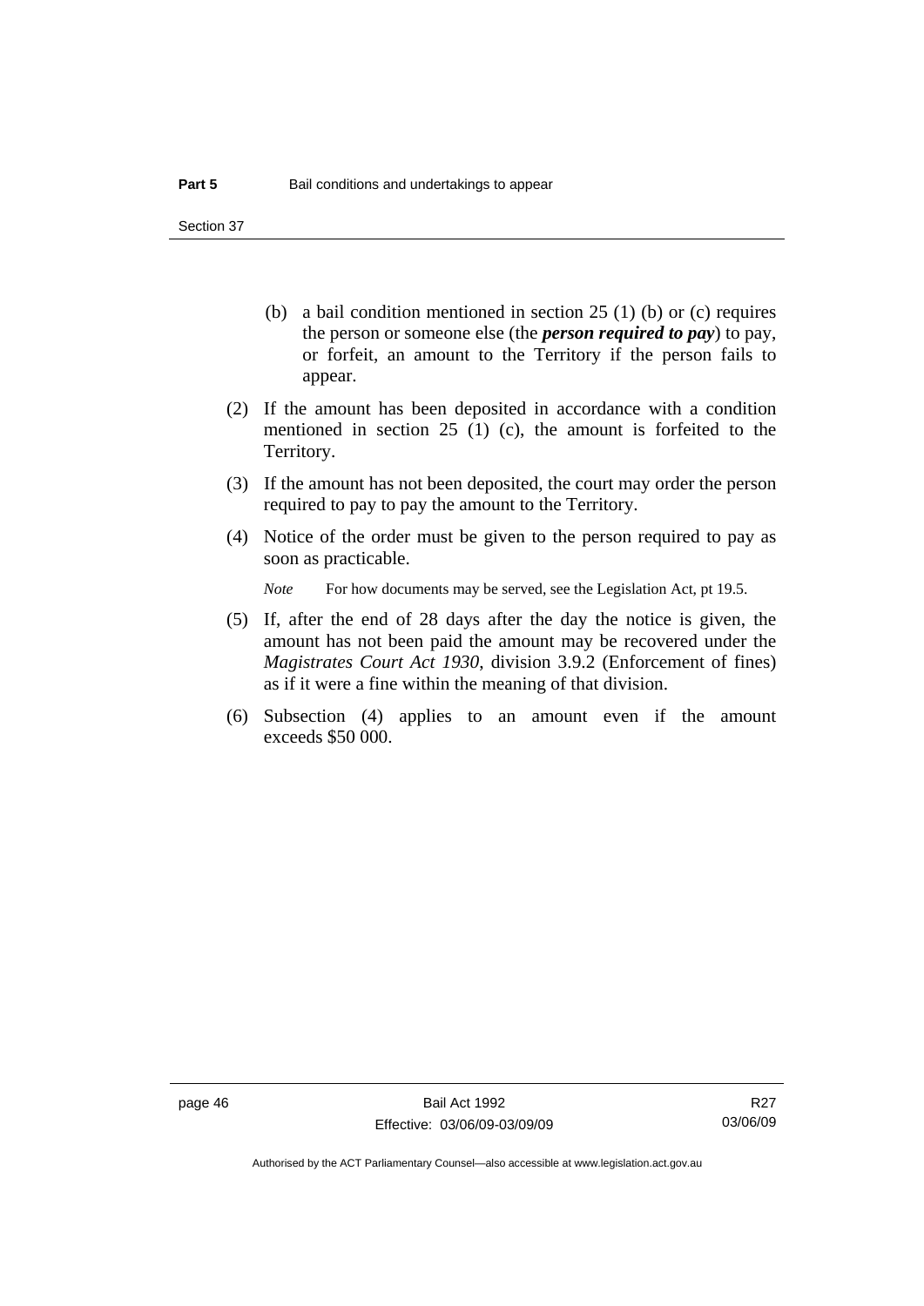(b) a bail condition mentioned in section 25 (1) (b) or (c) requires the person or someone else (the ***person required to pay***) to pay, or forfeit, an amount to the Territory if the person fails to appear.

(2) If the amount has been deposited in accordance with a condition mentioned in section 25 (1) (c), the amount is forfeited to the Territory.

(3) If the amount has not been deposited, the court may order the person required to pay to pay the amount to the Territory.

(4) Notice of the order must be given to the person required to pay as soon as practicable.

*Note* For how documents may be served, see the Legislation Act, pt 19.5.

(5) If, after the end of 28 days after the day the notice is given, the amount has not been paid the amount may be recovered under the *Magistrates Court Act 1930*, division 3.9.2 (Enforcement of fines) as if it were a fine within the meaning of that division.

(6) Subsection (4) applies to an amount even if the amount exceeds $50 000.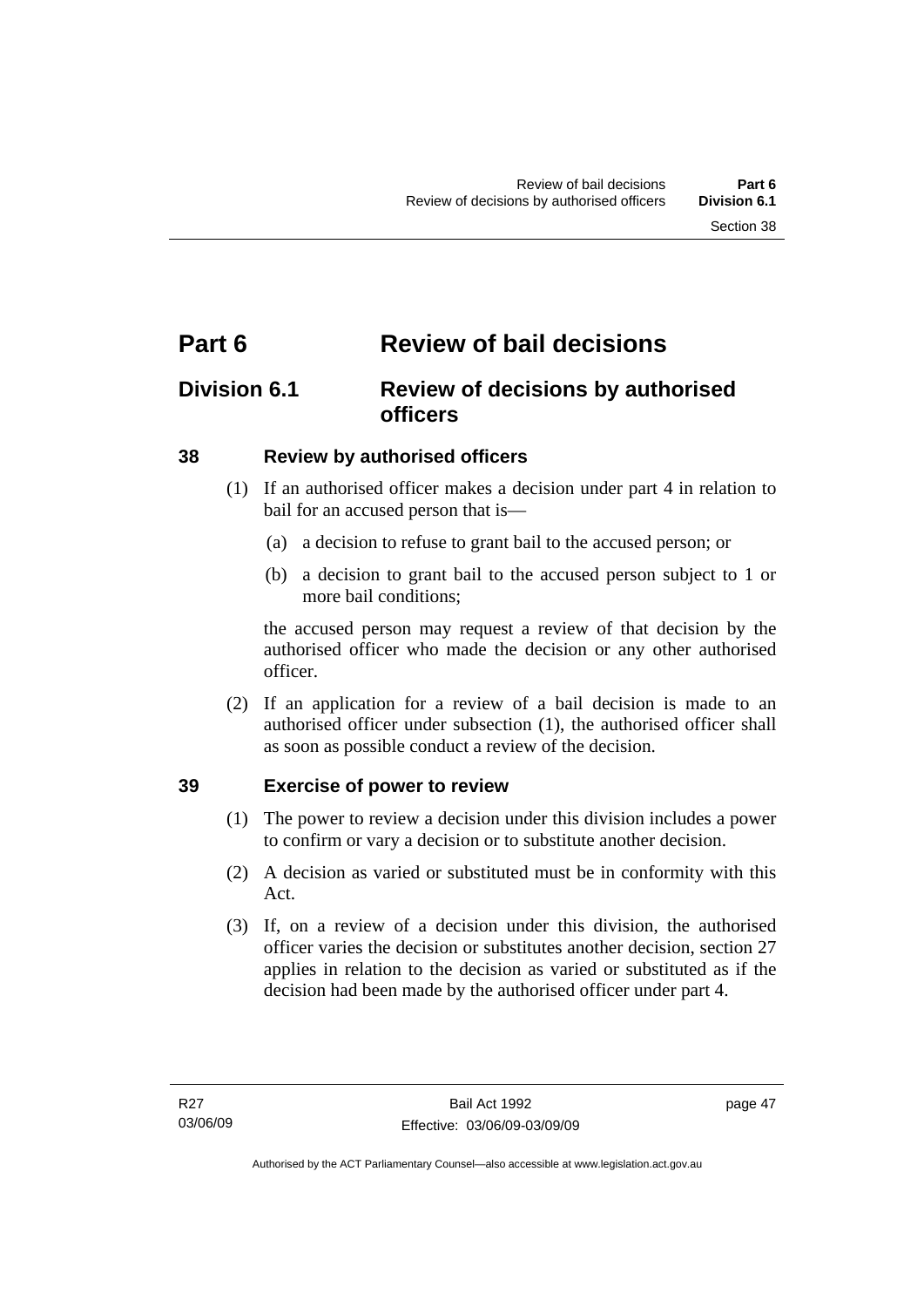# Part 6 Review of bail decisions

## Division 6.1 Review of decisions by authorised officers

### 38 Review by authorised officers

(1) If an authorised officer makes a decision under part 4 in relation to bail for an accused person that is—

(a) a decision to refuse to grant bail to the accused person; or

(b) a decision to grant bail to the accused person subject to 1 or more bail conditions;

the accused person may request a review of that decision by the authorised officer who made the decision or any other authorised officer.

(2) If an application for a review of a bail decision is made to an authorised officer under subsection (1), the authorised officer shall as soon as possible conduct a review of the decision.

### 39 Exercise of power to review

(1) The power to review a decision under this division includes a power to confirm or vary a decision or to substitute another decision.

(2) A decision as varied or substituted must be in conformity with this Act.

(3) If, on a review of a decision under this division, the authorised officer varies the decision or substitutes another decision, section 27 applies in relation to the decision as varied or substituted as if the decision had been made by the authorised officer under part 4.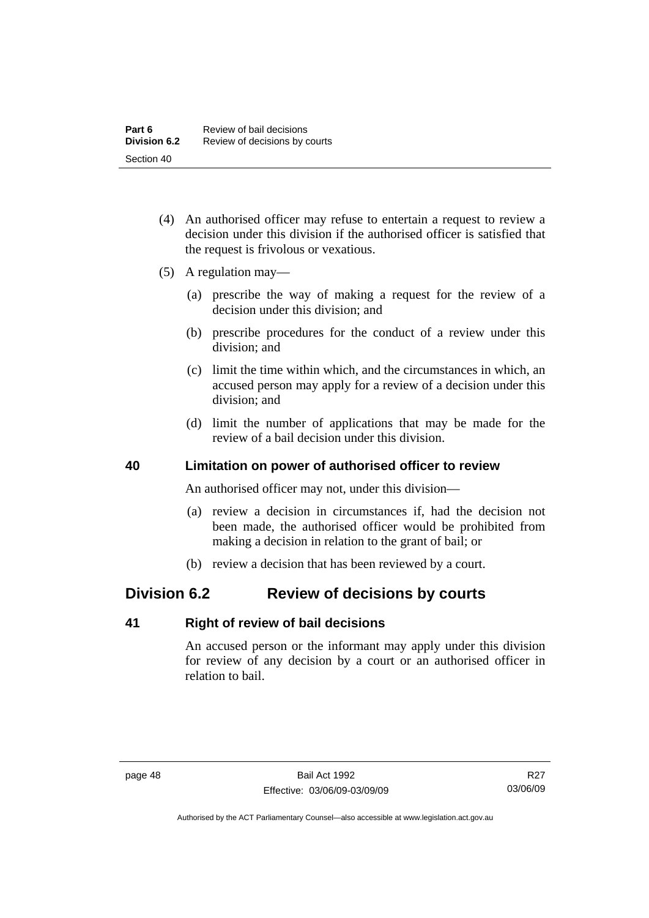(4) An authorised officer may refuse to entertain a request to review a decision under this division if the authorised officer is satisfied that the request is frivolous or vexatious.

(5) A regulation may—

(a) prescribe the way of making a request for the review of a decision under this division; and

(b) prescribe procedures for the conduct of a review under this division; and

(c) limit the time within which, and the circumstances in which, an accused person may apply for a review of a decision under this division; and

(d) limit the number of applications that may be made for the review of a bail decision under this division.

### 40 Limitation on power of authorised officer to review

An authorised officer may not, under this division—

(a) review a decision in circumstances if, had the decision not been made, the authorised officer would be prohibited from making a decision in relation to the grant of bail; or

(b) review a decision that has been reviewed by a court.

## Division 6.2 Review of decisions by courts

### 41 Right of review of bail decisions

An accused person or the informant may apply under this division for review of any decision by a court or an authorised officer in relation to bail.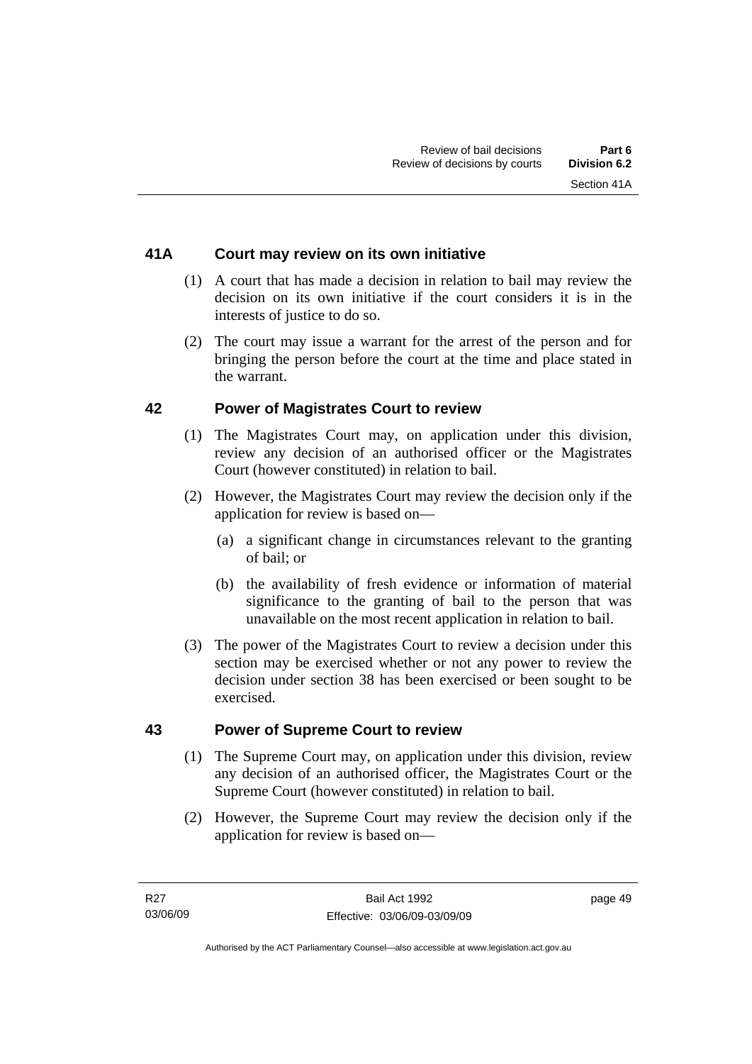### 41A Court may review on its own initiative

(1) A court that has made a decision in relation to bail may review the decision on its own initiative if the court considers it is in the interests of justice to do so.

(2) The court may issue a warrant for the arrest of the person and for bringing the person before the court at the time and place stated in the warrant.

### 42 Power of Magistrates Court to review

(1) The Magistrates Court may, on application under this division, review any decision of an authorised officer or the Magistrates Court (however constituted) in relation to bail.

(2) However, the Magistrates Court may review the decision only if the application for review is based on—

(a) a significant change in circumstances relevant to the granting of bail; or

(b) the availability of fresh evidence or information of material significance to the granting of bail to the person that was unavailable on the most recent application in relation to bail.

(3) The power of the Magistrates Court to review a decision under this section may be exercised whether or not any power to review the decision under section 38 has been exercised or been sought to be exercised.

### 43 Power of Supreme Court to review

(1) The Supreme Court may, on application under this division, review any decision of an authorised officer, the Magistrates Court or the Supreme Court (however constituted) in relation to bail.

(2) However, the Supreme Court may review the decision only if the application for review is based on—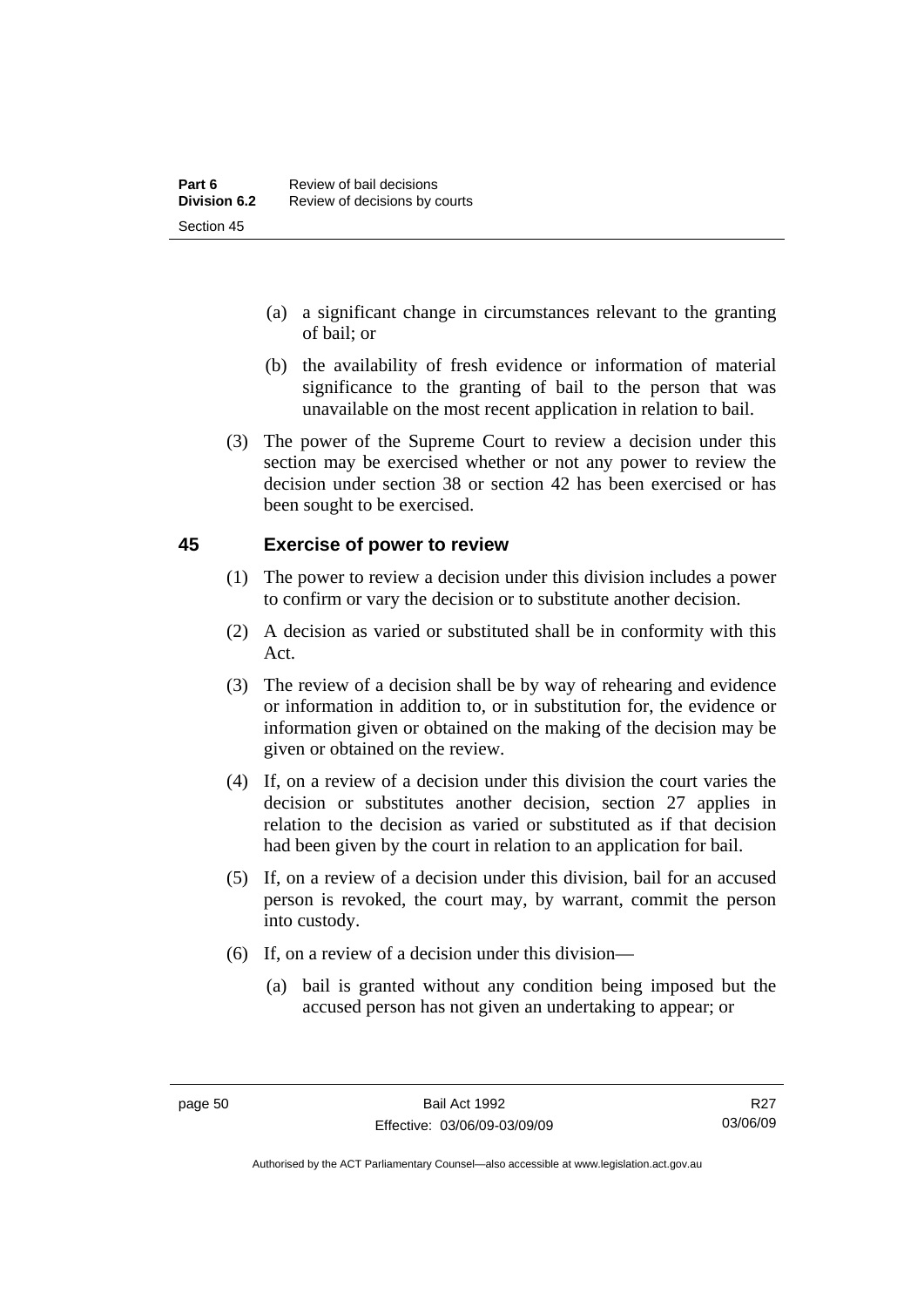(a) a significant change in circumstances relevant to the granting of bail; or

(b) the availability of fresh evidence or information of material significance to the granting of bail to the person that was unavailable on the most recent application in relation to bail.

(3) The power of the Supreme Court to review a decision under this section may be exercised whether or not any power to review the decision under section 38 or section 42 has been exercised or has been sought to be exercised.

## 45 Exercise of power to review

(1) The power to review a decision under this division includes a power to confirm or vary the decision or to substitute another decision.

(2) A decision as varied or substituted shall be in conformity with this Act.

(3) The review of a decision shall be by way of rehearing and evidence or information in addition to, or in substitution for, the evidence or information given or obtained on the making of the decision may be given or obtained on the review.

(4) If, on a review of a decision under this division the court varies the decision or substitutes another decision, section 27 applies in relation to the decision as varied or substituted as if that decision had been given by the court in relation to an application for bail.

(5) If, on a review of a decision under this division, bail for an accused person is revoked, the court may, by warrant, commit the person into custody.

(6) If, on a review of a decision under this division—

(a) bail is granted without any condition being imposed but the accused person has not given an undertaking to appear; or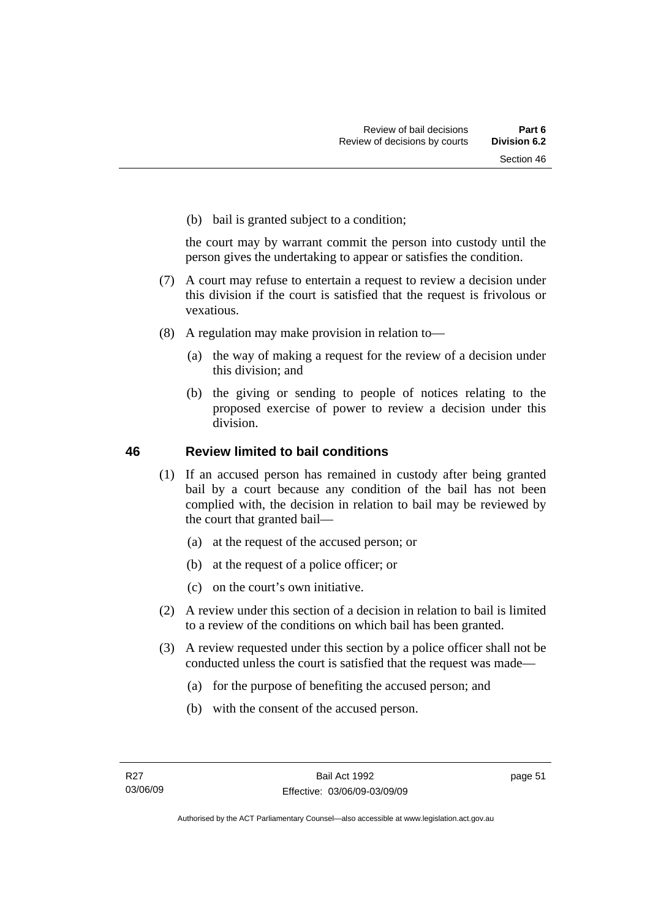(b) bail is granted subject to a condition;

the court may by warrant commit the person into custody until the person gives the undertaking to appear or satisfies the condition.

(7) A court may refuse to entertain a request to review a decision under this division if the court is satisfied that the request is frivolous or vexatious.

(8) A regulation may make provision in relation to—

(a) the way of making a request for the review of a decision under this division; and

(b) the giving or sending to people of notices relating to the proposed exercise of power to review a decision under this division.

## 46 Review limited to bail conditions

(1) If an accused person has remained in custody after being granted bail by a court because any condition of the bail has not been complied with, the decision in relation to bail may be reviewed by the court that granted bail—

(a) at the request of the accused person; or

(b) at the request of a police officer; or

(c) on the court's own initiative.

(2) A review under this section of a decision in relation to bail is limited to a review of the conditions on which bail has been granted.

(3) A review requested under this section by a police officer shall not be conducted unless the court is satisfied that the request was made—

(a) for the purpose of benefiting the accused person; and

(b) with the consent of the accused person.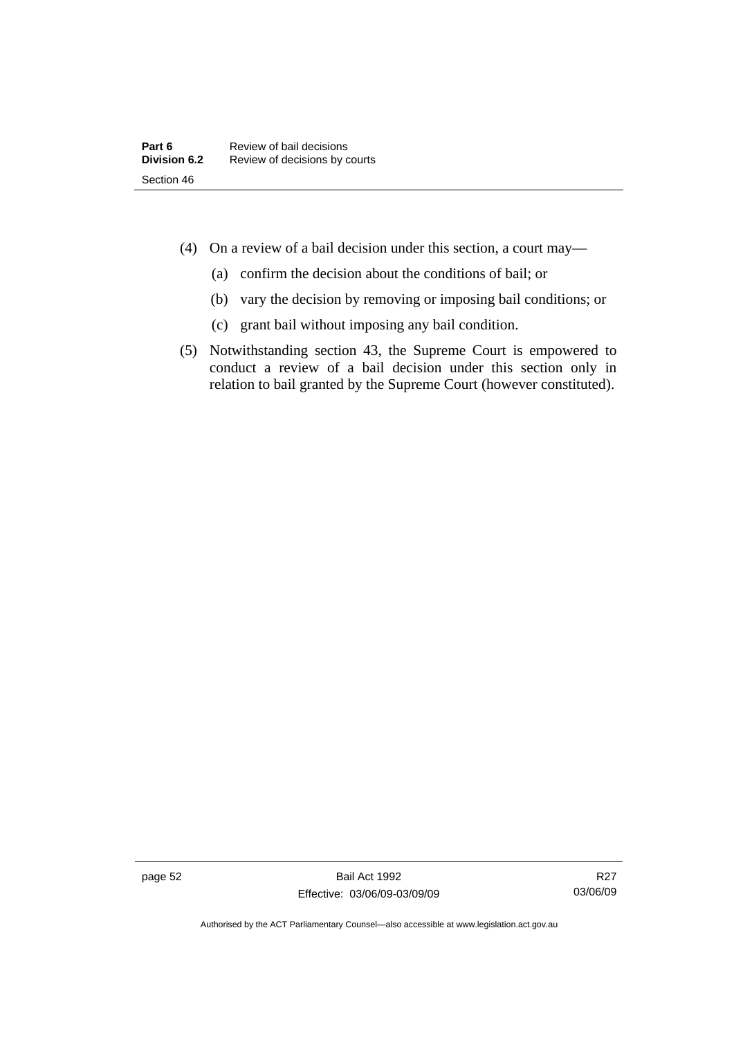(4) On a review of a bail decision under this section, a court may—

  (a) confirm the decision about the conditions of bail; or

  (b) vary the decision by removing or imposing bail conditions; or

  (c) grant bail without imposing any bail condition.

(5) Notwithstanding section 43, the Supreme Court is empowered to conduct a review of a bail decision under this section only in relation to bail granted by the Supreme Court (however constituted).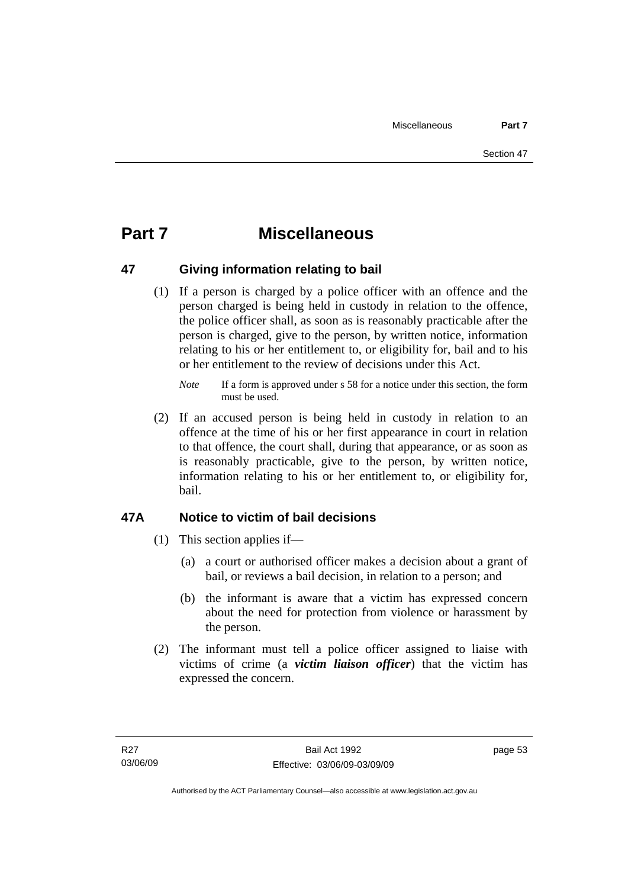# Part 7 Miscellaneous

## 47 Giving information relating to bail

(1) If a person is charged by a police officer with an offence and the person charged is being held in custody in relation to the offence, the police officer shall, as soon as is reasonably practicable after the person is charged, give to the person, by written notice, information relating to his or her entitlement to, or eligibility for, bail and to his or her entitlement to the review of decisions under this Act.

*Note* If a form is approved under s 58 for a notice under this section, the form must be used.

(2) If an accused person is being held in custody in relation to an offence at the time of his or her first appearance in court in relation to that offence, the court shall, during that appearance, or as soon as is reasonably practicable, give to the person, by written notice, information relating to his or her entitlement to, or eligibility for, bail.

## 47A Notice to victim of bail decisions

(1) This section applies if—

(a) a court or authorised officer makes a decision about a grant of bail, or reviews a bail decision, in relation to a person; and

(b) the informant is aware that a victim has expressed concern about the need for protection from violence or harassment by the person.

(2) The informant must tell a police officer assigned to liaise with victims of crime (a ***victim liaison officer***) that the victim has expressed the concern.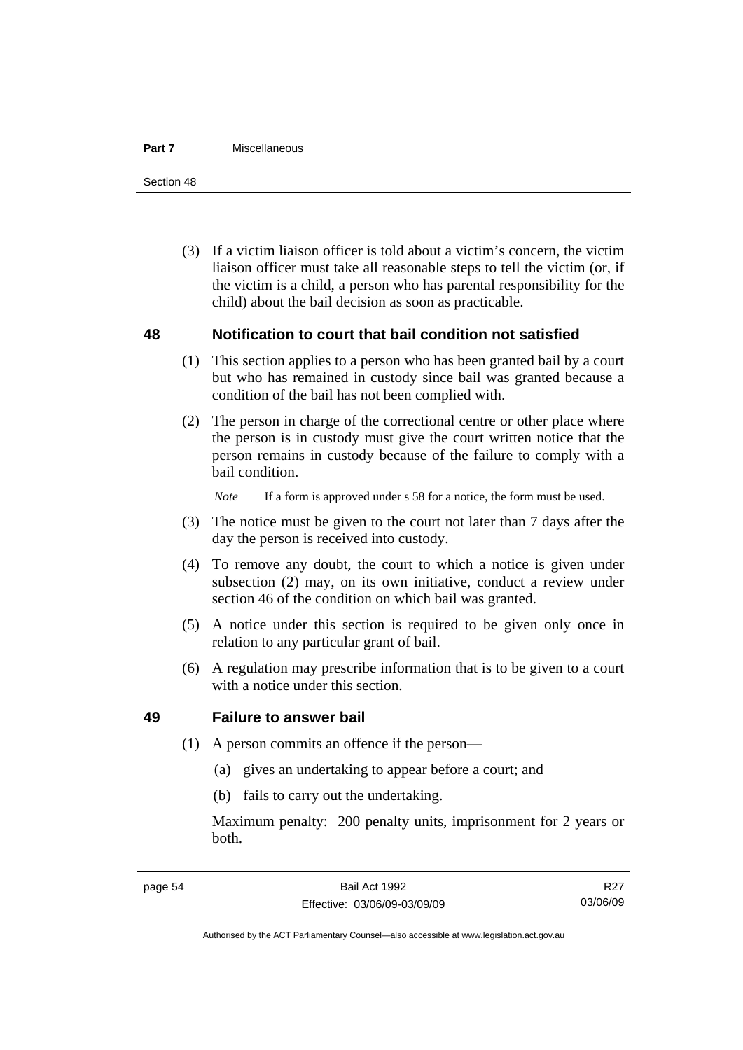(3) If a victim liaison officer is told about a victim's concern, the victim liaison officer must take all reasonable steps to tell the victim (or, if the victim is a child, a person who has parental responsibility for the child) about the bail decision as soon as practicable.

## 48 Notification to court that bail condition not satisfied

(1) This section applies to a person who has been granted bail by a court but who has remained in custody since bail was granted because a condition of the bail has not been complied with.

(2) The person in charge of the correctional centre or other place where the person is in custody must give the court written notice that the person remains in custody because of the failure to comply with a bail condition.

*Note* If a form is approved under s 58 for a notice, the form must be used.

(3) The notice must be given to the court not later than 7 days after the day the person is received into custody.

(4) To remove any doubt, the court to which a notice is given under subsection (2) may, on its own initiative, conduct a review under section 46 of the condition on which bail was granted.

(5) A notice under this section is required to be given only once in relation to any particular grant of bail.

(6) A regulation may prescribe information that is to be given to a court with a notice under this section.

## 49 Failure to answer bail

(1) A person commits an offence if the person—

(a) gives an undertaking to appear before a court; and

(b) fails to carry out the undertaking.

Maximum penalty: 200 penalty units, imprisonment for 2 years or both.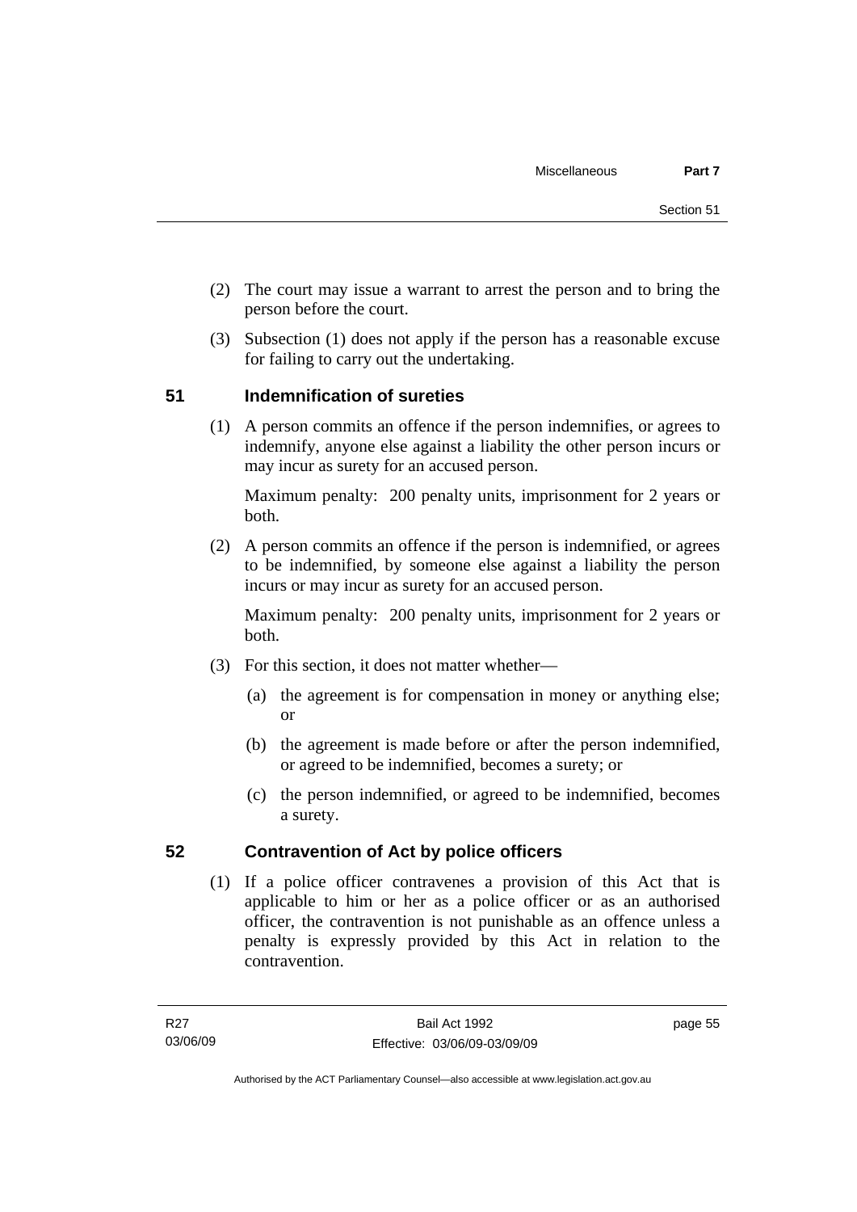(2) The court may issue a warrant to arrest the person and to bring the person before the court.

(3) Subsection (1) does not apply if the person has a reasonable excuse for failing to carry out the undertaking.

## 51 Indemnification of sureties

(1) A person commits an offence if the person indemnifies, or agrees to indemnify, anyone else against a liability the other person incurs or may incur as surety for an accused person.

Maximum penalty: 200 penalty units, imprisonment for 2 years or both.

(2) A person commits an offence if the person is indemnified, or agrees to be indemnified, by someone else against a liability the person incurs or may incur as surety for an accused person.

Maximum penalty: 200 penalty units, imprisonment for 2 years or both.

(3) For this section, it does not matter whether—

(a) the agreement is for compensation in money or anything else; or

(b) the agreement is made before or after the person indemnified, or agreed to be indemnified, becomes a surety; or

(c) the person indemnified, or agreed to be indemnified, becomes a surety.

## 52 Contravention of Act by police officers

(1) If a police officer contravenes a provision of this Act that is applicable to him or her as a police officer or as an authorised officer, the contravention is not punishable as an offence unless a penalty is expressly provided by this Act in relation to the contravention.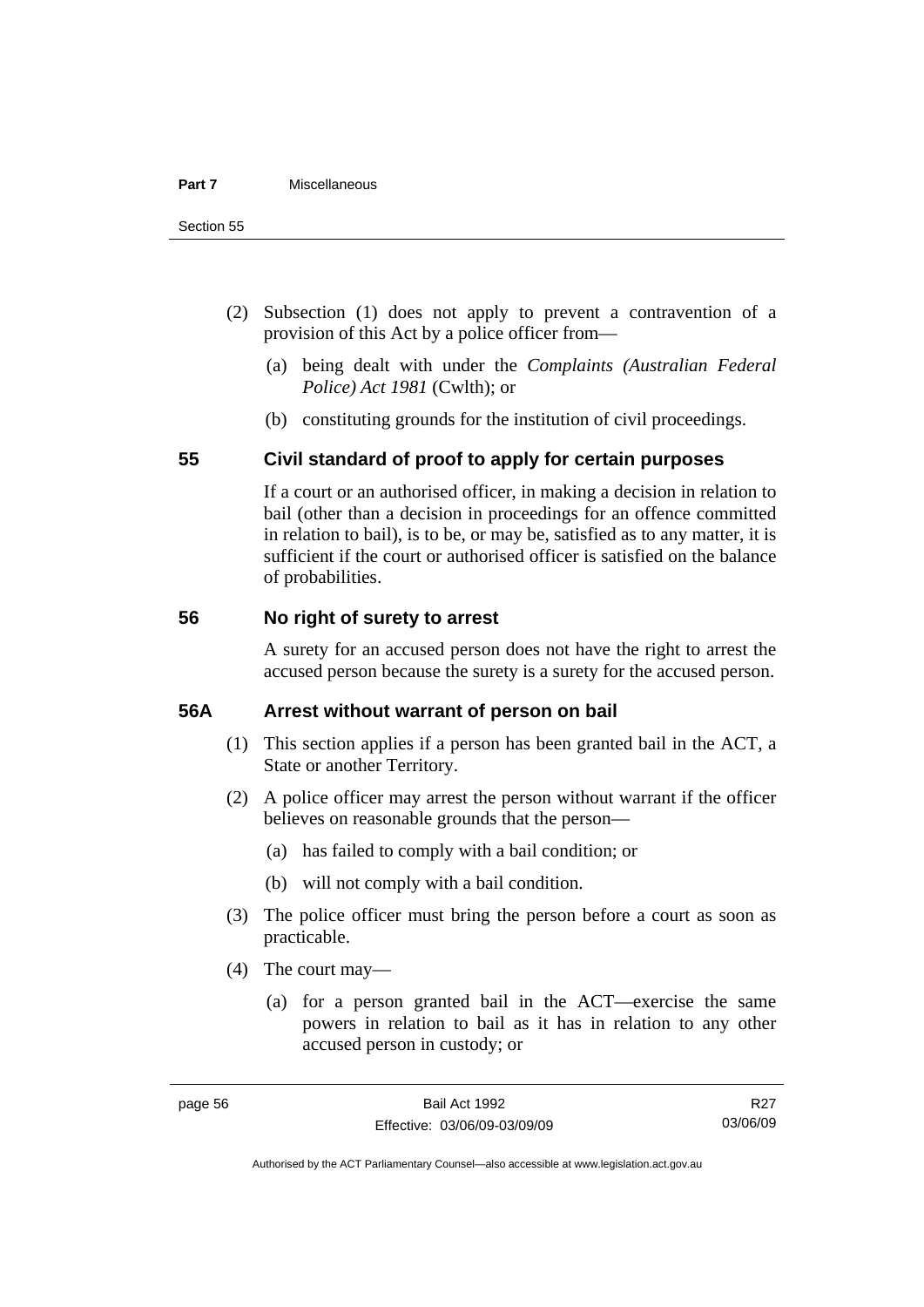(2) Subsection (1) does not apply to prevent a contravention of a provision of this Act by a police officer from—

(a) being dealt with under the *Complaints (Australian Federal Police) Act 1981* (Cwlth); or

(b) constituting grounds for the institution of civil proceedings.

## 55 Civil standard of proof to apply for certain purposes

If a court or an authorised officer, in making a decision in relation to bail (other than a decision in proceedings for an offence committed in relation to bail), is to be, or may be, satisfied as to any matter, it is sufficient if the court or authorised officer is satisfied on the balance of probabilities.

## 56 No right of surety to arrest

A surety for an accused person does not have the right to arrest the accused person because the surety is a surety for the accused person.

## 56A Arrest without warrant of person on bail

(1) This section applies if a person has been granted bail in the ACT, a State or another Territory.

(2) A police officer may arrest the person without warrant if the officer believes on reasonable grounds that the person—

(a) has failed to comply with a bail condition; or

(b) will not comply with a bail condition.

(3) The police officer must bring the person before a court as soon as practicable.

(4) The court may—

(a) for a person granted bail in the ACT—exercise the same powers in relation to bail as it has in relation to any other accused person in custody; or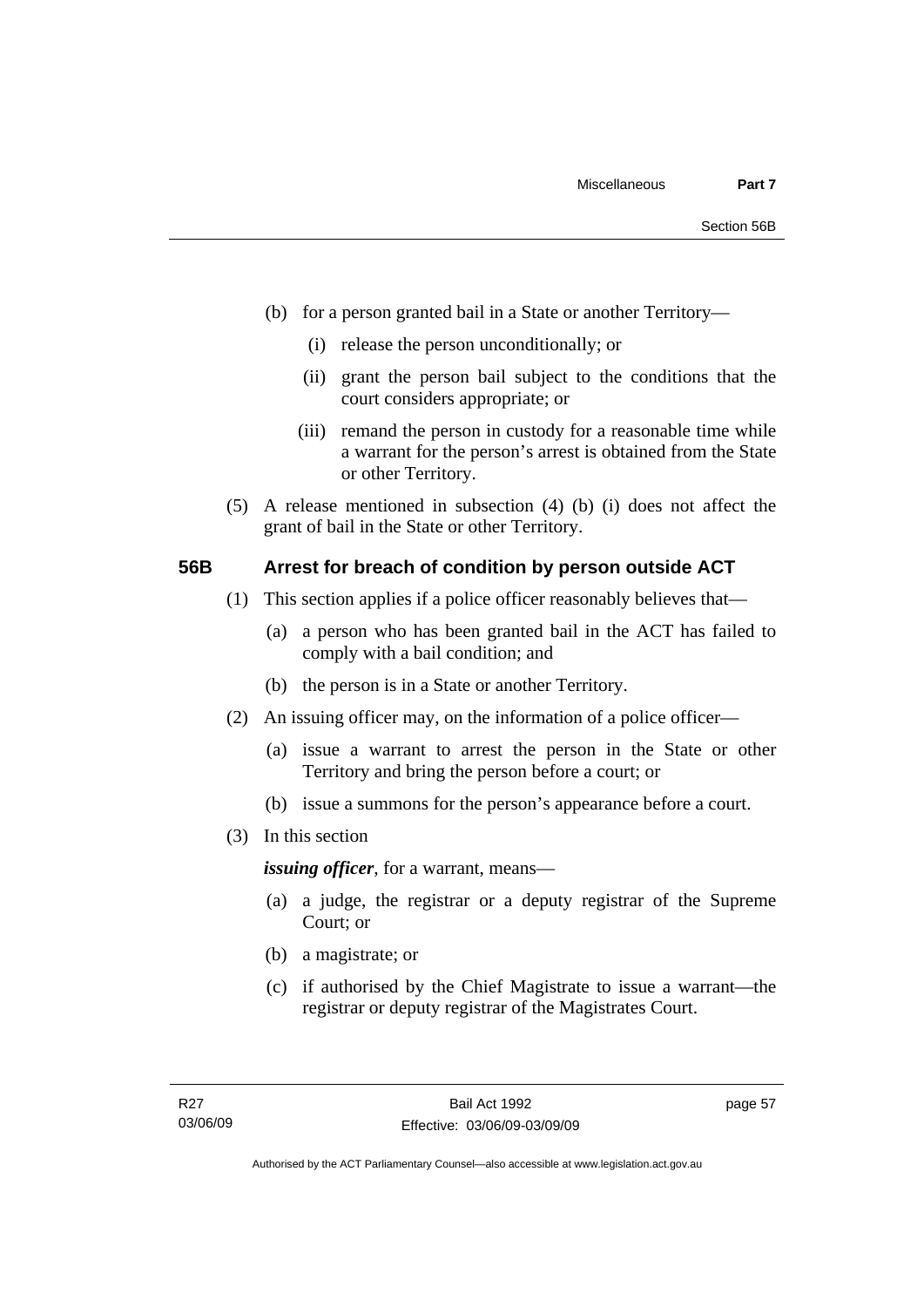(b) for a person granted bail in a State or another Territory—

  (i) release the person unconditionally; or

  (ii) grant the person bail subject to the conditions that the court considers appropriate; or

  (iii) remand the person in custody for a reasonable time while a warrant for the person's arrest is obtained from the State or other Territory.

(5) A release mentioned in subsection (4) (b) (i) does not affect the grant of bail in the State or other Territory.

## 56B Arrest for breach of condition by person outside ACT

(1) This section applies if a police officer reasonably believes that—

  (a) a person who has been granted bail in the ACT has failed to comply with a bail condition; and

  (b) the person is in a State or another Territory.

(2) An issuing officer may, on the information of a police officer—

  (a) issue a warrant to arrest the person in the State or other Territory and bring the person before a court; or

  (b) issue a summons for the person's appearance before a court.

(3) In this section

***issuing officer***, for a warrant, means—

  (a) a judge, the registrar or a deputy registrar of the Supreme Court; or

  (b) a magistrate; or

  (c) if authorised by the Chief Magistrate to issue a warrant—the registrar or deputy registrar of the Magistrates Court.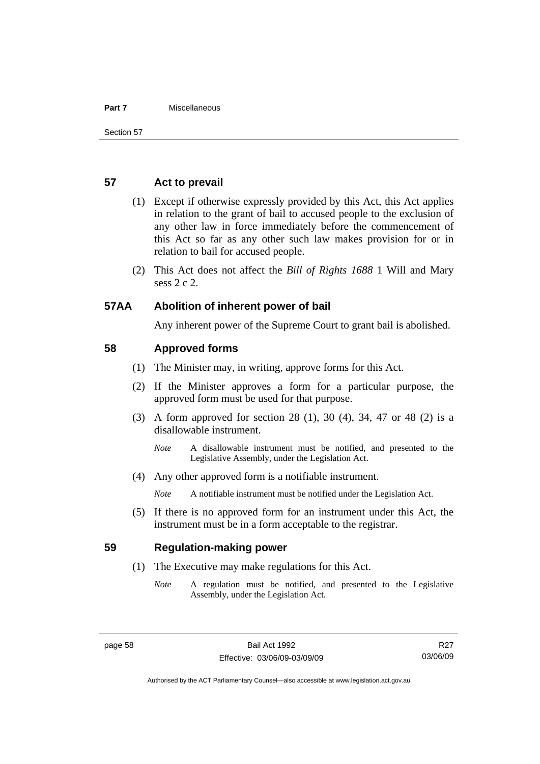## 57 Act to prevail

(1) Except if otherwise expressly provided by this Act, this Act applies in relation to the grant of bail to accused people to the exclusion of any other law in force immediately before the commencement of this Act so far as any other such law makes provision for or in relation to bail for accused people.

(2) This Act does not affect the *Bill of Rights 1688* 1 Will and Mary sess 2 c 2.

## 57AA Abolition of inherent power of bail

Any inherent power of the Supreme Court to grant bail is abolished.

## 58 Approved forms

(1) The Minister may, in writing, approve forms for this Act.

(2) If the Minister approves a form for a particular purpose, the approved form must be used for that purpose.

(3) A form approved for section 28 (1), 30 (4), 34, 47 or 48 (2) is a disallowable instrument.

*Note* A disallowable instrument must be notified, and presented to the Legislative Assembly, under the Legislation Act.

(4) Any other approved form is a notifiable instrument.

*Note* A notifiable instrument must be notified under the Legislation Act.

(5) If there is no approved form for an instrument under this Act, the instrument must be in a form acceptable to the registrar.

## 59 Regulation-making power

(1) The Executive may make regulations for this Act.

*Note* A regulation must be notified, and presented to the Legislative Assembly, under the Legislation Act.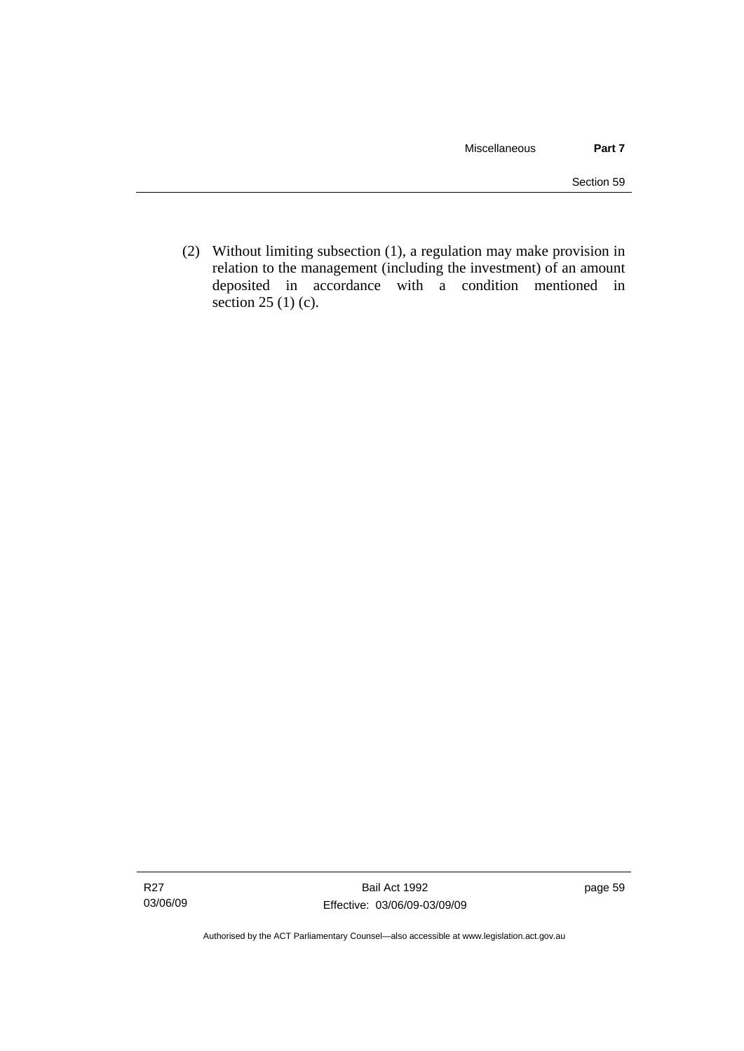(2) Without limiting subsection (1), a regulation may make provision in relation to the management (including the investment) of an amount deposited in accordance with a condition mentioned in section 25 (1) (c).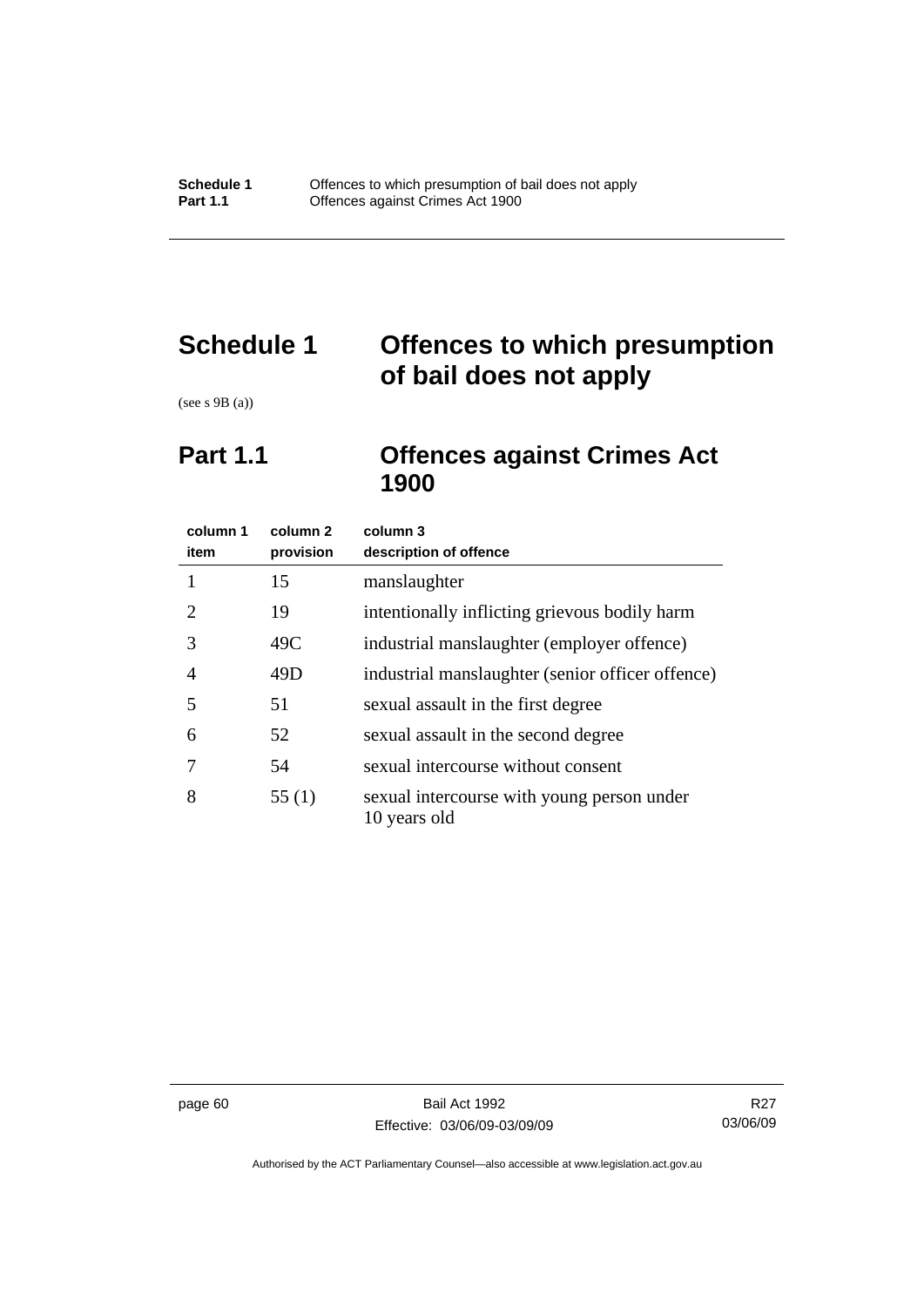# Schedule 1 Offences to which presumption of bail does not apply

(see s 9B (a))

## Part 1.1 Offences against Crimes Act 1900

| column 1 item | column 2 provision | column 3 description of offence |
|---|---|---|
| 1 | 15 | manslaughter |
| 2 | 19 | intentionally inflicting grievous bodily harm |
| 3 | 49C | industrial manslaughter (employer offence) |
| 4 | 49D | industrial manslaughter (senior officer offence) |
| 5 | 51 | sexual assault in the first degree |
| 6 | 52 | sexual assault in the second degree |
| 7 | 54 | sexual intercourse without consent |
| 8 | 55 (1) | sexual intercourse with young person under 10 years old |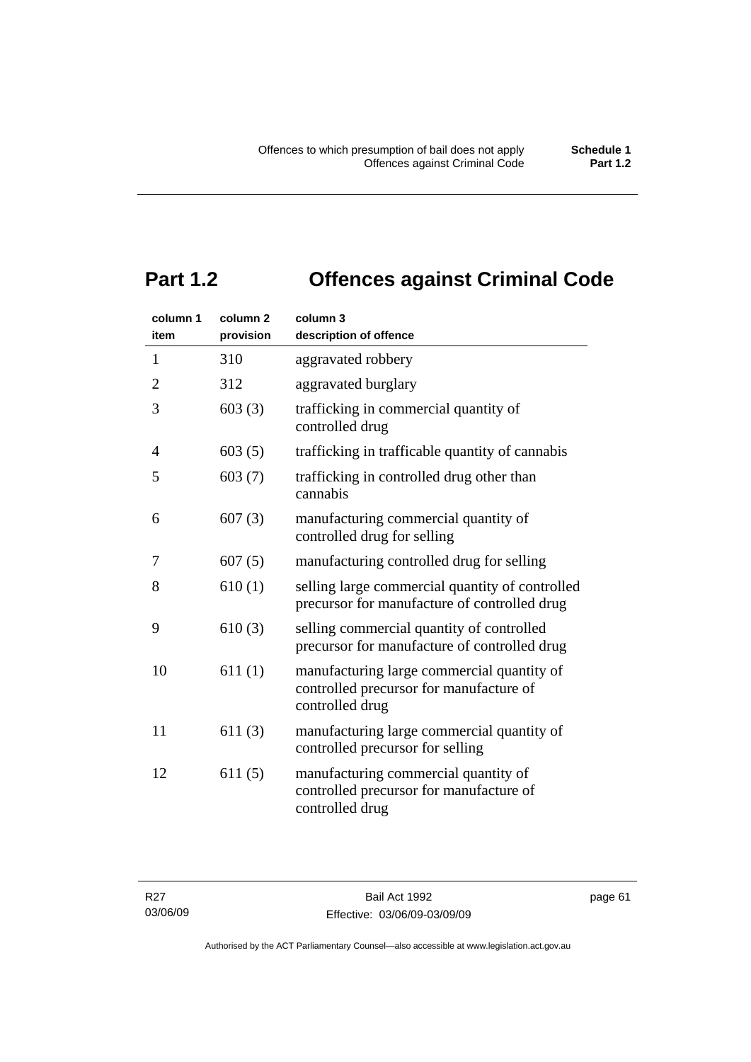## Part 1.2 Offences against Criminal Code

| column 1 item | column 2 provision | column 3 description of offence |
|---|---|---|
| 1 | 310 | aggravated robbery |
| 2 | 312 | aggravated burglary |
| 3 | 603 (3) | trafficking in commercial quantity of controlled drug |
| 4 | 603 (5) | trafficking in trafficable quantity of cannabis |
| 5 | 603 (7) | trafficking in controlled drug other than cannabis |
| 6 | 607 (3) | manufacturing commercial quantity of controlled drug for selling |
| 7 | 607 (5) | manufacturing controlled drug for selling |
| 8 | 610 (1) | selling large commercial quantity of controlled precursor for manufacture of controlled drug |
| 9 | 610 (3) | selling commercial quantity of controlled precursor for manufacture of controlled drug |
| 10 | 611 (1) | manufacturing large commercial quantity of controlled precursor for manufacture of controlled drug |
| 11 | 611 (3) | manufacturing large commercial quantity of controlled precursor for selling |
| 12 | 611 (5) | manufacturing commercial quantity of controlled precursor for manufacture of controlled drug |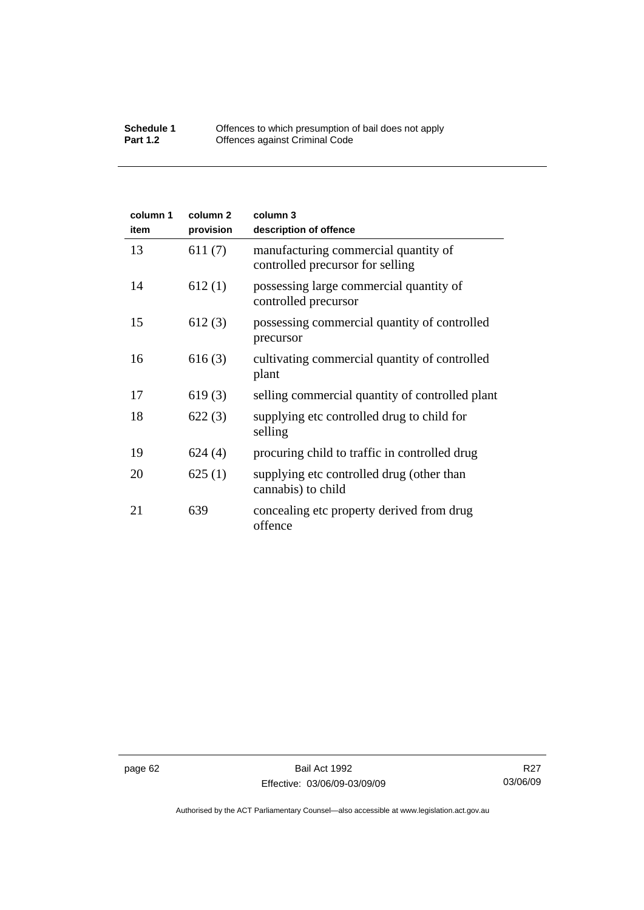| column 1 item | column 2 provision | column 3 description of offence |
|---|---|---|
| 13 | 611 (7) | manufacturing commercial quantity of controlled precursor for selling |
| 14 | 612 (1) | possessing large commercial quantity of controlled precursor |
| 15 | 612 (3) | possessing commercial quantity of controlled precursor |
| 16 | 616 (3) | cultivating commercial quantity of controlled plant |
| 17 | 619 (3) | selling commercial quantity of controlled plant |
| 18 | 622 (3) | supplying etc controlled drug to child for selling |
| 19 | 624 (4) | procuring child to traffic in controlled drug |
| 20 | 625 (1) | supplying etc controlled drug (other than cannabis) to child |
| 21 | 639 | concealing etc property derived from drug offence |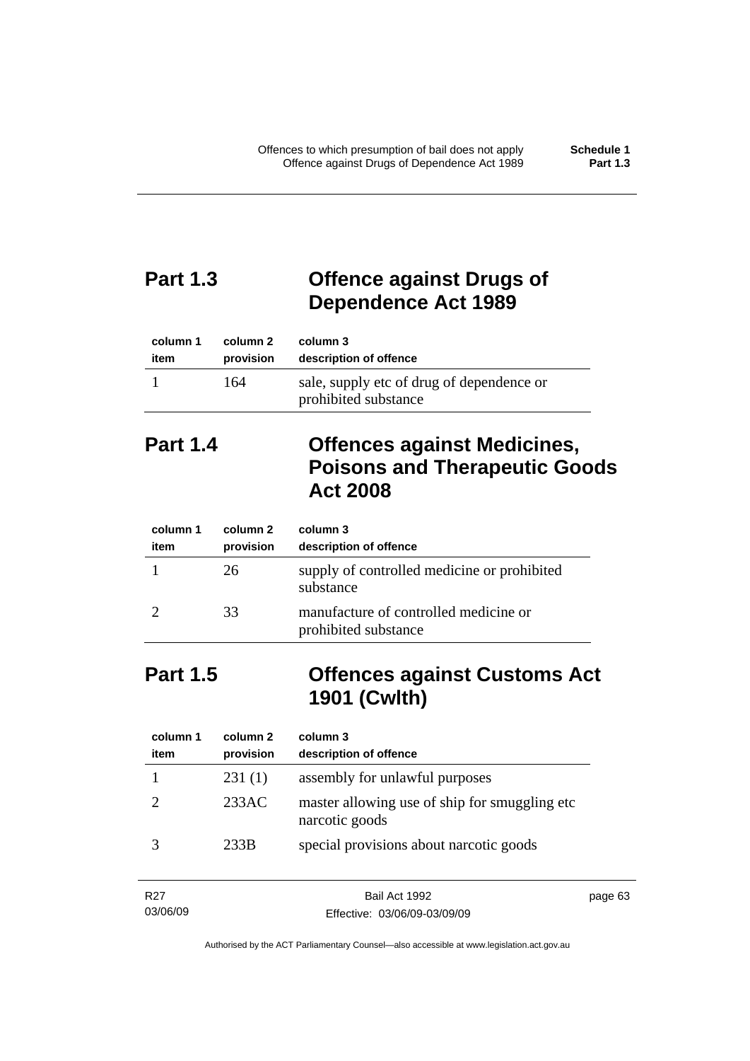## Part 1.3 Offence against Drugs of Dependence Act 1989

| column 1<br>item | column 2<br>provision | column 3<br>description of offence |
|---|---|---|
| 1 | 164 | sale, supply etc of drug of dependence or prohibited substance |

## Part 1.4 Offences against Medicines, Poisons and Therapeutic Goods Act 2008

| column 1<br>item | column 2<br>provision | column 3<br>description of offence |
|---|---|---|
| 1 | 26 | supply of controlled medicine or prohibited substance |
| 2 | 33 | manufacture of controlled medicine or prohibited substance |

## Part 1.5 Offences against Customs Act 1901 (Cwlth)

| column 1<br>item | column 2<br>provision | column 3<br>description of offence |
|---|---|---|
| 1 | 231 (1) | assembly for unlawful purposes |
| 2 | 233AC | master allowing use of ship for smuggling etc narcotic goods |
| 3 | 233B | special provisions about narcotic goods |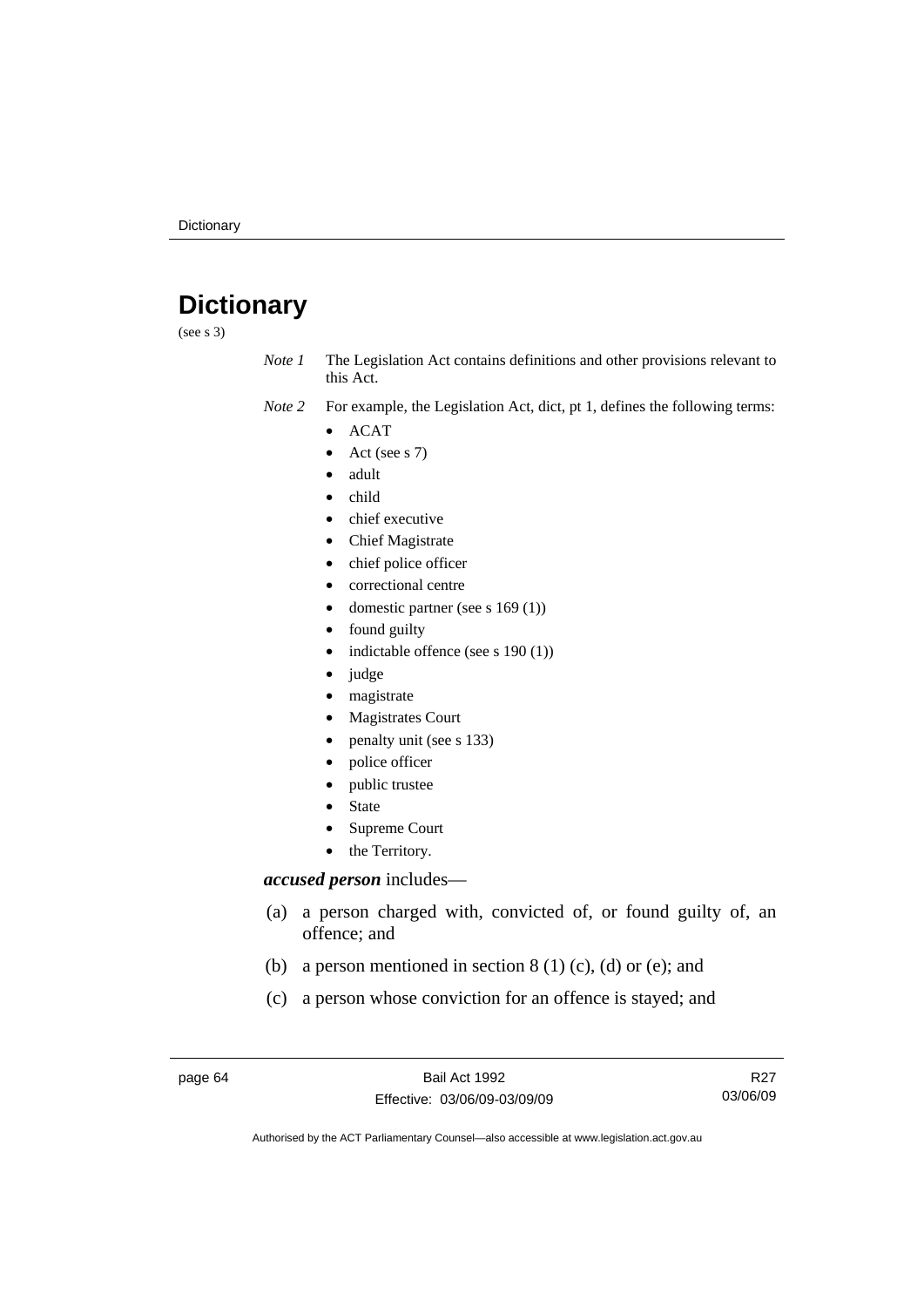# Dictionary

(see s 3)

*Note 1* The Legislation Act contains definitions and other provisions relevant to this Act.

*Note 2* For example, the Legislation Act, dict, pt 1, defines the following terms:

- ACAT
- Act (see s 7)
- adult
- child
- chief executive
- Chief Magistrate
- chief police officer
- correctional centre
- domestic partner (see s 169 (1))
- found guilty
- indictable offence (see s 190 (1))
- judge
- magistrate
- Magistrates Court
- penalty unit (see s 133)
- police officer
- public trustee
- State
- Supreme Court
- the Territory.

***accused person*** includes—

(a) a person charged with, convicted of, or found guilty of, an offence; and

(b) a person mentioned in section 8 (1) (c), (d) or (e); and

(c) a person whose conviction for an offence is stayed; and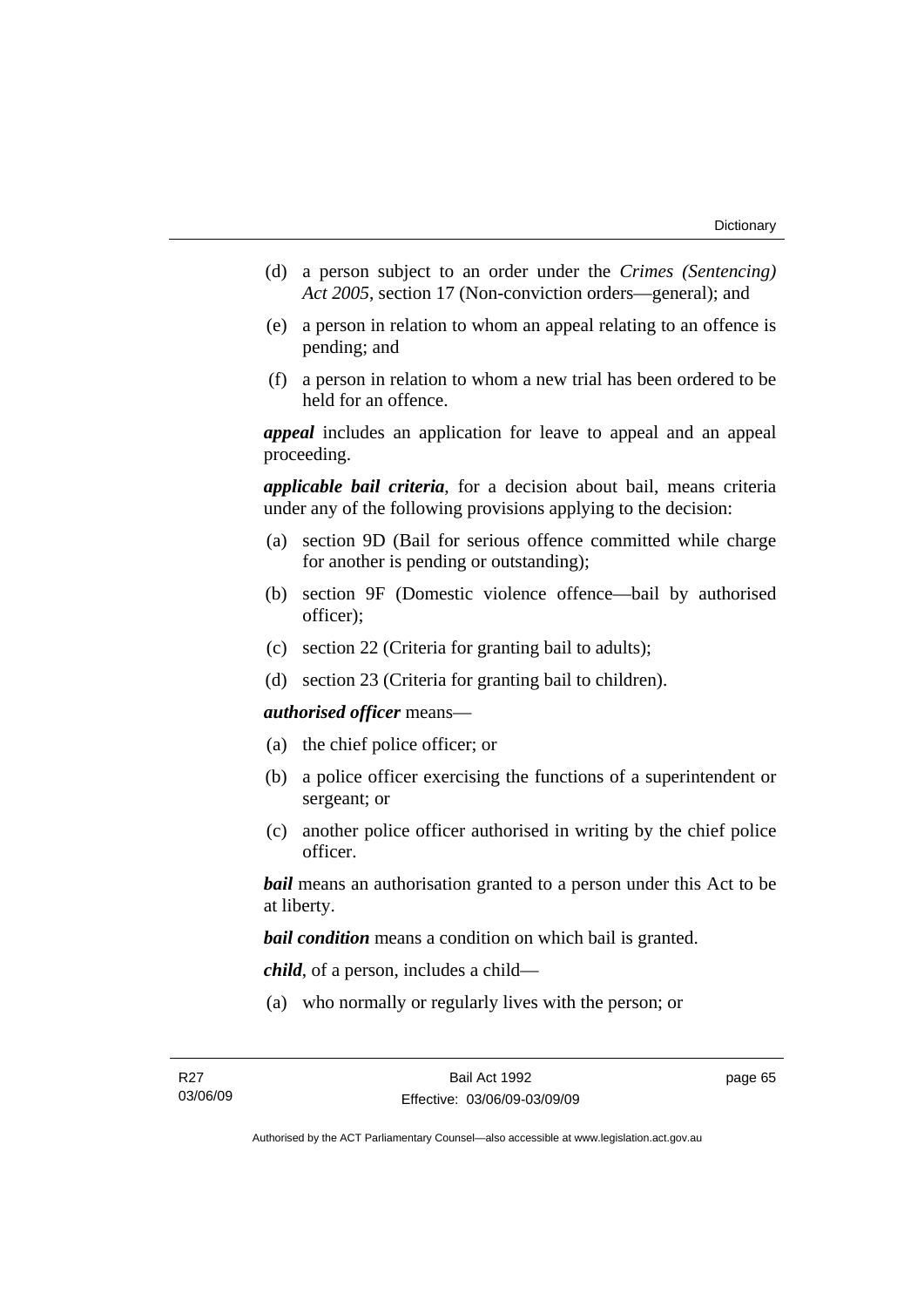(d) a person subject to an order under the *Crimes (Sentencing) Act 2005*, section 17 (Non-conviction orders—general); and

(e) a person in relation to whom an appeal relating to an offence is pending; and

(f) a person in relation to whom a new trial has been ordered to be held for an offence.

***appeal*** includes an application for leave to appeal and an appeal proceeding.

***applicable bail criteria***, for a decision about bail, means criteria under any of the following provisions applying to the decision:

(a) section 9D (Bail for serious offence committed while charge for another is pending or outstanding);

(b) section 9F (Domestic violence offence—bail by authorised officer);

(c) section 22 (Criteria for granting bail to adults);

(d) section 23 (Criteria for granting bail to children).

***authorised officer*** means—

(a) the chief police officer; or

(b) a police officer exercising the functions of a superintendent or sergeant; or

(c) another police officer authorised in writing by the chief police officer.

***bail*** means an authorisation granted to a person under this Act to be at liberty.

***bail condition*** means a condition on which bail is granted.

***child***, of a person, includes a child—

(a) who normally or regularly lives with the person; or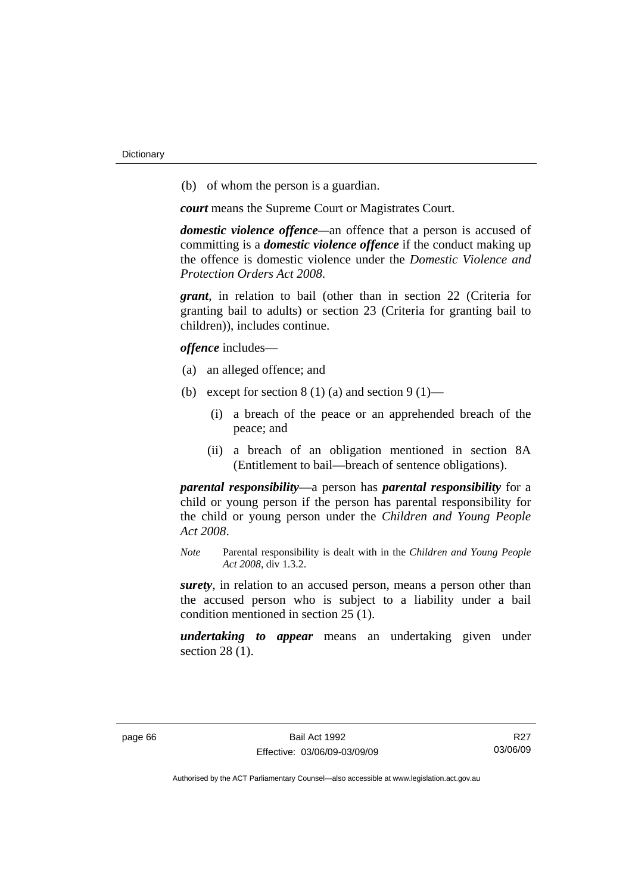(b) of whom the person is a guardian.

***court*** means the Supreme Court or Magistrates Court.

***domestic violence offence***—an offence that a person is accused of committing is a ***domestic violence offence*** if the conduct making up the offence is domestic violence under the *Domestic Violence and Protection Orders Act 2008*.

***grant***, in relation to bail (other than in section 22 (Criteria for granting bail to adults) or section 23 (Criteria for granting bail to children)), includes continue.

***offence*** includes—

(a) an alleged offence; and

(b) except for section 8 (1) (a) and section 9 (1)—

(i) a breach of the peace or an apprehended breach of the peace; and

(ii) a breach of an obligation mentioned in section 8A (Entitlement to bail—breach of sentence obligations).

***parental responsibility***—a person has ***parental responsibility*** for a child or young person if the person has parental responsibility for the child or young person under the *Children and Young People Act 2008*.

*Note* Parental responsibility is dealt with in the *Children and Young People Act 2008*, div 1.3.2.

***surety***, in relation to an accused person, means a person other than the accused person who is subject to a liability under a bail condition mentioned in section 25 (1).

***undertaking to appear*** means an undertaking given under section 28 (1).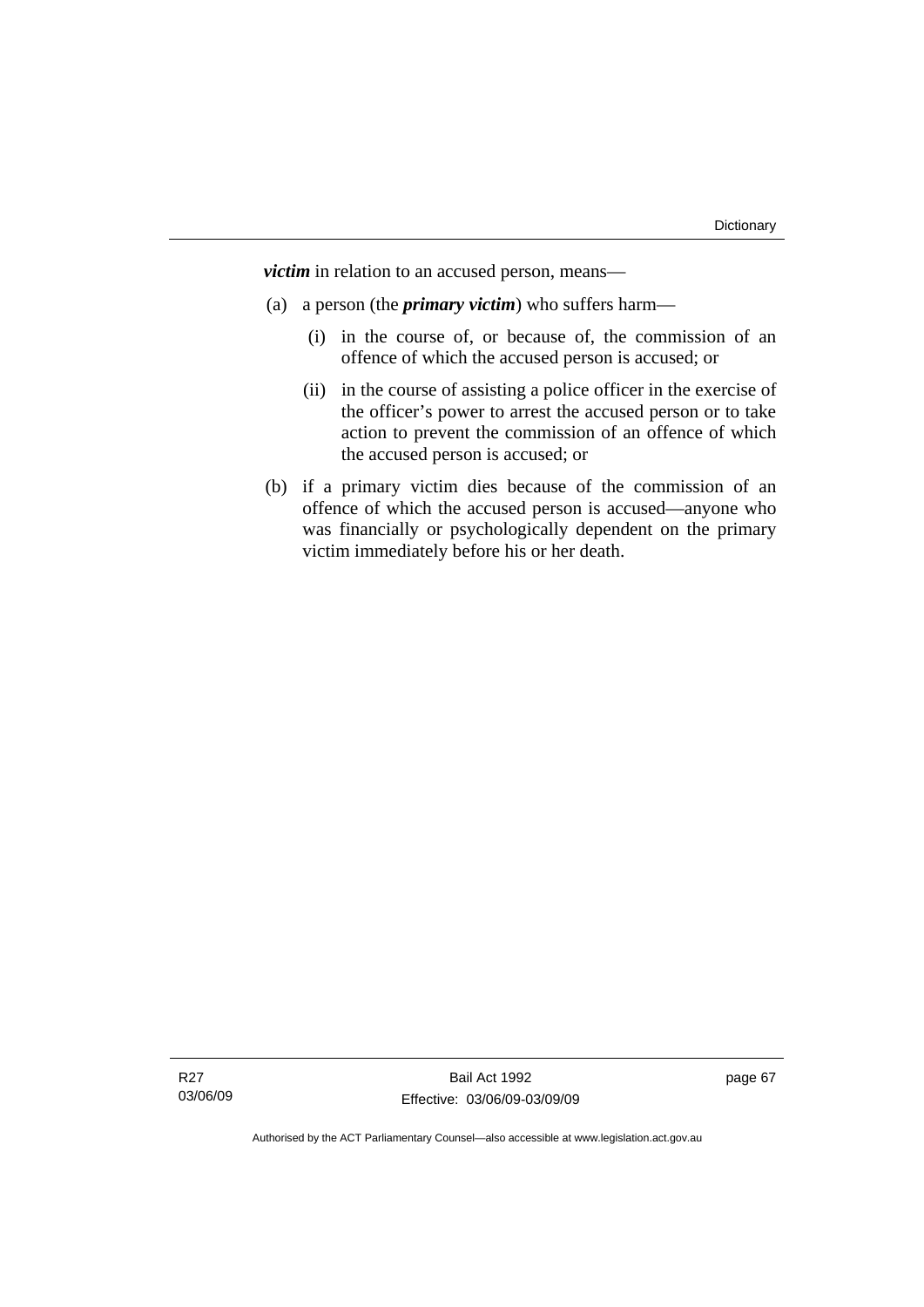***victim*** in relation to an accused person, means—

(a) a person (the ***primary victim***) who suffers harm—

   (i) in the course of, or because of, the commission of an offence of which the accused person is accused; or

   (ii) in the course of assisting a police officer in the exercise of the officer's power to arrest the accused person or to take action to prevent the commission of an offence of which the accused person is accused; or

(b) if a primary victim dies because of the commission of an offence of which the accused person is accused—anyone who was financially or psychologically dependent on the primary victim immediately before his or her death.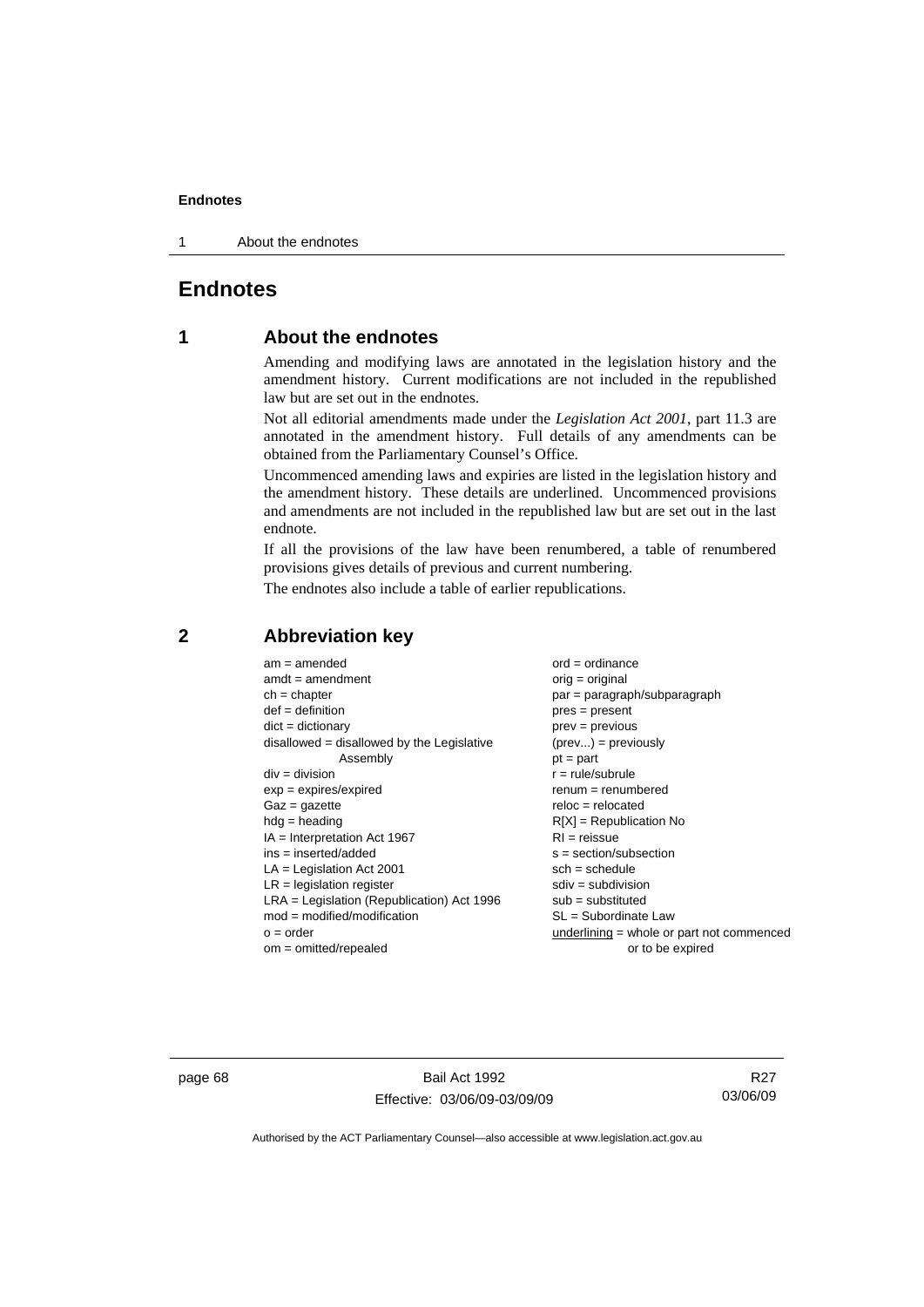# Endnotes

## 1 About the endnotes

Amending and modifying laws are annotated in the legislation history and the amendment history. Current modifications are not included in the republished law but are set out in the endnotes.

Not all editorial amendments made under the *Legislation Act 2001*, part 11.3 are annotated in the amendment history. Full details of any amendments can be obtained from the Parliamentary Counsel's Office.

Uncommenced amending laws and expiries are listed in the legislation history and the amendment history. These details are underlined. Uncommenced provisions and amendments are not included in the republished law but are set out in the last endnote.

If all the provisions of the law have been renumbered, a table of renumbered provisions gives details of previous and current numbering.

The endnotes also include a table of earlier republications.

## 2 Abbreviation key

am = amended
amdt = amendment
ch = chapter
def = definition
dict = dictionary
disallowed = disallowed by the Legislative Assembly
div = division
exp = expires/expired
Gaz = gazette
hdg = heading
IA = Interpretation Act 1967
ins = inserted/added
LA = Legislation Act 2001
LR = legislation register
LRA = Legislation (Republication) Act 1996
mod = modified/modification
o = order
om = omitted/repealed
ord = ordinance
orig = original
par = paragraph/subparagraph
pres = present
prev = previous
(prev...) = previously
pt = part
r = rule/subrule
renum = renumbered
reloc = relocated
R[X] = Republication No
RI = reissue
s = section/subsection
sch = schedule
sdiv = subdivision
sub = substituted
SL = Subordinate Law
<u>underlining</u> = whole or part not commenced or to be expired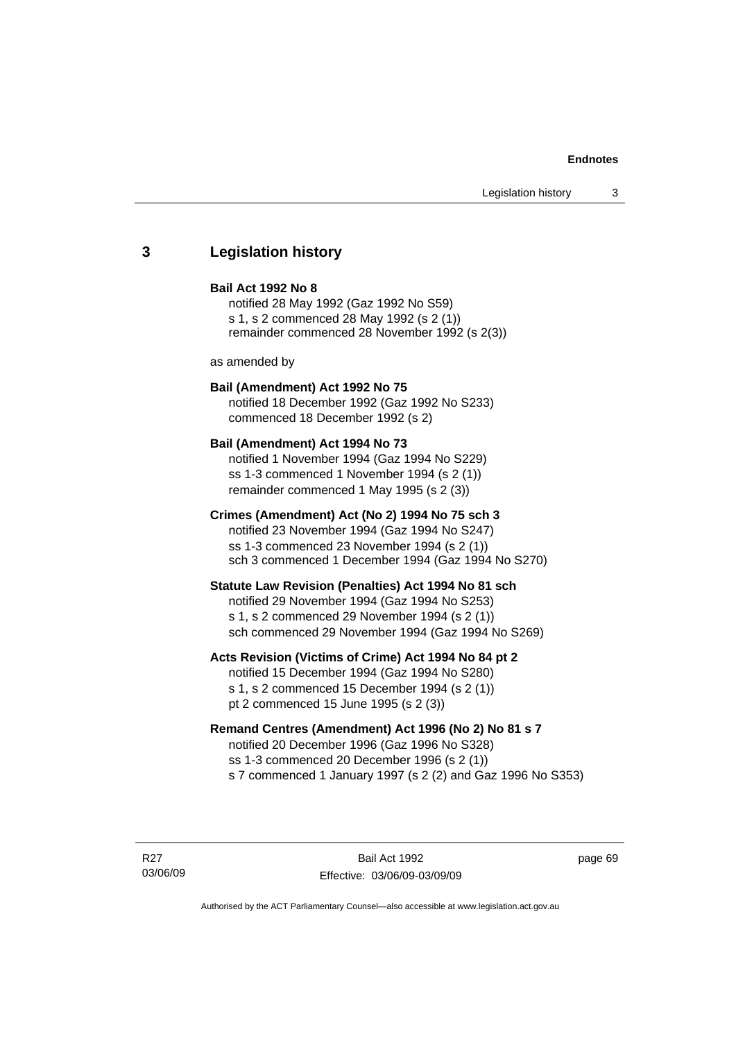## 3 Legislation history

**Bail Act 1992 No 8**
notified 28 May 1992 (Gaz 1992 No S59)
s 1, s 2 commenced 28 May 1992 (s 2 (1))
remainder commenced 28 November 1992 (s 2(3))

as amended by

**Bail (Amendment) Act 1992 No 75**
notified 18 December 1992 (Gaz 1992 No S233)
commenced 18 December 1992 (s 2)

**Bail (Amendment) Act 1994 No 73**
notified 1 November 1994 (Gaz 1994 No S229)
ss 1-3 commenced 1 November 1994 (s 2 (1))
remainder commenced 1 May 1995 (s 2 (3))

**Crimes (Amendment) Act (No 2) 1994 No 75 sch 3**
notified 23 November 1994 (Gaz 1994 No S247)
ss 1-3 commenced 23 November 1994 (s 2 (1))
sch 3 commenced 1 December 1994 (Gaz 1994 No S270)

**Statute Law Revision (Penalties) Act 1994 No 81 sch**
notified 29 November 1994 (Gaz 1994 No S253)
s 1, s 2 commenced 29 November 1994 (s 2 (1))
sch commenced 29 November 1994 (Gaz 1994 No S269)

**Acts Revision (Victims of Crime) Act 1994 No 84 pt 2**
notified 15 December 1994 (Gaz 1994 No S280)
s 1, s 2 commenced 15 December 1994 (s 2 (1))
pt 2 commenced 15 June 1995 (s 2 (3))

**Remand Centres (Amendment) Act 1996 (No 2) No 81 s 7**
notified 20 December 1996 (Gaz 1996 No S328)
ss 1-3 commenced 20 December 1996 (s 2 (1))
s 7 commenced 1 January 1997 (s 2 (2) and Gaz 1996 No S353)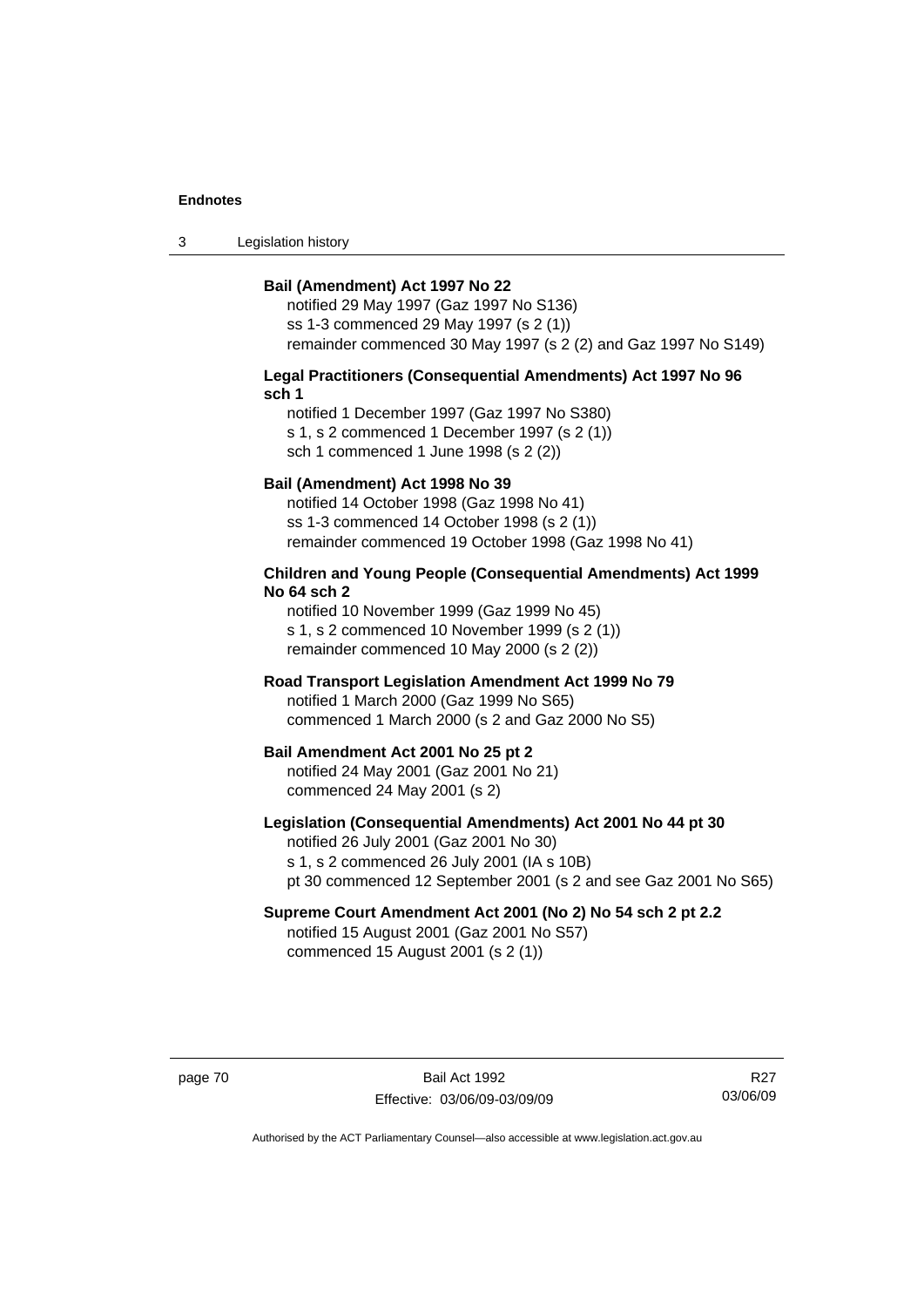**Bail (Amendment) Act 1997 No 22**

notified 29 May 1997 (Gaz 1997 No S136)
ss 1-3 commenced 29 May 1997 (s 2 (1))
remainder commenced 30 May 1997 (s 2 (2) and Gaz 1997 No S149)

**Legal Practitioners (Consequential Amendments) Act 1997 No 96 sch 1**

notified 1 December 1997 (Gaz 1997 No S380)
s 1, s 2 commenced 1 December 1997 (s 2 (1))
sch 1 commenced 1 June 1998 (s 2 (2))

**Bail (Amendment) Act 1998 No 39**

notified 14 October 1998 (Gaz 1998 No 41)
ss 1-3 commenced 14 October 1998 (s 2 (1))
remainder commenced 19 October 1998 (Gaz 1998 No 41)

**Children and Young People (Consequential Amendments) Act 1999 No 64 sch 2**

notified 10 November 1999 (Gaz 1999 No 45)
s 1, s 2 commenced 10 November 1999 (s 2 (1))
remainder commenced 10 May 2000 (s 2 (2))

**Road Transport Legislation Amendment Act 1999 No 79**

notified 1 March 2000 (Gaz 1999 No S65)
commenced 1 March 2000 (s 2 and Gaz 2000 No S5)

**Bail Amendment Act 2001 No 25 pt 2**

notified 24 May 2001 (Gaz 2001 No 21)
commenced 24 May 2001 (s 2)

**Legislation (Consequential Amendments) Act 2001 No 44 pt 30**

notified 26 July 2001 (Gaz 2001 No 30)
s 1, s 2 commenced 26 July 2001 (IA s 10B)
pt 30 commenced 12 September 2001 (s 2 and see Gaz 2001 No S65)

**Supreme Court Amendment Act 2001 (No 2) No 54 sch 2 pt 2.2**

notified 15 August 2001 (Gaz 2001 No S57)
commenced 15 August 2001 (s 2 (1))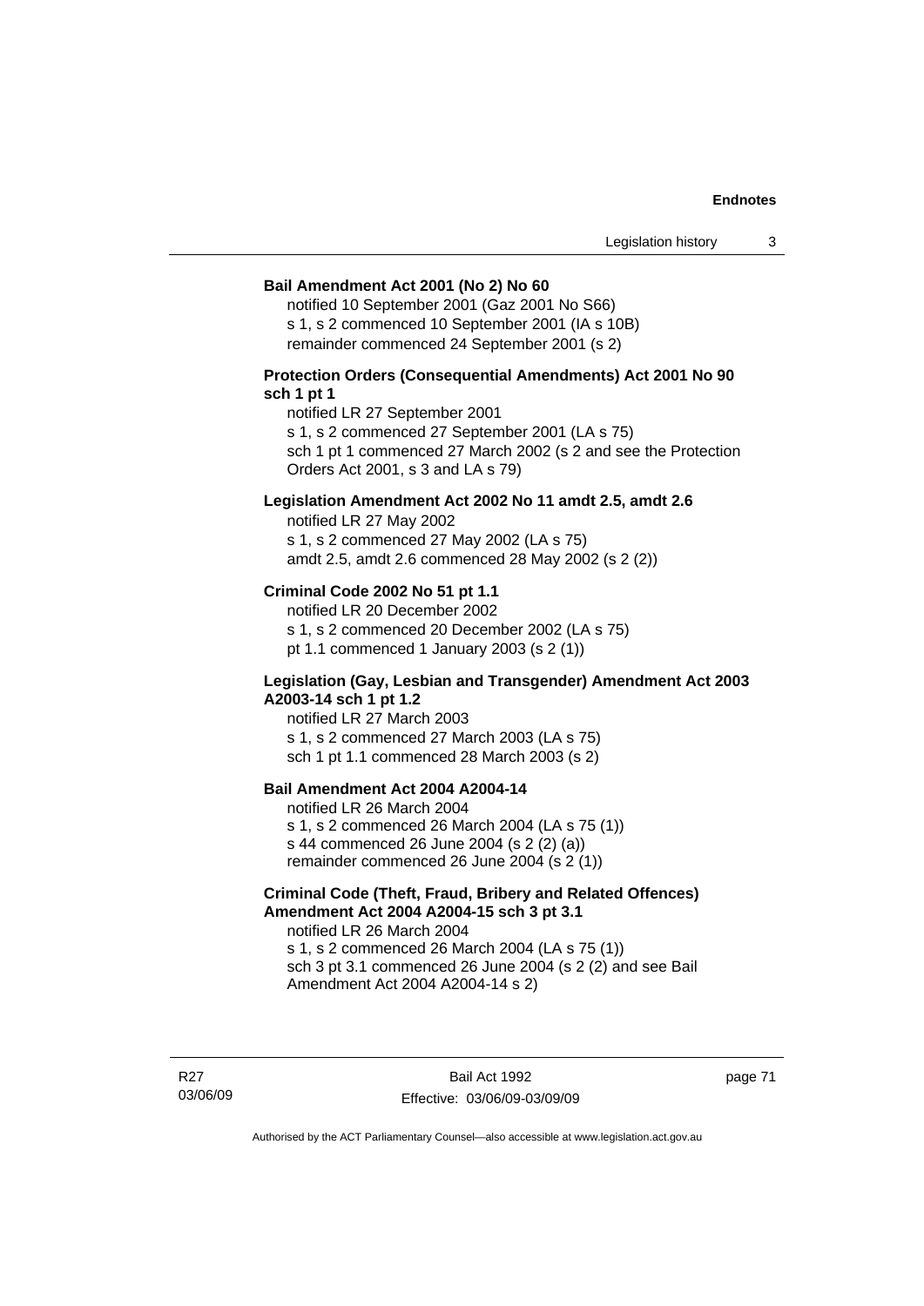**Bail Amendment Act 2001 (No 2) No 60**

notified 10 September 2001 (Gaz 2001 No S66)
s 1, s 2 commenced 10 September 2001 (IA s 10B)
remainder commenced 24 September 2001 (s 2)

**Protection Orders (Consequential Amendments) Act 2001 No 90 sch 1 pt 1**

notified LR 27 September 2001
s 1, s 2 commenced 27 September 2001 (LA s 75)
sch 1 pt 1 commenced 27 March 2002 (s 2 and see the Protection Orders Act 2001, s 3 and LA s 79)

**Legislation Amendment Act 2002 No 11 amdt 2.5, amdt 2.6**

notified LR 27 May 2002
s 1, s 2 commenced 27 May 2002 (LA s 75)
amdt 2.5, amdt 2.6 commenced 28 May 2002 (s 2 (2))

**Criminal Code 2002 No 51 pt 1.1**

notified LR 20 December 2002
s 1, s 2 commenced 20 December 2002 (LA s 75)
pt 1.1 commenced 1 January 2003 (s 2 (1))

**Legislation (Gay, Lesbian and Transgender) Amendment Act 2003 A2003-14 sch 1 pt 1.2**

notified LR 27 March 2003
s 1, s 2 commenced 27 March 2003 (LA s 75)
sch 1 pt 1.1 commenced 28 March 2003 (s 2)

**Bail Amendment Act 2004 A2004-14**

notified LR 26 March 2004
s 1, s 2 commenced 26 March 2004 (LA s 75 (1))
s 44 commenced 26 June 2004 (s 2 (2) (a))
remainder commenced 26 June 2004 (s 2 (1))

**Criminal Code (Theft, Fraud, Bribery and Related Offences) Amendment Act 2004 A2004-15 sch 3 pt 3.1**

notified LR 26 March 2004
s 1, s 2 commenced 26 March 2004 (LA s 75 (1))
sch 3 pt 3.1 commenced 26 June 2004 (s 2 (2) and see Bail Amendment Act 2004 A2004-14 s 2)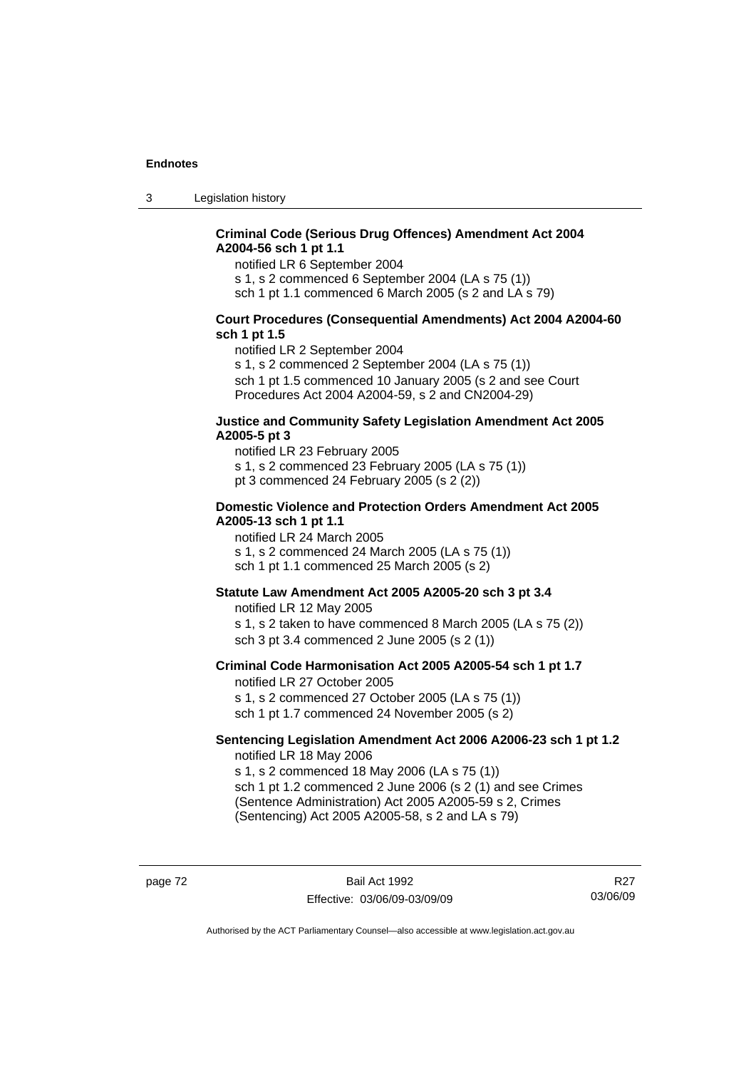**Criminal Code (Serious Drug Offences) Amendment Act 2004 A2004-56 sch 1 pt 1.1**

notified LR 6 September 2004
s 1, s 2 commenced 6 September 2004 (LA s 75 (1))
sch 1 pt 1.1 commenced 6 March 2005 (s 2 and LA s 79)

**Court Procedures (Consequential Amendments) Act 2004 A2004-60 sch 1 pt 1.5**

notified LR 2 September 2004
s 1, s 2 commenced 2 September 2004 (LA s 75 (1))
sch 1 pt 1.5 commenced 10 January 2005 (s 2 and see Court Procedures Act 2004 A2004-59, s 2 and CN2004-29)

**Justice and Community Safety Legislation Amendment Act 2005 A2005-5 pt 3**

notified LR 23 February 2005
s 1, s 2 commenced 23 February 2005 (LA s 75 (1))
pt 3 commenced 24 February 2005 (s 2 (2))

**Domestic Violence and Protection Orders Amendment Act 2005 A2005-13 sch 1 pt 1.1**

notified LR 24 March 2005
s 1, s 2 commenced 24 March 2005 (LA s 75 (1))
sch 1 pt 1.1 commenced 25 March 2005 (s 2)

**Statute Law Amendment Act 2005 A2005-20 sch 3 pt 3.4**

notified LR 12 May 2005
s 1, s 2 taken to have commenced 8 March 2005 (LA s 75 (2))
sch 3 pt 3.4 commenced 2 June 2005 (s 2 (1))

**Criminal Code Harmonisation Act 2005 A2005-54 sch 1 pt 1.7**

notified LR 27 October 2005
s 1, s 2 commenced 27 October 2005 (LA s 75 (1))
sch 1 pt 1.7 commenced 24 November 2005 (s 2)

**Sentencing Legislation Amendment Act 2006 A2006-23 sch 1 pt 1.2**

notified LR 18 May 2006
s 1, s 2 commenced 18 May 2006 (LA s 75 (1))
sch 1 pt 1.2 commenced 2 June 2006 (s 2 (1) and see Crimes (Sentence Administration) Act 2005 A2005-59 s 2, Crimes (Sentencing) Act 2005 A2005-58, s 2 and LA s 79)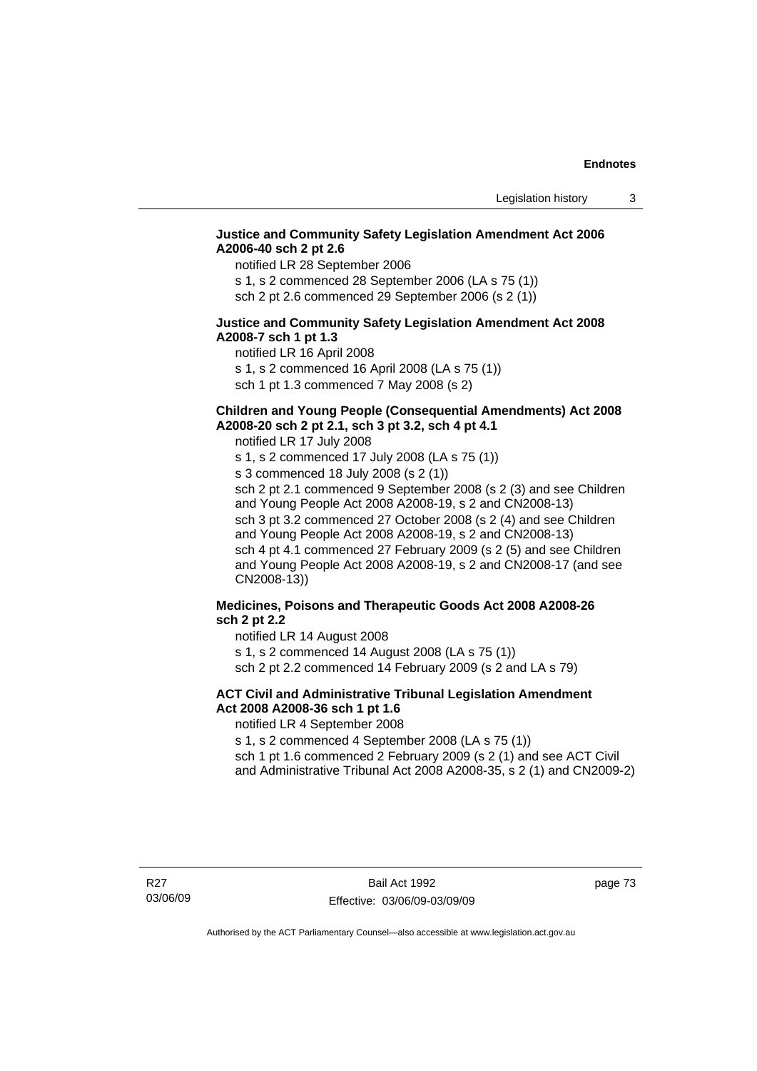**Justice and Community Safety Legislation Amendment Act 2006 A2006-40 sch 2 pt 2.6**

notified LR 28 September 2006

s 1, s 2 commenced 28 September 2006 (LA s 75 (1))

sch 2 pt 2.6 commenced 29 September 2006 (s 2 (1))

**Justice and Community Safety Legislation Amendment Act 2008 A2008-7 sch 1 pt 1.3**

notified LR 16 April 2008

s 1, s 2 commenced 16 April 2008 (LA s 75 (1))

sch 1 pt 1.3 commenced 7 May 2008 (s 2)

**Children and Young People (Consequential Amendments) Act 2008 A2008-20 sch 2 pt 2.1, sch 3 pt 3.2, sch 4 pt 4.1**

notified LR 17 July 2008

s 1, s 2 commenced 17 July 2008 (LA s 75 (1))

s 3 commenced 18 July 2008 (s 2 (1))

sch 2 pt 2.1 commenced 9 September 2008 (s 2 (3) and see Children and Young People Act 2008 A2008-19, s 2 and CN2008-13)

sch 3 pt 3.2 commenced 27 October 2008 (s 2 (4) and see Children and Young People Act 2008 A2008-19, s 2 and CN2008-13)

sch 4 pt 4.1 commenced 27 February 2009 (s 2 (5) and see Children and Young People Act 2008 A2008-19, s 2 and CN2008-17 (and see CN2008-13))

**Medicines, Poisons and Therapeutic Goods Act 2008 A2008-26 sch 2 pt 2.2**

notified LR 14 August 2008

s 1, s 2 commenced 14 August 2008 (LA s 75 (1))

sch 2 pt 2.2 commenced 14 February 2009 (s 2 and LA s 79)

**ACT Civil and Administrative Tribunal Legislation Amendment Act 2008 A2008-36 sch 1 pt 1.6**

notified LR 4 September 2008

s 1, s 2 commenced 4 September 2008 (LA s 75 (1))

sch 1 pt 1.6 commenced 2 February 2009 (s 2 (1) and see ACT Civil and Administrative Tribunal Act 2008 A2008-35, s 2 (1) and CN2009-2)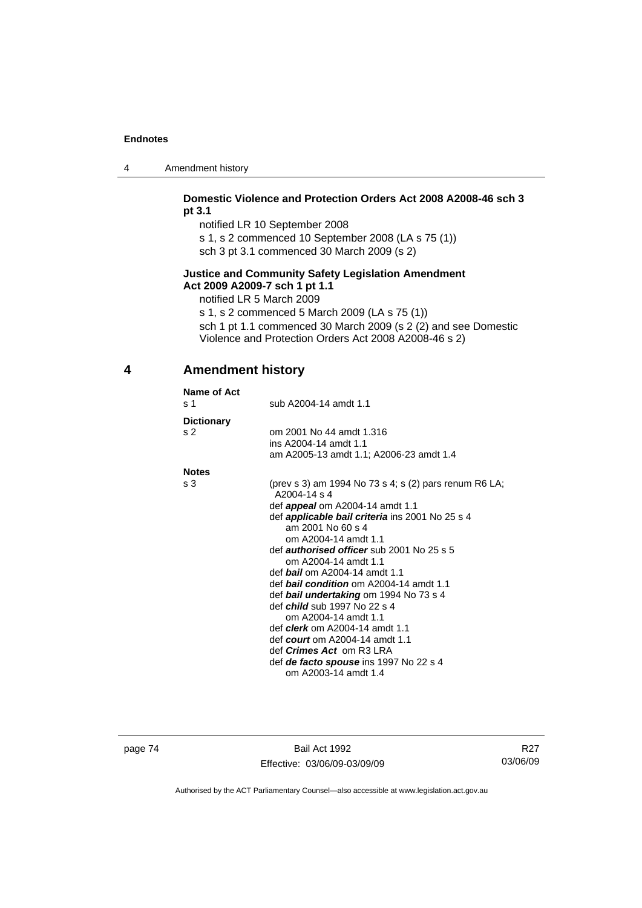**Domestic Violence and Protection Orders Act 2008 A2008-46 sch 3 pt 3.1**

notified LR 10 September 2008

s 1, s 2 commenced 10 September 2008 (LA s 75 (1))

sch 3 pt 3.1 commenced 30 March 2009 (s 2)

**Justice and Community Safety Legislation Amendment Act 2009 A2009-7 sch 1 pt 1.1**

notified LR 5 March 2009

s 1, s 2 commenced 5 March 2009 (LA s 75 (1))

sch 1 pt 1.1 commenced 30 March 2009 (s 2 (2) and see Domestic Violence and Protection Orders Act 2008 A2008-46 s 2)

## 4 Amendment history

**Name of Act**

s 1 sub A2004-14 amdt 1.1

**Dictionary**

s 2 om 2001 No 44 amdt 1.316
ins A2004-14 amdt 1.1
am A2005-13 amdt 1.1; A2006-23 amdt 1.4

**Notes**

s 3 (prev s 3) am 1994 No 73 s 4; s (2) pars renum R6 LA; A2004-14 s 4

def ***appeal*** om A2004-14 amdt 1.1

def ***applicable bail criteria*** ins 2001 No 25 s 4
am 2001 No 60 s 4
om A2004-14 amdt 1.1

def ***authorised officer*** sub 2001 No 25 s 5
om A2004-14 amdt 1.1

def ***bail*** om A2004-14 amdt 1.1

def ***bail condition*** om A2004-14 amdt 1.1

def ***bail undertaking*** om 1994 No 73 s 4

def ***child*** sub 1997 No 22 s 4
om A2004-14 amdt 1.1

def ***clerk*** om A2004-14 amdt 1.1

def ***court*** om A2004-14 amdt 1.1

def ***Crimes Act*** om R3 LRA

def ***de facto spouse*** ins 1997 No 22 s 4
om A2003-14 amdt 1.4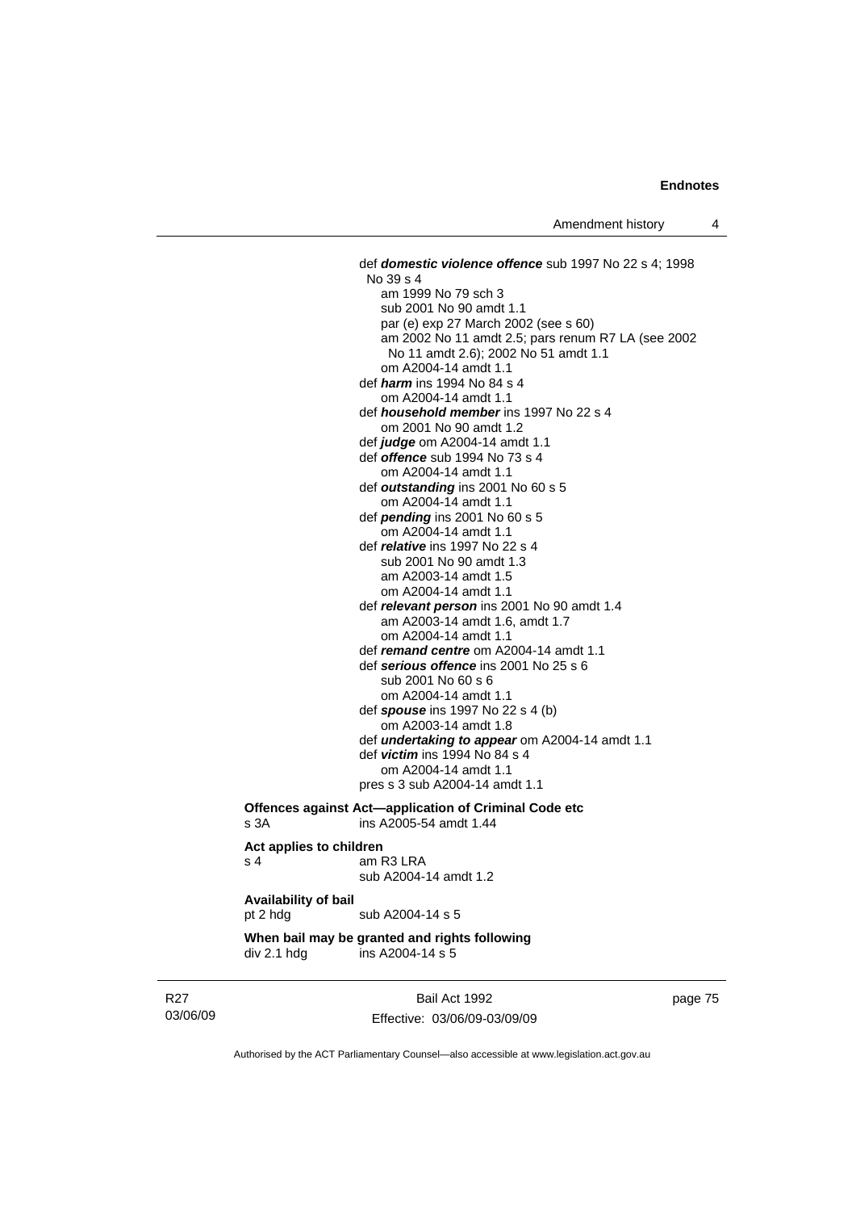def ***domestic violence offence*** sub 1997 No 22 s 4; 1998 No 39 s 4
am 1999 No 79 sch 3
sub 2001 No 90 amdt 1.1
par (e) exp 27 March 2002 (see s 60)
am 2002 No 11 amdt 2.5; pars renum R7 LA (see 2002 No 11 amdt 2.6); 2002 No 51 amdt 1.1
om A2004-14 amdt 1.1
def ***harm*** ins 1994 No 84 s 4
om A2004-14 amdt 1.1
def ***household member*** ins 1997 No 22 s 4
om 2001 No 90 amdt 1.2
def ***judge*** om A2004-14 amdt 1.1
def ***offence*** sub 1994 No 73 s 4
om A2004-14 amdt 1.1
def ***outstanding*** ins 2001 No 60 s 5
om A2004-14 amdt 1.1
def ***pending*** ins 2001 No 60 s 5
om A2004-14 amdt 1.1
def ***relative*** ins 1997 No 22 s 4
sub 2001 No 90 amdt 1.3
am A2003-14 amdt 1.5
om A2004-14 amdt 1.1
def ***relevant person*** ins 2001 No 90 amdt 1.4
am A2003-14 amdt 1.6, amdt 1.7
om A2004-14 amdt 1.1
def ***remand centre*** om A2004-14 amdt 1.1
def ***serious offence*** ins 2001 No 25 s 6
sub 2001 No 60 s 6
om A2004-14 amdt 1.1
def ***spouse*** ins 1997 No 22 s 4 (b)
om A2003-14 amdt 1.8
def ***undertaking to appear*** om A2004-14 amdt 1.1
def ***victim*** ins 1994 No 84 s 4
om A2004-14 amdt 1.1
pres s 3 sub A2004-14 amdt 1.1

**Offences against Act—application of Criminal Code etc**
s 3A ins A2005-54 amdt 1.44

**Act applies to children**
s 4 am R3 LRA
sub A2004-14 amdt 1.2

**Availability of bail**
pt 2 hdg sub A2004-14 s 5

**When bail may be granted and rights following**
div 2.1 hdg ins A2004-14 s 5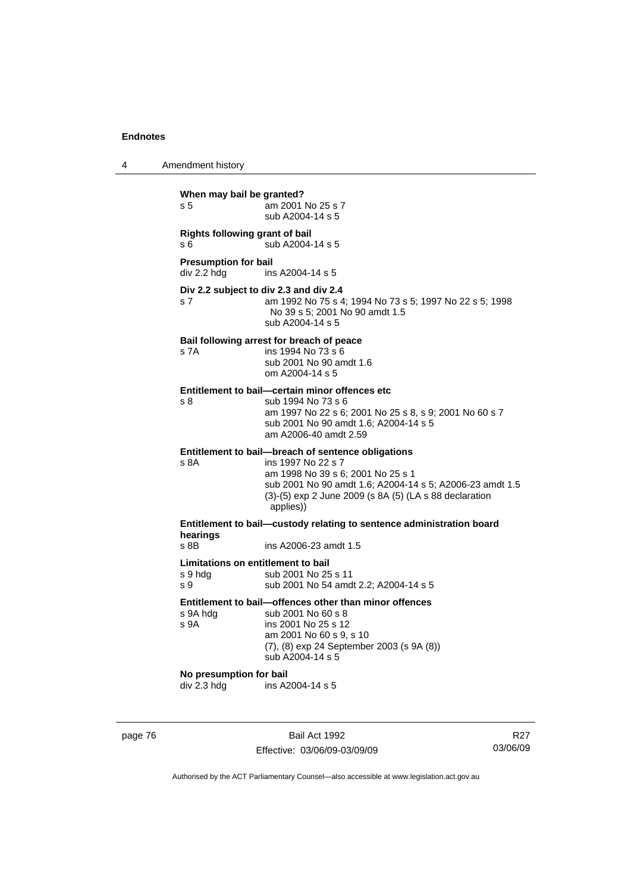**When may bail be granted?**
s 5 am 2001 No 25 s 7
sub A2004-14 s 5

**Rights following grant of bail**
s 6 sub A2004-14 s 5

**Presumption for bail**
div 2.2 hdg ins A2004-14 s 5

**Div 2.2 subject to div 2.3 and div 2.4**
s 7 am 1992 No 75 s 4; 1994 No 73 s 5; 1997 No 22 s 5; 1998 No 39 s 5; 2001 No 90 amdt 1.5
sub A2004-14 s 5

**Bail following arrest for breach of peace**
s 7A ins 1994 No 73 s 6
sub 2001 No 90 amdt 1.6
om A2004-14 s 5

**Entitlement to bail—certain minor offences etc**
s 8 sub 1994 No 73 s 6
am 1997 No 22 s 6; 2001 No 25 s 8, s 9; 2001 No 60 s 7
sub 2001 No 90 amdt 1.6; A2004-14 s 5
am A2006-40 amdt 2.59

**Entitlement to bail—breach of sentence obligations**
s 8A ins 1997 No 22 s 7
am 1998 No 39 s 6; 2001 No 25 s 1
sub 2001 No 90 amdt 1.6; A2004-14 s 5; A2006-23 amdt 1.5
(3)-(5) exp 2 June 2009 (s 8A (5) (LA s 88 declaration applies))

**Entitlement to bail—custody relating to sentence administration board hearings**
s 8B ins A2006-23 amdt 1.5

**Limitations on entitlement to bail**
s 9 hdg sub 2001 No 25 s 11
s 9 sub 2001 No 54 amdt 2.2; A2004-14 s 5

**Entitlement to bail—offences other than minor offences**
s 9A hdg sub 2001 No 60 s 8
s 9A ins 2001 No 25 s 12
am 2001 No 60 s 9, s 10
(7), (8) exp 24 September 2003 (s 9A (8))
sub A2004-14 s 5

**No presumption for bail**
div 2.3 hdg ins A2004-14 s 5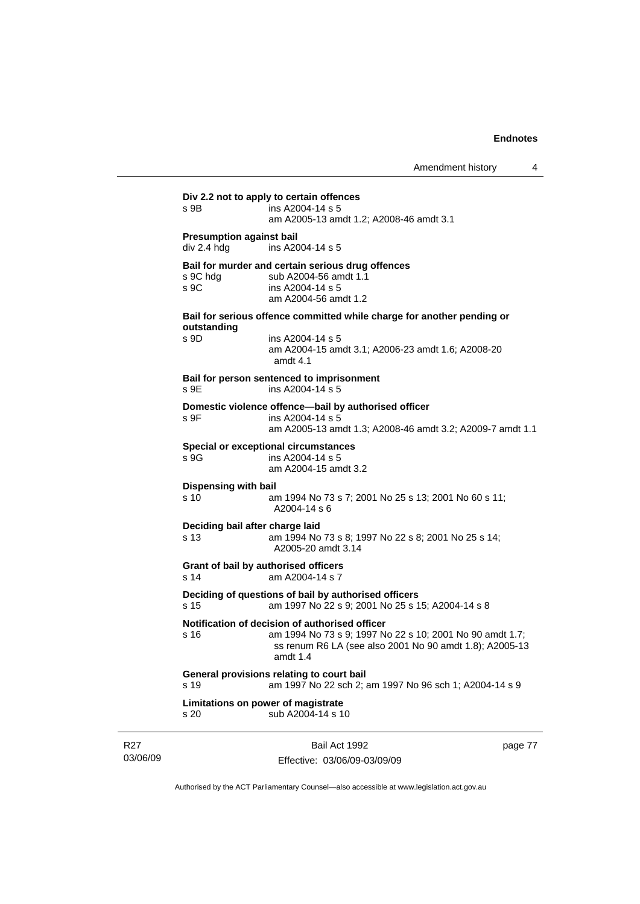**Div 2.2 not to apply to certain offences**

s 9B ins A2004-14 s 5
am A2005-13 amdt 1.2; A2008-46 amdt 3.1

**Presumption against bail**

div 2.4 hdg ins A2004-14 s 5

**Bail for murder and certain serious drug offences**

s 9C hdg sub A2004-56 amdt 1.1
s 9C ins A2004-14 s 5
am A2004-56 amdt 1.2

**Bail for serious offence committed while charge for another pending or outstanding**

s 9D ins A2004-14 s 5
am A2004-15 amdt 3.1; A2006-23 amdt 1.6; A2008-20 amdt 4.1

**Bail for person sentenced to imprisonment**

s 9E ins A2004-14 s 5

**Domestic violence offence—bail by authorised officer**

s 9F ins A2004-14 s 5
am A2005-13 amdt 1.3; A2008-46 amdt 3.2; A2009-7 amdt 1.1

**Special or exceptional circumstances**

s 9G ins A2004-14 s 5
am A2004-15 amdt 3.2

**Dispensing with bail**

s 10 am 1994 No 73 s 7; 2001 No 25 s 13; 2001 No 60 s 11; A2004-14 s 6

**Deciding bail after charge laid**

s 13 am 1994 No 73 s 8; 1997 No 22 s 8; 2001 No 25 s 14; A2005-20 amdt 3.14

**Grant of bail by authorised officers**

s 14 am A2004-14 s 7

**Deciding of questions of bail by authorised officers**

s 15 am 1997 No 22 s 9; 2001 No 25 s 15; A2004-14 s 8

**Notification of decision of authorised officer**

s 16 am 1994 No 73 s 9; 1997 No 22 s 10; 2001 No 90 amdt 1.7; ss renum R6 LA (see also 2001 No 90 amdt 1.8); A2005-13 amdt 1.4

**General provisions relating to court bail**

s 19 am 1997 No 22 sch 2; am 1997 No 96 sch 1; A2004-14 s 9

**Limitations on power of magistrate**

s 20 sub A2004-14 s 10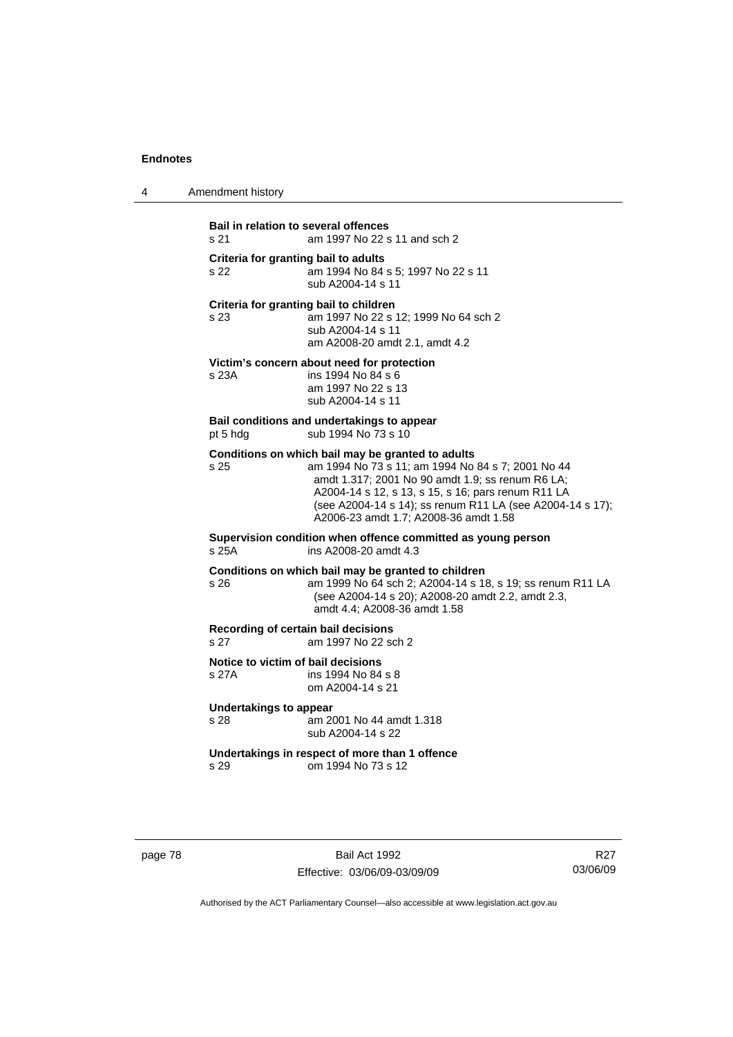**Bail in relation to several offences**
s 21 am 1997 No 22 s 11 and sch 2

**Criteria for granting bail to adults**
s 22 am 1994 No 84 s 5; 1997 No 22 s 11
sub A2004-14 s 11

**Criteria for granting bail to children**
s 23 am 1997 No 22 s 12; 1999 No 64 sch 2
sub A2004-14 s 11
am A2008-20 amdt 2.1, amdt 4.2

**Victim's concern about need for protection**
s 23A ins 1994 No 84 s 6
am 1997 No 22 s 13
sub A2004-14 s 11

**Bail conditions and undertakings to appear**
pt 5 hdg sub 1994 No 73 s 10

**Conditions on which bail may be granted to adults**
s 25 am 1994 No 73 s 11; am 1994 No 84 s 7; 2001 No 44 amdt 1.317; 2001 No 90 amdt 1.9; ss renum R6 LA; A2004-14 s 12, s 13, s 15, s 16; pars renum R11 LA (see A2004-14 s 14); ss renum R11 LA (see A2004-14 s 17); A2006-23 amdt 1.7; A2008-36 amdt 1.58

**Supervision condition when offence committed as young person**
s 25A ins A2008-20 amdt 4.3

**Conditions on which bail may be granted to children**
s 26 am 1999 No 64 sch 2; A2004-14 s 18, s 19; ss renum R11 LA (see A2004-14 s 20); A2008-20 amdt 2.2, amdt 2.3, amdt 4.4; A2008-36 amdt 1.58

**Recording of certain bail decisions**
s 27 am 1997 No 22 sch 2

**Notice to victim of bail decisions**
s 27A ins 1994 No 84 s 8
om A2004-14 s 21

**Undertakings to appear**
s 28 am 2001 No 44 amdt 1.318
sub A2004-14 s 22

**Undertakings in respect of more than 1 offence**
s 29 om 1994 No 73 s 12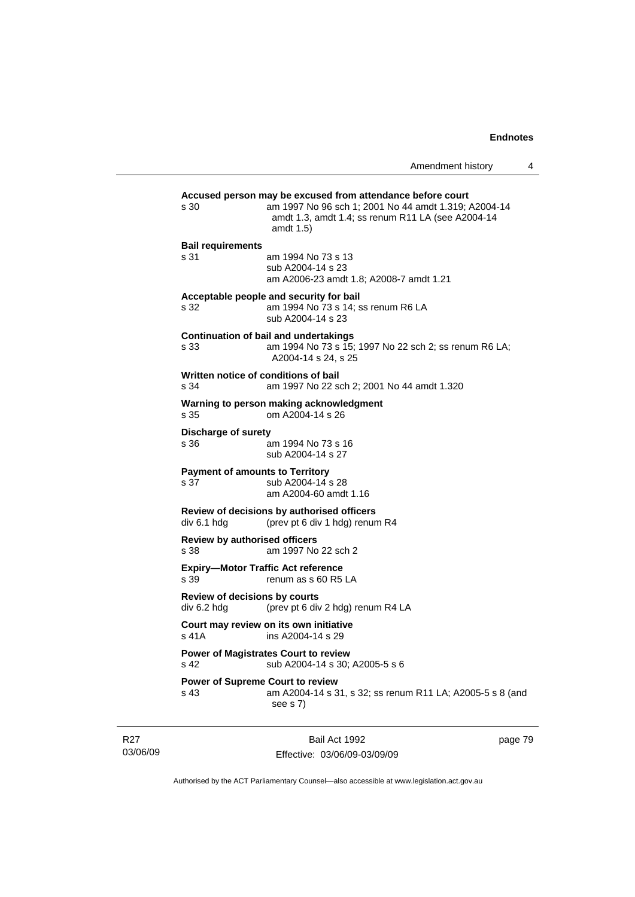**Accused person may be excused from attendance before court**

s 30 am 1997 No 96 sch 1; 2001 No 44 amdt 1.319; A2004-14 amdt 1.3, amdt 1.4; ss renum R11 LA (see A2004-14 amdt 1.5)

**Bail requirements**

s 31 am 1994 No 73 s 13
sub A2004-14 s 23
am A2006-23 amdt 1.8; A2008-7 amdt 1.21

**Acceptable people and security for bail**

s 32 am 1994 No 73 s 14; ss renum R6 LA
sub A2004-14 s 23

**Continuation of bail and undertakings**

s 33 am 1994 No 73 s 15; 1997 No 22 sch 2; ss renum R6 LA; A2004-14 s 24, s 25

**Written notice of conditions of bail**

s 34 am 1997 No 22 sch 2; 2001 No 44 amdt 1.320

**Warning to person making acknowledgment**

s 35 om A2004-14 s 26

**Discharge of surety**

s 36 am 1994 No 73 s 16
sub A2004-14 s 27

**Payment of amounts to Territory**

s 37 sub A2004-14 s 28
am A2004-60 amdt 1.16

**Review of decisions by authorised officers**

div 6.1 hdg (prev pt 6 div 1 hdg) renum R4

**Review by authorised officers**

s 38 am 1997 No 22 sch 2

**Expiry—Motor Traffic Act reference**

s 39 renum as s 60 R5 LA

**Review of decisions by courts**

div 6.2 hdg (prev pt 6 div 2 hdg) renum R4 LA

**Court may review on its own initiative**

s 41A ins A2004-14 s 29

**Power of Magistrates Court to review**

s 42 sub A2004-14 s 30; A2005-5 s 6

**Power of Supreme Court to review**

s 43 am A2004-14 s 31, s 32; ss renum R11 LA; A2005-5 s 8 (and see s 7)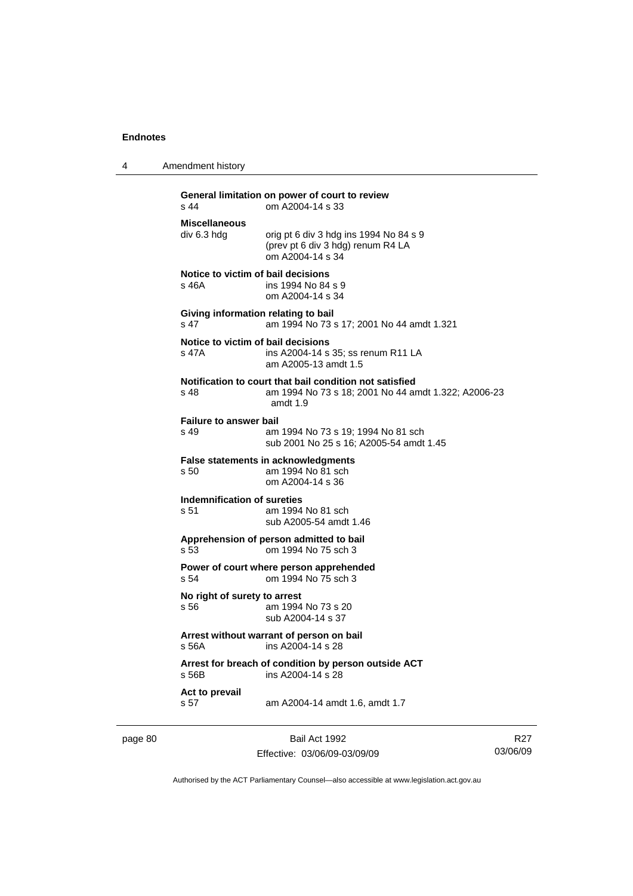**General limitation on power of court to review**
s 44 om A2004-14 s 33

**Miscellaneous**
div 6.3 hdg orig pt 6 div 3 hdg ins 1994 No 84 s 9
(prev pt 6 div 3 hdg) renum R4 LA
om A2004-14 s 34

**Notice to victim of bail decisions**
s 46A ins 1994 No 84 s 9
om A2004-14 s 34

**Giving information relating to bail**
s 47 am 1994 No 73 s 17; 2001 No 44 amdt 1.321

**Notice to victim of bail decisions**
s 47A ins A2004-14 s 35; ss renum R11 LA
am A2005-13 amdt 1.5

**Notification to court that bail condition not satisfied**
s 48 am 1994 No 73 s 18; 2001 No 44 amdt 1.322; A2006-23 amdt 1.9

**Failure to answer bail**
s 49 am 1994 No 73 s 19; 1994 No 81 sch
sub 2001 No 25 s 16; A2005-54 amdt 1.45

**False statements in acknowledgments**
s 50 am 1994 No 81 sch
om A2004-14 s 36

**Indemnification of sureties**
s 51 am 1994 No 81 sch
sub A2005-54 amdt 1.46

**Apprehension of person admitted to bail**
s 53 om 1994 No 75 sch 3

**Power of court where person apprehended**
s 54 om 1994 No 75 sch 3

**No right of surety to arrest**
s 56 am 1994 No 73 s 20
sub A2004-14 s 37

**Arrest without warrant of person on bail**
s 56A ins A2004-14 s 28

**Arrest for breach of condition by person outside ACT**
s 56B ins A2004-14 s 28

**Act to prevail**
s 57 am A2004-14 amdt 1.6, amdt 1.7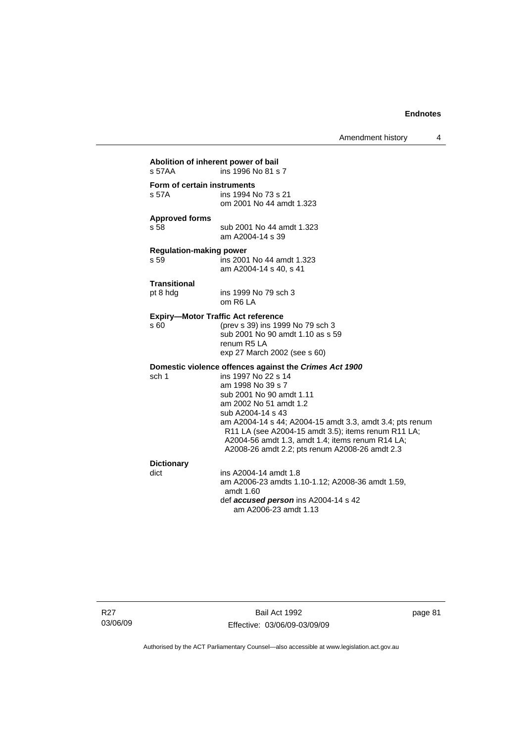**Abolition of inherent power of bail**
s 57AA ins 1996 No 81 s 7

**Form of certain instruments**
s 57A ins 1994 No 73 s 21
om 2001 No 44 amdt 1.323

**Approved forms**
s 58 sub 2001 No 44 amdt 1.323
am A2004-14 s 39

**Regulation-making power**
s 59 ins 2001 No 44 amdt 1.323
am A2004-14 s 40, s 41

**Transitional**
pt 8 hdg ins 1999 No 79 sch 3
om R6 LA

**Expiry—Motor Traffic Act reference**
s 60 (prev s 39) ins 1999 No 79 sch 3
sub 2001 No 90 amdt 1.10 as s 59
renum R5 LA
exp 27 March 2002 (see s 60)

**Domestic violence offences against the *Crimes Act 1900***
sch 1 ins 1997 No 22 s 14
am 1998 No 39 s 7
sub 2001 No 90 amdt 1.11
am 2002 No 51 amdt 1.2
sub A2004-14 s 43
am A2004-14 s 44; A2004-15 amdt 3.3, amdt 3.4; pts renum R11 LA (see A2004-15 amdt 3.5); items renum R11 LA; A2004-56 amdt 1.3, amdt 1.4; items renum R14 LA; A2008-26 amdt 2.2; pts renum A2008-26 amdt 2.3

**Dictionary**
dict ins A2004-14 amdt 1.8
am A2006-23 amdts 1.10-1.12; A2008-36 amdt 1.59, amdt 1.60
def ***accused person*** ins A2004-14 s 42
am A2006-23 amdt 1.13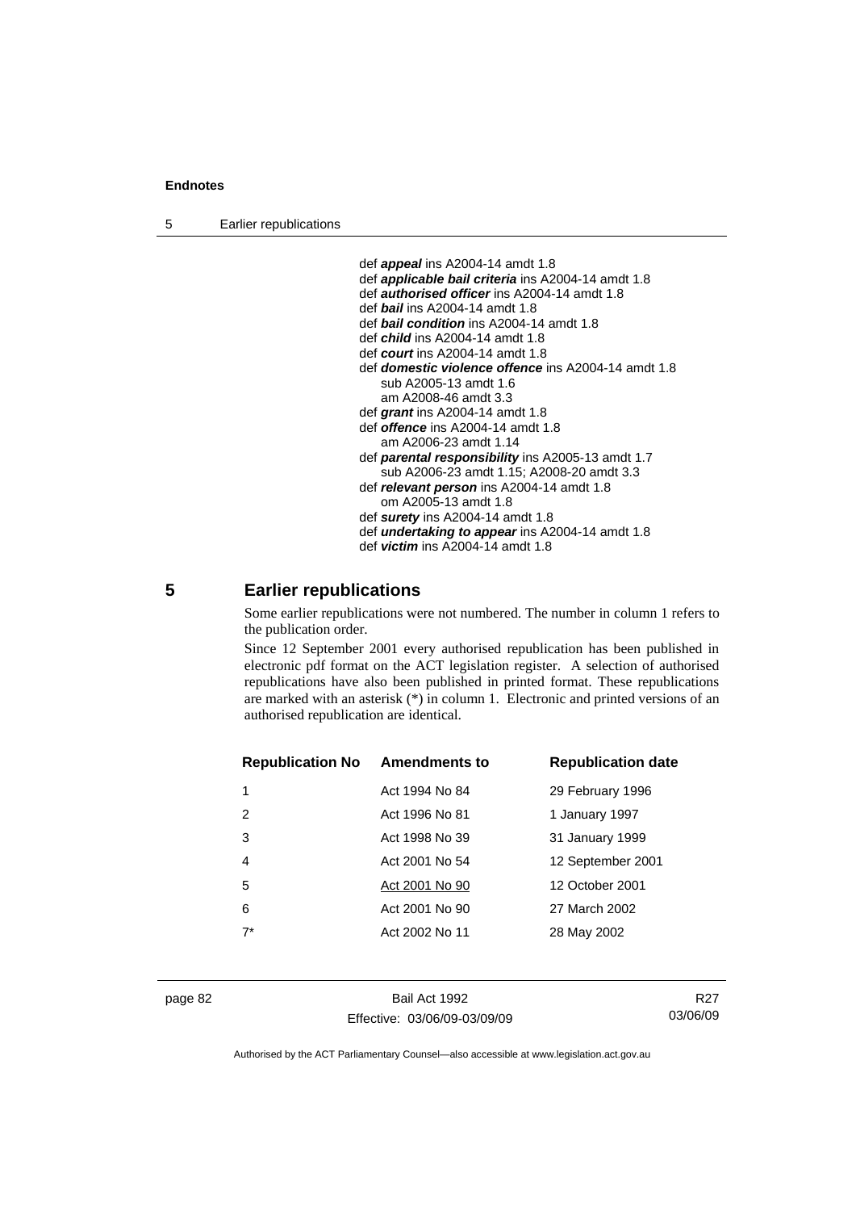def ***appeal*** ins A2004-14 amdt 1.8
def ***applicable bail criteria*** ins A2004-14 amdt 1.8
def ***authorised officer*** ins A2004-14 amdt 1.8
def ***bail*** ins A2004-14 amdt 1.8
def ***bail condition*** ins A2004-14 amdt 1.8
def ***child*** ins A2004-14 amdt 1.8
def ***court*** ins A2004-14 amdt 1.8
def ***domestic violence offence*** ins A2004-14 amdt 1.8
    sub A2005-13 amdt 1.6
    am A2008-46 amdt 3.3
def ***grant*** ins A2004-14 amdt 1.8
def ***offence*** ins A2004-14 amdt 1.8
    am A2006-23 amdt 1.14
def ***parental responsibility*** ins A2005-13 amdt 1.7
    sub A2006-23 amdt 1.15; A2008-20 amdt 3.3
def ***relevant person*** ins A2004-14 amdt 1.8
    om A2005-13 amdt 1.8
def ***surety*** ins A2004-14 amdt 1.8
def ***undertaking to appear*** ins A2004-14 amdt 1.8
def ***victim*** ins A2004-14 amdt 1.8

## 5 Earlier republications

Some earlier republications were not numbered. The number in column 1 refers to the publication order.

Since 12 September 2001 every authorised republication has been published in electronic pdf format on the ACT legislation register. A selection of authorised republications have also been published in printed format. These republications are marked with an asterisk (*) in column 1. Electronic and printed versions of an authorised republication are identical.

| Republication No | Amendments to | Republication date |
|---|---|---|
| 1 | Act 1994 No 84 | 29 February 1996 |
| 2 | Act 1996 No 81 | 1 January 1997 |
| 3 | Act 1998 No 39 | 31 January 1999 |
| 4 | Act 2001 No 54 | 12 September 2001 |
| 5 | Act 2001 No 90 | 12 October 2001 |
| 6 | Act 2001 No 90 | 27 March 2002 |
| 7* | Act 2002 No 11 | 28 May 2002 |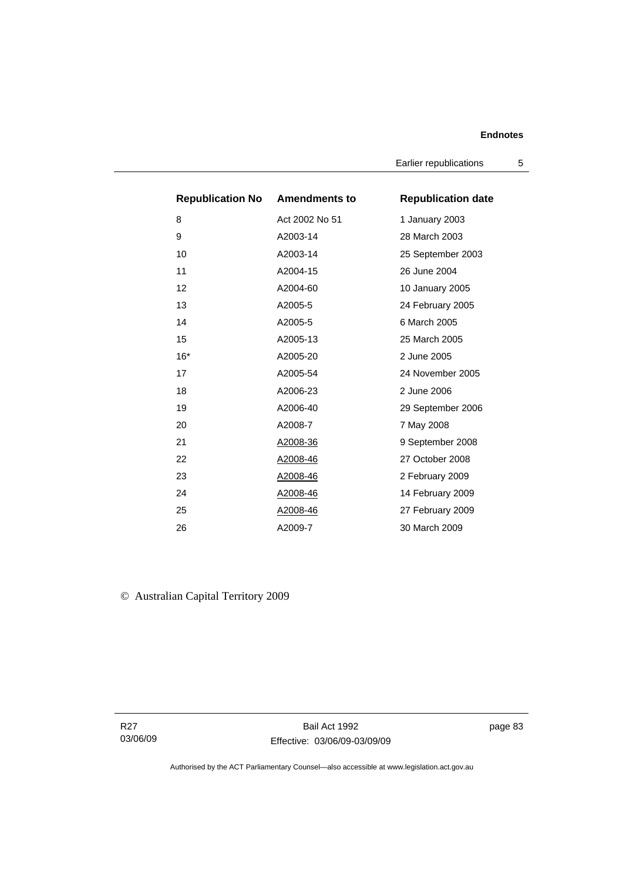| Republication No | Amendments to | Republication date |
|---|---|---|
| 8 | Act 2002 No 51 | 1 January 2003 |
| 9 | A2003-14 | 28 March 2003 |
| 10 | A2003-14 | 25 September 2003 |
| 11 | A2004-15 | 26 June 2004 |
| 12 | A2004-60 | 10 January 2005 |
| 13 | A2005-5 | 24 February 2005 |
| 14 | A2005-5 | 6 March 2005 |
| 15 | A2005-13 | 25 March 2005 |
| 16* | A2005-20 | 2 June 2005 |
| 17 | A2005-54 | 24 November 2005 |
| 18 | A2006-23 | 2 June 2006 |
| 19 | A2006-40 | 29 September 2006 |
| 20 | A2008-7 | 7 May 2008 |
| 21 | A2008-36 | 9 September 2008 |
| 22 | A2008-46 | 27 October 2008 |
| 23 | A2008-46 | 2 February 2009 |
| 24 | A2008-46 | 14 February 2009 |
| 25 | A2008-46 | 27 February 2009 |
| 26 | A2009-7 | 30 March 2009 |

© Australian Capital Territory 2009